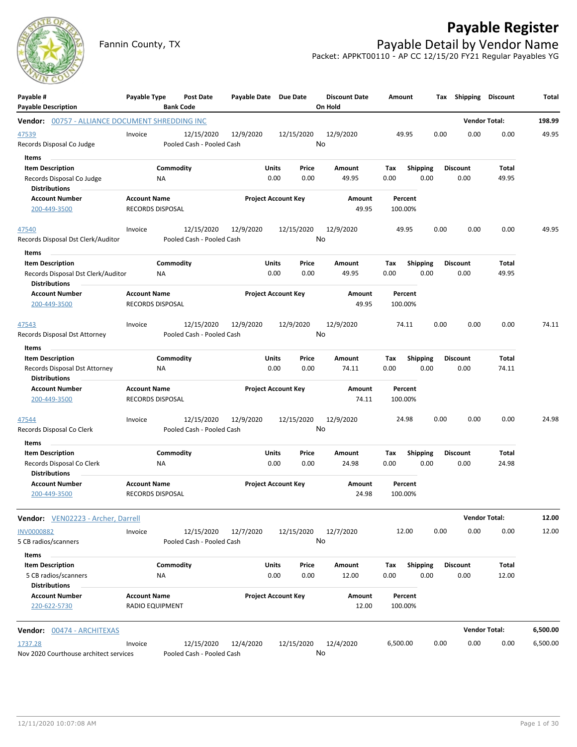# Payable Register

Fannin County, TX

## Payable Detail by Vendor Name

Packet: APPKT00110 - AP CC 12/15/20 FY21 Regular Payables YG

| Payable # / Payable Description | Payable Type | Post Date / Bank Code | Payable Date | Due Date | Discount Date / On Hold | Amount | Tax | Shipping | Discount | Total |
|---|---|---|---|---|---|---|---|---|---|---|

**Vendor: 00757 - ALLIANCE DOCUMENT SHREDDING INC** — Vendor Total: 198.99

| Payable # | Payable Type | Post Date | Payable Date | Due Date | Discount Date | Amount | Tax | Shipping | Discount | Total |
|---|---|---|---|---|---|---|---|---|---|---|
| 47539 | Invoice | 12/15/2020 | 12/9/2020 | 12/15/2020 | 12/9/2020 | 49.95 | 0.00 | 0.00 | 0.00 | 49.95 |
| Records Disposal Co Judge | | Pooled Cash - Pooled Cash | | | No | | | | | |

Items

| Item Description | Commodity | Units | Price | Amount | Tax | Shipping | Discount | Total |
|---|---|---|---|---|---|---|---|---|
| Records Disposal Co Judge | NA | 0.00 | 0.00 | 49.95 | 0.00 | 0.00 | 0.00 | 49.95 |

Distributions

| Account Number | Account Name | Project Account Key | Amount | Percent |
|---|---|---|---|---|
| 200-449-3500 | RECORDS DISPOSAL | | 49.95 | 100.00% |

| Payable # | Payable Type | Post Date | Payable Date | Due Date | Discount Date | Amount | Tax | Shipping | Discount | Total |
|---|---|---|---|---|---|---|---|---|---|---|
| 47540 | Invoice | 12/15/2020 | 12/9/2020 | 12/15/2020 | 12/9/2020 | 49.95 | 0.00 | 0.00 | 0.00 | 49.95 |
| Records Disposal Dst Clerk/Auditor | | Pooled Cash - Pooled Cash | | | No | | | | | |

Items

| Item Description | Commodity | Units | Price | Amount | Tax | Shipping | Discount | Total |
|---|---|---|---|---|---|---|---|---|
| Records Disposal Dst Clerk/Auditor | NA | 0.00 | 0.00 | 49.95 | 0.00 | 0.00 | 0.00 | 49.95 |

Distributions

| Account Number | Account Name | Project Account Key | Amount | Percent |
|---|---|---|---|---|
| 200-449-3500 | RECORDS DISPOSAL | | 49.95 | 100.00% |

| Payable # | Payable Type | Post Date | Payable Date | Due Date | Discount Date | Amount | Tax | Shipping | Discount | Total |
|---|---|---|---|---|---|---|---|---|---|---|
| 47543 | Invoice | 12/15/2020 | 12/9/2020 | 12/9/2020 | 12/9/2020 | 74.11 | 0.00 | 0.00 | 0.00 | 74.11 |
| Records Disposal Dst Attorney | | Pooled Cash - Pooled Cash | | | No | | | | | |

Items

| Item Description | Commodity | Units | Price | Amount | Tax | Shipping | Discount | Total |
|---|---|---|---|---|---|---|---|---|
| Records Disposal Dst Attorney | NA | 0.00 | 0.00 | 74.11 | 0.00 | 0.00 | 0.00 | 74.11 |

Distributions

| Account Number | Account Name | Project Account Key | Amount | Percent |
|---|---|---|---|---|
| 200-449-3500 | RECORDS DISPOSAL | | 74.11 | 100.00% |

| Payable # | Payable Type | Post Date | Payable Date | Due Date | Discount Date | Amount | Tax | Shipping | Discount | Total |
|---|---|---|---|---|---|---|---|---|---|---|
| 47544 | Invoice | 12/15/2020 | 12/9/2020 | 12/15/2020 | 12/9/2020 | 24.98 | 0.00 | 0.00 | 0.00 | 24.98 |
| Records Disposal Co Clerk | | Pooled Cash - Pooled Cash | | | No | | | | | |

Items

| Item Description | Commodity | Units | Price | Amount | Tax | Shipping | Discount | Total |
|---|---|---|---|---|---|---|---|---|
| Records Disposal Co Clerk | NA | 0.00 | 0.00 | 24.98 | 0.00 | 0.00 | 0.00 | 24.98 |

Distributions

| Account Number | Account Name | Project Account Key | Amount | Percent |
|---|---|---|---|---|
| 200-449-3500 | RECORDS DISPOSAL | | 24.98 | 100.00% |

**Vendor: VEN02223 - Archer, Darrell** — Vendor Total: 12.00

| Payable # | Payable Type | Post Date | Payable Date | Due Date | Discount Date | Amount | Tax | Shipping | Discount | Total |
|---|---|---|---|---|---|---|---|---|---|---|
| INV0000882 | Invoice | 12/15/2020 | 12/7/2020 | 12/15/2020 | 12/7/2020 | 12.00 | 0.00 | 0.00 | 0.00 | 12.00 |
| 5 CB radios/scanners | | Pooled Cash - Pooled Cash | | | No | | | | | |

Items

| Item Description | Commodity | Units | Price | Amount | Tax | Shipping | Discount | Total |
|---|---|---|---|---|---|---|---|---|
| 5 CB radios/scanners | NA | 0.00 | 0.00 | 12.00 | 0.00 | 0.00 | 0.00 | 12.00 |

Distributions

| Account Number | Account Name | Project Account Key | Amount | Percent |
|---|---|---|---|---|
| 220-622-5730 | RADIO EQUIPMENT | | 12.00 | 100.00% |

**Vendor: 00474 - ARCHITEXAS** — Vendor Total: 6,500.00

| Payable # | Payable Type | Post Date | Payable Date | Due Date | Discount Date | Amount | Tax | Shipping | Discount | Total |
|---|---|---|---|---|---|---|---|---|---|---|
| 1737.28 | Invoice | 12/15/2020 | 12/4/2020 | 12/15/2020 | 12/4/2020 | 6,500.00 | 0.00 | 0.00 | 0.00 | 6,500.00 |
| Nov 2020 Courthouse architect services | | Pooled Cash - Pooled Cash | | | No | | | | | |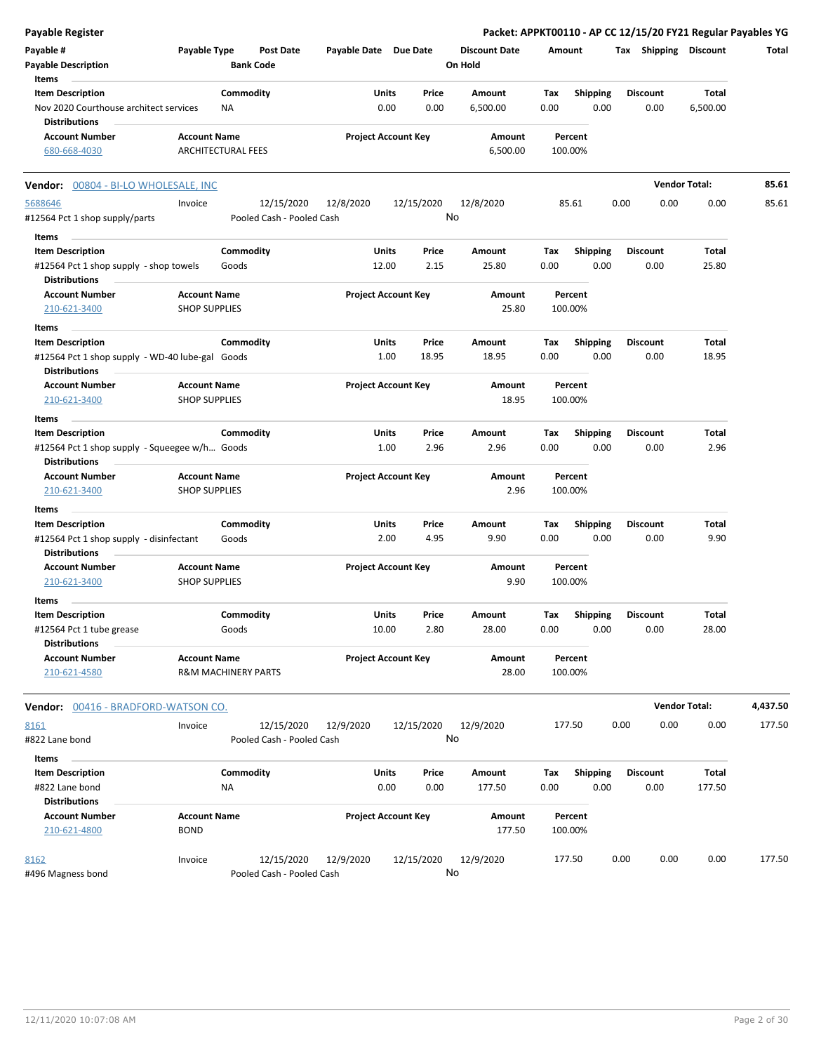**Payable Register** — **Packet: APPKT00110 - AP CC 12/15/20 FY21 Regular Payables YG**

| Payable # / Payable Description | Payable Type | Post Date / Bank Code | Payable Date | Due Date | Discount Date / On Hold | Amount | Tax | Shipping | Discount | Total |
|---|---|---|---|---|---|---|---|---|---|---|

**Items**

| Item Description | Commodity | Units | Price | Amount | Tax | Shipping | Discount | Total |
|---|---|---|---|---|---|---|---|---|
| Nov 2020 Courthouse architect services | NA | 0.00 | 0.00 | 6,500.00 | 0.00 | 0.00 | 0.00 | 6,500.00 |

**Distributions**

| Account Number | Account Name | Project Account Key | Amount | Percent |
|---|---|---|---|---|
| 680-668-4030 | ARCHITECTURAL FEES | | 6,500.00 | 100.00% |

---

**Vendor: 00804 - BI-LO WHOLESALE, INC** — **Vendor Total: 85.61**

| Payable # | Payable Type | Post Date | Payable Date | Due Date | Discount Date | Amount | Tax | Shipping | Discount | Total |
|---|---|---|---|---|---|---|---|---|---|---|
| 5688646 | Invoice | 12/15/2020 | 12/8/2020 | 12/15/2020 | 12/8/2020 | 85.61 | 0.00 | 0.00 | 0.00 | 85.61 |
| #12564 Pct 1 shop supply/parts | | Pooled Cash - Pooled Cash | | | No | | | | | |

**Items**

| Item Description | Commodity | Units | Price | Amount | Tax | Shipping | Discount | Total |
|---|---|---|---|---|---|---|---|---|
| #12564 Pct 1 shop supply - shop towels | Goods | 12.00 | 2.15 | 25.80 | 0.00 | 0.00 | 0.00 | 25.80 |

**Distributions**

| Account Number | Account Name | Project Account Key | Amount | Percent |
|---|---|---|---|---|
| 210-621-3400 | SHOP SUPPLIES | | 25.80 | 100.00% |

**Items**

| Item Description | Commodity | Units | Price | Amount | Tax | Shipping | Discount | Total |
|---|---|---|---|---|---|---|---|---|
| #12564 Pct 1 shop supply - WD-40 lube-gal | Goods | 1.00 | 18.95 | 18.95 | 0.00 | 0.00 | 0.00 | 18.95 |

**Distributions**

| Account Number | Account Name | Project Account Key | Amount | Percent |
|---|---|---|---|---|
| 210-621-3400 | SHOP SUPPLIES | | 18.95 | 100.00% |

**Items**

| Item Description | Commodity | Units | Price | Amount | Tax | Shipping | Discount | Total |
|---|---|---|---|---|---|---|---|---|
| #12564 Pct 1 shop supply - Squeegee w/h... | Goods | 1.00 | 2.96 | 2.96 | 0.00 | 0.00 | 0.00 | 2.96 |

**Distributions**

| Account Number | Account Name | Project Account Key | Amount | Percent |
|---|---|---|---|---|
| 210-621-3400 | SHOP SUPPLIES | | 2.96 | 100.00% |

**Items**

| Item Description | Commodity | Units | Price | Amount | Tax | Shipping | Discount | Total |
|---|---|---|---|---|---|---|---|---|
| #12564 Pct 1 shop supply - disinfectant | Goods | 2.00 | 4.95 | 9.90 | 0.00 | 0.00 | 0.00 | 9.90 |

**Distributions**

| Account Number | Account Name | Project Account Key | Amount | Percent |
|---|---|---|---|---|
| 210-621-3400 | SHOP SUPPLIES | | 9.90 | 100.00% |

**Items**

| Item Description | Commodity | Units | Price | Amount | Tax | Shipping | Discount | Total |
|---|---|---|---|---|---|---|---|---|
| #12564 Pct 1 tube grease | Goods | 10.00 | 2.80 | 28.00 | 0.00 | 0.00 | 0.00 | 28.00 |

**Distributions**

| Account Number | Account Name | Project Account Key | Amount | Percent |
|---|---|---|---|---|
| 210-621-4580 | R&M MACHINERY PARTS | | 28.00 | 100.00% |

---

**Vendor: 00416 - BRADFORD-WATSON CO.** — **Vendor Total: 4,437.50**

| Payable # | Payable Type | Post Date | Payable Date | Due Date | Discount Date | Amount | Tax | Shipping | Discount | Total |
|---|---|---|---|---|---|---|---|---|---|---|
| 8161 | Invoice | 12/15/2020 | 12/9/2020 | 12/15/2020 | 12/9/2020 | 177.50 | 0.00 | 0.00 | 0.00 | 177.50 |
| #822 Lane bond | | Pooled Cash - Pooled Cash | | | No | | | | | |

**Items**

| Item Description | Commodity | Units | Price | Amount | Tax | Shipping | Discount | Total |
|---|---|---|---|---|---|---|---|---|
| #822 Lane bond | NA | 0.00 | 0.00 | 177.50 | 0.00 | 0.00 | 0.00 | 177.50 |

**Distributions**

| Account Number | Account Name | Project Account Key | Amount | Percent |
|---|---|---|---|---|
| 210-621-4800 | BOND | | 177.50 | 100.00% |

| Payable # | Payable Type | Post Date | Payable Date | Due Date | Discount Date | Amount | Tax | Shipping | Discount | Total |
|---|---|---|---|---|---|---|---|---|---|---|
| 8162 | Invoice | 12/15/2020 | 12/9/2020 | 12/15/2020 | 12/9/2020 | 177.50 | 0.00 | 0.00 | 0.00 | 177.50 |
| #496 Magness bond | | Pooled Cash - Pooled Cash | | | No | | | | | |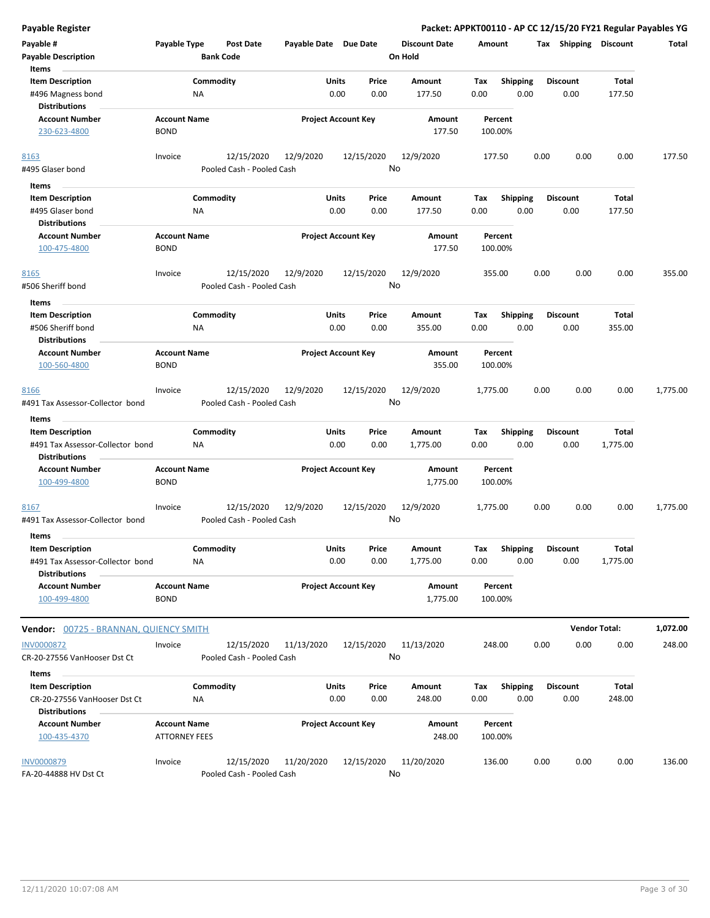**Payable Register** — **Packet: APPKT00110 - AP CC 12/15/20 FY21 Regular Payables YG**

| Payable # | Payable Type | Post Date | Payable Date | Due Date | Discount Date | Amount | Tax | Shipping | Discount | Total |
|---|---|---|---|---|---|---|---|---|---|---|
| Payable Description | | Bank Code | | | On Hold | | | | | |

Items

| Item Description | Commodity | Units | Price | Amount | Tax | Shipping | Discount | Total |
|---|---|---|---|---|---|---|---|---|
| #496 Magness bond | NA | 0.00 | 0.00 | 177.50 | 0.00 | 0.00 | 0.00 | 177.50 |

Distributions

| Account Number | Account Name | Project Account Key | Amount | Percent |
|---|---|---|---|---|
| 230-623-4800 | BOND | | 177.50 | 100.00% |

| Payable # | Payable Type | Post Date | Payable Date | Due Date | Discount Date | Amount | Tax | Shipping | Discount | Total |
|---|---|---|---|---|---|---|---|---|---|---|
| 8163 | Invoice | 12/15/2020 | 12/9/2020 | 12/15/2020 | 12/9/2020 | 177.50 | 0.00 | 0.00 | 0.00 | 177.50 |
| #495 Glaser bond | | Pooled Cash - Pooled Cash | | | No | | | | | |

Items

| Item Description | Commodity | Units | Price | Amount | Tax | Shipping | Discount | Total |
|---|---|---|---|---|---|---|---|---|
| #495 Glaser bond | NA | 0.00 | 0.00 | 177.50 | 0.00 | 0.00 | 0.00 | 177.50 |

Distributions

| Account Number | Account Name | Project Account Key | Amount | Percent |
|---|---|---|---|---|
| 100-475-4800 | BOND | | 177.50 | 100.00% |

| Payable # | Payable Type | Post Date | Payable Date | Due Date | Discount Date | Amount | Tax | Shipping | Discount | Total |
|---|---|---|---|---|---|---|---|---|---|---|
| 8165 | Invoice | 12/15/2020 | 12/9/2020 | 12/15/2020 | 12/9/2020 | 355.00 | 0.00 | 0.00 | 0.00 | 355.00 |
| #506 Sheriff bond | | Pooled Cash - Pooled Cash | | | No | | | | | |

Items

| Item Description | Commodity | Units | Price | Amount | Tax | Shipping | Discount | Total |
|---|---|---|---|---|---|---|---|---|
| #506 Sheriff bond | NA | 0.00 | 0.00 | 355.00 | 0.00 | 0.00 | 0.00 | 355.00 |

Distributions

| Account Number | Account Name | Project Account Key | Amount | Percent |
|---|---|---|---|---|
| 100-560-4800 | BOND | | 355.00 | 100.00% |

| Payable # | Payable Type | Post Date | Payable Date | Due Date | Discount Date | Amount | Tax | Shipping | Discount | Total |
|---|---|---|---|---|---|---|---|---|---|---|
| 8166 | Invoice | 12/15/2020 | 12/9/2020 | 12/15/2020 | 12/9/2020 | 1,775.00 | 0.00 | 0.00 | 0.00 | 1,775.00 |
| #491 Tax Assessor-Collector bond | | Pooled Cash - Pooled Cash | | | No | | | | | |

Items

| Item Description | Commodity | Units | Price | Amount | Tax | Shipping | Discount | Total |
|---|---|---|---|---|---|---|---|---|
| #491 Tax Assessor-Collector bond | NA | 0.00 | 0.00 | 1,775.00 | 0.00 | 0.00 | 0.00 | 1,775.00 |

Distributions

| Account Number | Account Name | Project Account Key | Amount | Percent |
|---|---|---|---|---|
| 100-499-4800 | BOND | | 1,775.00 | 100.00% |

| Payable # | Payable Type | Post Date | Payable Date | Due Date | Discount Date | Amount | Tax | Shipping | Discount | Total |
|---|---|---|---|---|---|---|---|---|---|---|
| 8167 | Invoice | 12/15/2020 | 12/9/2020 | 12/15/2020 | 12/9/2020 | 1,775.00 | 0.00 | 0.00 | 0.00 | 1,775.00 |
| #491 Tax Assessor-Collector bond | | Pooled Cash - Pooled Cash | | | No | | | | | |

Items

| Item Description | Commodity | Units | Price | Amount | Tax | Shipping | Discount | Total |
|---|---|---|---|---|---|---|---|---|
| #491 Tax Assessor-Collector bond | NA | 0.00 | 0.00 | 1,775.00 | 0.00 | 0.00 | 0.00 | 1,775.00 |

Distributions

| Account Number | Account Name | Project Account Key | Amount | Percent |
|---|---|---|---|---|
| 100-499-4800 | BOND | | 1,775.00 | 100.00% |

---

**Vendor:** 00725 - BRANNAN, QUIENCY SMITH — **Vendor Total: 1,072.00**

| Payable # | Payable Type | Post Date | Payable Date | Due Date | Discount Date | Amount | Tax | Shipping | Discount | Total |
|---|---|---|---|---|---|---|---|---|---|---|
| INV0000872 | Invoice | 12/15/2020 | 11/13/2020 | 12/15/2020 | 11/13/2020 | 248.00 | 0.00 | 0.00 | 0.00 | 248.00 |
| CR-20-27556 VanHooser Dst Ct | | Pooled Cash - Pooled Cash | | | No | | | | | |

Items

| Item Description | Commodity | Units | Price | Amount | Tax | Shipping | Discount | Total |
|---|---|---|---|---|---|---|---|---|
| CR-20-27556 VanHooser Dst Ct | NA | 0.00 | 0.00 | 248.00 | 0.00 | 0.00 | 0.00 | 248.00 |

Distributions

| Account Number | Account Name | Project Account Key | Amount | Percent |
|---|---|---|---|---|
| 100-435-4370 | ATTORNEY FEES | | 248.00 | 100.00% |

| Payable # | Payable Type | Post Date | Payable Date | Due Date | Discount Date | Amount | Tax | Shipping | Discount | Total |
|---|---|---|---|---|---|---|---|---|---|---|
| INV0000879 | Invoice | 12/15/2020 | 11/20/2020 | 12/15/2020 | 11/20/2020 | 136.00 | 0.00 | 0.00 | 0.00 | 136.00 |
| FA-20-44888 HV Dst Ct | | Pooled Cash - Pooled Cash | | | No | | | | | |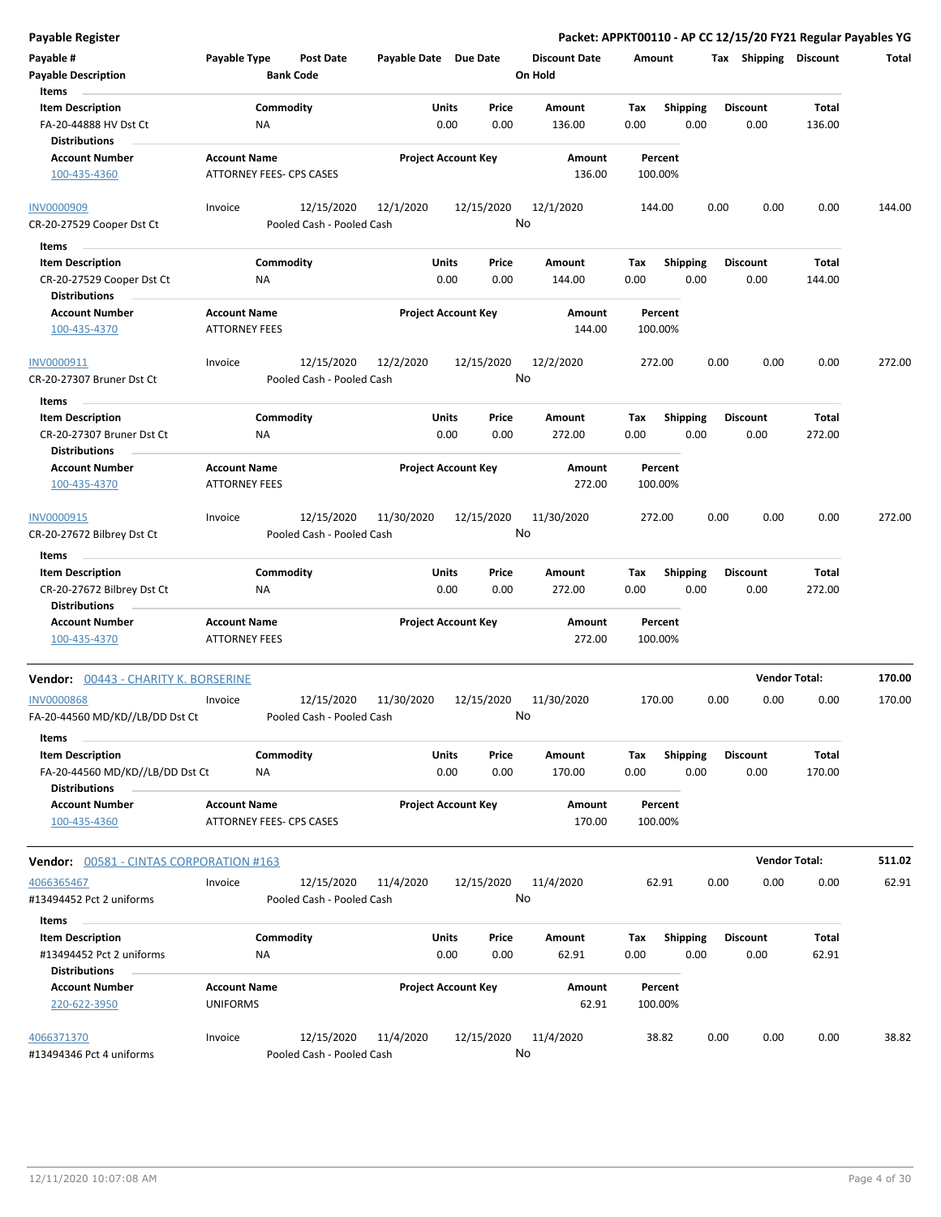| Payable # | Payable Type | Post Date | Payable Date | Due Date | Discount Date | Amount | Tax | Shipping | Discount | Total |
|---|---|---|---|---|---|---|---|---|---|---|
| Payable Description | | Bank Code | | | On Hold | | | | | |

**Items**

| Item Description | Commodity | Units | Price | Amount | Tax | Shipping | Discount | Total |
|---|---|---|---|---|---|---|---|---|
| FA-20-44888 HV Dst Ct | NA | 0.00 | 0.00 | 136.00 | 0.00 | 0.00 | 0.00 | 136.00 |

**Distributions**

| Account Number | Account Name | Project Account Key | Amount | Percent |
|---|---|---|---|---|
| 100-435-4360 | ATTORNEY FEES- CPS CASES | | 136.00 | 100.00% |

| Payable # | Payable Type | Post Date | Payable Date | Due Date | Discount Date | Amount | Tax | Shipping | Discount | Total |
|---|---|---|---|---|---|---|---|---|---|---|
| INV0000909 | Invoice | 12/15/2020 | 12/1/2020 | 12/15/2020 | 12/1/2020 | 144.00 | 0.00 | 0.00 | 0.00 | 144.00 |
| CR-20-27529 Cooper Dst Ct | | Pooled Cash - Pooled Cash | | | No | | | | | |

**Items**

| Item Description | Commodity | Units | Price | Amount | Tax | Shipping | Discount | Total |
|---|---|---|---|---|---|---|---|---|
| CR-20-27529 Cooper Dst Ct | NA | 0.00 | 0.00 | 144.00 | 0.00 | 0.00 | 0.00 | 144.00 |

**Distributions**

| Account Number | Account Name | Project Account Key | Amount | Percent |
|---|---|---|---|---|
| 100-435-4370 | ATTORNEY FEES | | 144.00 | 100.00% |

| Payable # | Payable Type | Post Date | Payable Date | Due Date | Discount Date | Amount | Tax | Shipping | Discount | Total |
|---|---|---|---|---|---|---|---|---|---|---|
| INV0000911 | Invoice | 12/15/2020 | 12/2/2020 | 12/15/2020 | 12/2/2020 | 272.00 | 0.00 | 0.00 | 0.00 | 272.00 |
| CR-20-27307 Bruner Dst Ct | | Pooled Cash - Pooled Cash | | | No | | | | | |

**Items**

| Item Description | Commodity | Units | Price | Amount | Tax | Shipping | Discount | Total |
|---|---|---|---|---|---|---|---|---|
| CR-20-27307 Bruner Dst Ct | NA | 0.00 | 0.00 | 272.00 | 0.00 | 0.00 | 0.00 | 272.00 |

**Distributions**

| Account Number | Account Name | Project Account Key | Amount | Percent |
|---|---|---|---|---|
| 100-435-4370 | ATTORNEY FEES | | 272.00 | 100.00% |

| Payable # | Payable Type | Post Date | Payable Date | Due Date | Discount Date | Amount | Tax | Shipping | Discount | Total |
|---|---|---|---|---|---|---|---|---|---|---|
| INV0000915 | Invoice | 12/15/2020 | 11/30/2020 | 12/15/2020 | 11/30/2020 | 272.00 | 0.00 | 0.00 | 0.00 | 272.00 |
| CR-20-27672 Bilbrey Dst Ct | | Pooled Cash - Pooled Cash | | | No | | | | | |

**Items**

| Item Description | Commodity | Units | Price | Amount | Tax | Shipping | Discount | Total |
|---|---|---|---|---|---|---|---|---|
| CR-20-27672 Bilbrey Dst Ct | NA | 0.00 | 0.00 | 272.00 | 0.00 | 0.00 | 0.00 | 272.00 |

**Distributions**

| Account Number | Account Name | Project Account Key | Amount | Percent |
|---|---|---|---|---|
| 100-435-4370 | ATTORNEY FEES | | 272.00 | 100.00% |

**Vendor: 00443 - CHARITY K. BORSERINE** — Vendor Total: **170.00**

| Payable # | Payable Type | Post Date | Payable Date | Due Date | Discount Date | Amount | Tax | Shipping | Discount | Total |
|---|---|---|---|---|---|---|---|---|---|---|
| INV0000868 | Invoice | 12/15/2020 | 11/30/2020 | 12/15/2020 | 11/30/2020 | 170.00 | 0.00 | 0.00 | 0.00 | 170.00 |
| FA-20-44560 MD/KD//LB/DD Dst Ct | | Pooled Cash - Pooled Cash | | | No | | | | | |

**Items**

| Item Description | Commodity | Units | Price | Amount | Tax | Shipping | Discount | Total |
|---|---|---|---|---|---|---|---|---|
| FA-20-44560 MD/KD//LB/DD Dst Ct | NA | 0.00 | 0.00 | 170.00 | 0.00 | 0.00 | 0.00 | 170.00 |

**Distributions**

| Account Number | Account Name | Project Account Key | Amount | Percent |
|---|---|---|---|---|
| 100-435-4360 | ATTORNEY FEES- CPS CASES | | 170.00 | 100.00% |

**Vendor: 00581 - CINTAS CORPORATION #163** — Vendor Total: **511.02**

| Payable # | Payable Type | Post Date | Payable Date | Due Date | Discount Date | Amount | Tax | Shipping | Discount | Total |
|---|---|---|---|---|---|---|---|---|---|---|
| 4066365467 | Invoice | 12/15/2020 | 11/4/2020 | 12/15/2020 | 11/4/2020 | 62.91 | 0.00 | 0.00 | 0.00 | 62.91 |
| #13494452 Pct 2 uniforms | | Pooled Cash - Pooled Cash | | | No | | | | | |

**Items**

| Item Description | Commodity | Units | Price | Amount | Tax | Shipping | Discount | Total |
|---|---|---|---|---|---|---|---|---|
| #13494452 Pct 2 uniforms | NA | 0.00 | 0.00 | 62.91 | 0.00 | 0.00 | 0.00 | 62.91 |

**Distributions**

| Account Number | Account Name | Project Account Key | Amount | Percent |
|---|---|---|---|---|
| 220-622-3950 | UNIFORMS | | 62.91 | 100.00% |

| Payable # | Payable Type | Post Date | Payable Date | Due Date | Discount Date | Amount | Tax | Shipping | Discount | Total |
|---|---|---|---|---|---|---|---|---|---|---|
| 4066371370 | Invoice | 12/15/2020 | 11/4/2020 | 12/15/2020 | 11/4/2020 | 38.82 | 0.00 | 0.00 | 0.00 | 38.82 |
| #13494346 Pct 4 uniforms | | Pooled Cash - Pooled Cash | | | No | | | | | |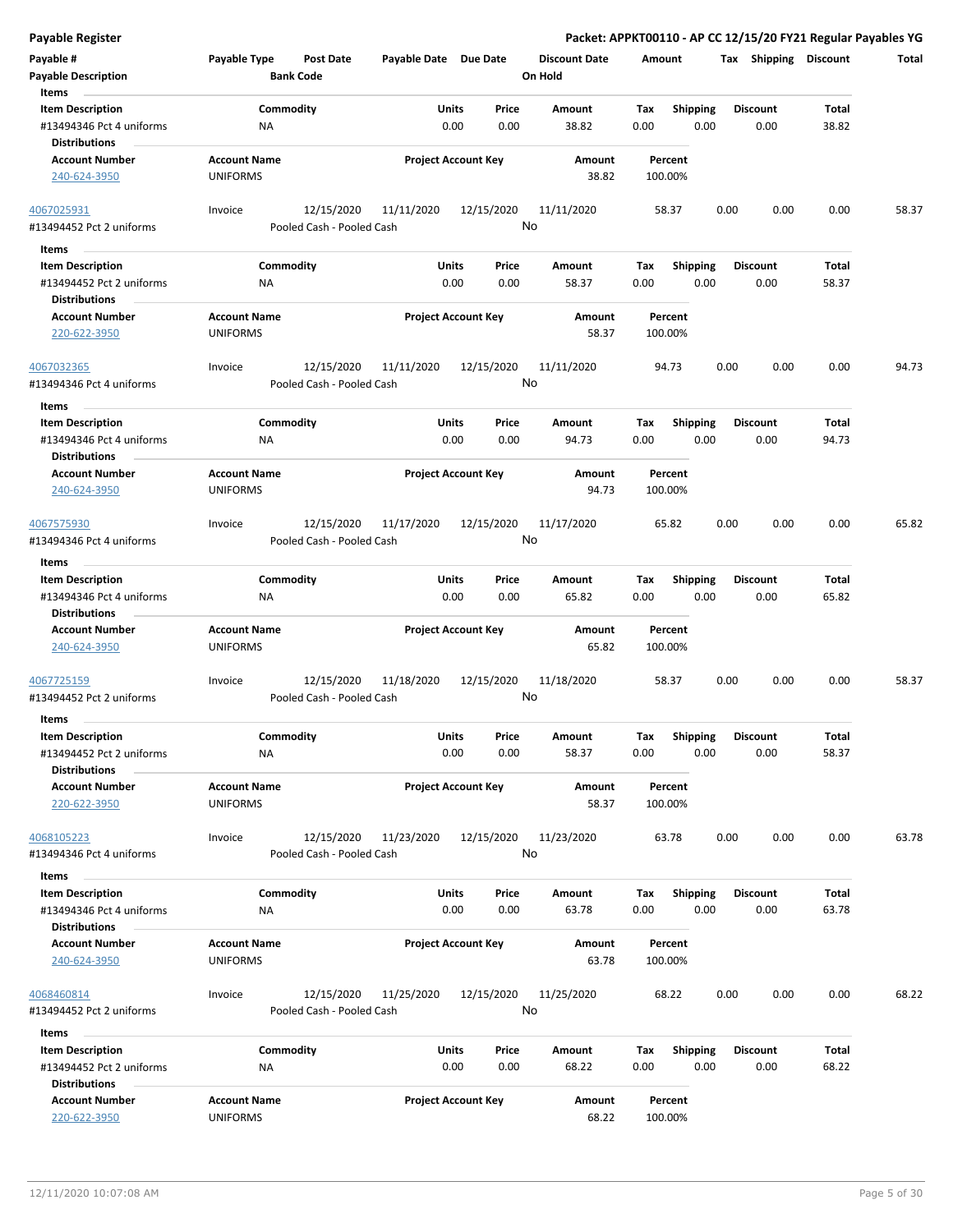**Payable Register** — **Packet: APPKT00110 - AP CC 12/15/20 FY21 Regular Payables YG**

| Payable # | Payable Type | Post Date | Payable Date | Due Date | Discount Date | Amount | Tax | Shipping | Discount | Total |
|---|---|---|---|---|---|---|---|---|---|---|
| Payable Description | | Bank Code | | | On Hold | | | | | |

**Items**

| Item Description | Commodity | Units | Price | Amount | Tax | Shipping | Discount | Total |
|---|---|---|---|---|---|---|---|---|
| #13494346 Pct 4 uniforms | NA | 0.00 | 0.00 | 38.82 | 0.00 | 0.00 | 0.00 | 38.82 |

**Distributions**

| Account Number | Account Name | Project Account Key | Amount | Percent |
|---|---|---|---|---|
| 240-624-3950 | UNIFORMS | | 38.82 | 100.00% |

| Payable # | Payable Type | Post Date | Payable Date | Due Date | Discount Date | Amount | Tax | Shipping | Discount | Total |
|---|---|---|---|---|---|---|---|---|---|---|
| 4067025931 | Invoice | 12/15/2020 | 11/11/2020 | 12/15/2020 | 11/11/2020 | 58.37 | 0.00 | 0.00 | 0.00 | 58.37 |
| #13494452 Pct 2 uniforms | | Pooled Cash - Pooled Cash | | | No | | | | | |

**Items**

| Item Description | Commodity | Units | Price | Amount | Tax | Shipping | Discount | Total |
|---|---|---|---|---|---|---|---|---|
| #13494452 Pct 2 uniforms | NA | 0.00 | 0.00 | 58.37 | 0.00 | 0.00 | 0.00 | 58.37 |

**Distributions**

| Account Number | Account Name | Project Account Key | Amount | Percent |
|---|---|---|---|---|
| 220-622-3950 | UNIFORMS | | 58.37 | 100.00% |

| Payable # | Payable Type | Post Date | Payable Date | Due Date | Discount Date | Amount | Tax | Shipping | Discount | Total |
|---|---|---|---|---|---|---|---|---|---|---|
| 4067032365 | Invoice | 12/15/2020 | 11/11/2020 | 12/15/2020 | 11/11/2020 | 94.73 | 0.00 | 0.00 | 0.00 | 94.73 |
| #13494346 Pct 4 uniforms | | Pooled Cash - Pooled Cash | | | No | | | | | |

**Items**

| Item Description | Commodity | Units | Price | Amount | Tax | Shipping | Discount | Total |
|---|---|---|---|---|---|---|---|---|
| #13494346 Pct 4 uniforms | NA | 0.00 | 0.00 | 94.73 | 0.00 | 0.00 | 0.00 | 94.73 |

**Distributions**

| Account Number | Account Name | Project Account Key | Amount | Percent |
|---|---|---|---|---|
| 240-624-3950 | UNIFORMS | | 94.73 | 100.00% |

| Payable # | Payable Type | Post Date | Payable Date | Due Date | Discount Date | Amount | Tax | Shipping | Discount | Total |
|---|---|---|---|---|---|---|---|---|---|---|
| 4067575930 | Invoice | 12/15/2020 | 11/17/2020 | 12/15/2020 | 11/17/2020 | 65.82 | 0.00 | 0.00 | 0.00 | 65.82 |
| #13494346 Pct 4 uniforms | | Pooled Cash - Pooled Cash | | | No | | | | | |

**Items**

| Item Description | Commodity | Units | Price | Amount | Tax | Shipping | Discount | Total |
|---|---|---|---|---|---|---|---|---|
| #13494346 Pct 4 uniforms | NA | 0.00 | 0.00 | 65.82 | 0.00 | 0.00 | 0.00 | 65.82 |

**Distributions**

| Account Number | Account Name | Project Account Key | Amount | Percent |
|---|---|---|---|---|
| 240-624-3950 | UNIFORMS | | 65.82 | 100.00% |

| Payable # | Payable Type | Post Date | Payable Date | Due Date | Discount Date | Amount | Tax | Shipping | Discount | Total |
|---|---|---|---|---|---|---|---|---|---|---|
| 4067725159 | Invoice | 12/15/2020 | 11/18/2020 | 12/15/2020 | 11/18/2020 | 58.37 | 0.00 | 0.00 | 0.00 | 58.37 |
| #13494452 Pct 2 uniforms | | Pooled Cash - Pooled Cash | | | No | | | | | |

**Items**

| Item Description | Commodity | Units | Price | Amount | Tax | Shipping | Discount | Total |
|---|---|---|---|---|---|---|---|---|
| #13494452 Pct 2 uniforms | NA | 0.00 | 0.00 | 58.37 | 0.00 | 0.00 | 0.00 | 58.37 |

**Distributions**

| Account Number | Account Name | Project Account Key | Amount | Percent |
|---|---|---|---|---|
| 220-622-3950 | UNIFORMS | | 58.37 | 100.00% |

| Payable # | Payable Type | Post Date | Payable Date | Due Date | Discount Date | Amount | Tax | Shipping | Discount | Total |
|---|---|---|---|---|---|---|---|---|---|---|
| 4068105223 | Invoice | 12/15/2020 | 11/23/2020 | 12/15/2020 | 11/23/2020 | 63.78 | 0.00 | 0.00 | 0.00 | 63.78 |
| #13494346 Pct 4 uniforms | | Pooled Cash - Pooled Cash | | | No | | | | | |

**Items**

| Item Description | Commodity | Units | Price | Amount | Tax | Shipping | Discount | Total |
|---|---|---|---|---|---|---|---|---|
| #13494346 Pct 4 uniforms | NA | 0.00 | 0.00 | 63.78 | 0.00 | 0.00 | 0.00 | 63.78 |

**Distributions**

| Account Number | Account Name | Project Account Key | Amount | Percent |
|---|---|---|---|---|
| 240-624-3950 | UNIFORMS | | 63.78 | 100.00% |

| Payable # | Payable Type | Post Date | Payable Date | Due Date | Discount Date | Amount | Tax | Shipping | Discount | Total |
|---|---|---|---|---|---|---|---|---|---|---|
| 4068460814 | Invoice | 12/15/2020 | 11/25/2020 | 12/15/2020 | 11/25/2020 | 68.22 | 0.00 | 0.00 | 0.00 | 68.22 |
| #13494452 Pct 2 uniforms | | Pooled Cash - Pooled Cash | | | No | | | | | |

**Items**

| Item Description | Commodity | Units | Price | Amount | Tax | Shipping | Discount | Total |
|---|---|---|---|---|---|---|---|---|
| #13494452 Pct 2 uniforms | NA | 0.00 | 0.00 | 68.22 | 0.00 | 0.00 | 0.00 | 68.22 |

**Distributions**

| Account Number | Account Name | Project Account Key | Amount | Percent |
|---|---|---|---|---|
| 220-622-3950 | UNIFORMS | | 68.22 | 100.00% |

12/11/2020 10:07:08 AM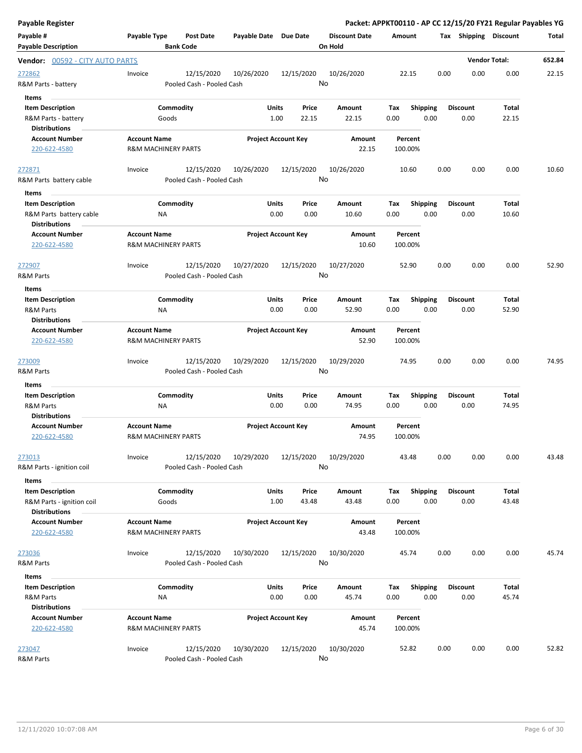**Payable Register** — **Packet: APPKT00110 - AP CC 12/15/20 FY21 Regular Payables YG**

| Payable # / Payable Description | Payable Type | Post Date / Bank Code | Payable Date | Due Date | Discount Date / On Hold | Amount | Tax | Shipping | Discount | Total |
|---|---|---|---|---|---|---|---|---|---|---|

**Vendor: 00592 - CITY AUTO PARTS** — **Vendor Total: 652.84**

| Payable # | Payable Type | Post Date | Payable Date | Due Date | Discount Date | Amount | Tax | Shipping | Discount | Total |
|---|---|---|---|---|---|---|---|---|---|---|
| 272862 | Invoice | 12/15/2020 | 10/26/2020 | 12/15/2020 | 10/26/2020 | 22.15 | 0.00 | 0.00 | 0.00 | 22.15 |
| R&M Parts - battery | | Pooled Cash - Pooled Cash | | | No | | | | | |

**Items**

| Item Description | Commodity | Units | Price | Amount | Tax | Shipping | Discount | Total |
|---|---|---|---|---|---|---|---|---|
| R&M Parts - battery | Goods | 1.00 | 22.15 | 22.15 | 0.00 | 0.00 | 0.00 | 22.15 |

**Distributions**

| Account Number | Account Name | Project Account Key | Amount | Percent |
|---|---|---|---|---|
| 220-622-4580 | R&M MACHINERY PARTS | | 22.15 | 100.00% |

| Payable # | Payable Type | Post Date | Payable Date | Due Date | Discount Date | Amount | Tax | Shipping | Discount | Total |
|---|---|---|---|---|---|---|---|---|---|---|
| 272871 | Invoice | 12/15/2020 | 10/26/2020 | 12/15/2020 | 10/26/2020 | 10.60 | 0.00 | 0.00 | 0.00 | 10.60 |
| R&M Parts battery cable | | Pooled Cash - Pooled Cash | | | No | | | | | |

**Items**

| Item Description | Commodity | Units | Price | Amount | Tax | Shipping | Discount | Total |
|---|---|---|---|---|---|---|---|---|
| R&M Parts battery cable | NA | 0.00 | 0.00 | 10.60 | 0.00 | 0.00 | 0.00 | 10.60 |

**Distributions**

| Account Number | Account Name | Project Account Key | Amount | Percent |
|---|---|---|---|---|
| 220-622-4580 | R&M MACHINERY PARTS | | 10.60 | 100.00% |

| Payable # | Payable Type | Post Date | Payable Date | Due Date | Discount Date | Amount | Tax | Shipping | Discount | Total |
|---|---|---|---|---|---|---|---|---|---|---|
| 272907 | Invoice | 12/15/2020 | 10/27/2020 | 12/15/2020 | 10/27/2020 | 52.90 | 0.00 | 0.00 | 0.00 | 52.90 |
| R&M Parts | | Pooled Cash - Pooled Cash | | | No | | | | | |

**Items**

| Item Description | Commodity | Units | Price | Amount | Tax | Shipping | Discount | Total |
|---|---|---|---|---|---|---|---|---|
| R&M Parts | NA | 0.00 | 0.00 | 52.90 | 0.00 | 0.00 | 0.00 | 52.90 |

**Distributions**

| Account Number | Account Name | Project Account Key | Amount | Percent |
|---|---|---|---|---|
| 220-622-4580 | R&M MACHINERY PARTS | | 52.90 | 100.00% |

| Payable # | Payable Type | Post Date | Payable Date | Due Date | Discount Date | Amount | Tax | Shipping | Discount | Total |
|---|---|---|---|---|---|---|---|---|---|---|
| 273009 | Invoice | 12/15/2020 | 10/29/2020 | 12/15/2020 | 10/29/2020 | 74.95 | 0.00 | 0.00 | 0.00 | 74.95 |
| R&M Parts | | Pooled Cash - Pooled Cash | | | No | | | | | |

**Items**

| Item Description | Commodity | Units | Price | Amount | Tax | Shipping | Discount | Total |
|---|---|---|---|---|---|---|---|---|
| R&M Parts | NA | 0.00 | 0.00 | 74.95 | 0.00 | 0.00 | 0.00 | 74.95 |

**Distributions**

| Account Number | Account Name | Project Account Key | Amount | Percent |
|---|---|---|---|---|
| 220-622-4580 | R&M MACHINERY PARTS | | 74.95 | 100.00% |

| Payable # | Payable Type | Post Date | Payable Date | Due Date | Discount Date | Amount | Tax | Shipping | Discount | Total |
|---|---|---|---|---|---|---|---|---|---|---|
| 273013 | Invoice | 12/15/2020 | 10/29/2020 | 12/15/2020 | 10/29/2020 | 43.48 | 0.00 | 0.00 | 0.00 | 43.48 |
| R&M Parts - ignition coil | | Pooled Cash - Pooled Cash | | | No | | | | | |

**Items**

| Item Description | Commodity | Units | Price | Amount | Tax | Shipping | Discount | Total |
|---|---|---|---|---|---|---|---|---|
| R&M Parts - ignition coil | Goods | 1.00 | 43.48 | 43.48 | 0.00 | 0.00 | 0.00 | 43.48 |

**Distributions**

| Account Number | Account Name | Project Account Key | Amount | Percent |
|---|---|---|---|---|
| 220-622-4580 | R&M MACHINERY PARTS | | 43.48 | 100.00% |

| Payable # | Payable Type | Post Date | Payable Date | Due Date | Discount Date | Amount | Tax | Shipping | Discount | Total |
|---|---|---|---|---|---|---|---|---|---|---|
| 273036 | Invoice | 12/15/2020 | 10/30/2020 | 12/15/2020 | 10/30/2020 | 45.74 | 0.00 | 0.00 | 0.00 | 45.74 |
| R&M Parts | | Pooled Cash - Pooled Cash | | | No | | | | | |

**Items**

| Item Description | Commodity | Units | Price | Amount | Tax | Shipping | Discount | Total |
|---|---|---|---|---|---|---|---|---|
| R&M Parts | NA | 0.00 | 0.00 | 45.74 | 0.00 | 0.00 | 0.00 | 45.74 |

**Distributions**

| Account Number | Account Name | Project Account Key | Amount | Percent |
|---|---|---|---|---|
| 220-622-4580 | R&M MACHINERY PARTS | | 45.74 | 100.00% |

| Payable # | Payable Type | Post Date | Payable Date | Due Date | Discount Date | Amount | Tax | Shipping | Discount | Total |
|---|---|---|---|---|---|---|---|---|---|---|
| 273047 | Invoice | 12/15/2020 | 10/30/2020 | 12/15/2020 | 10/30/2020 | 52.82 | 0.00 | 0.00 | 0.00 | 52.82 |
| R&M Parts | | Pooled Cash - Pooled Cash | | | No | | | | | |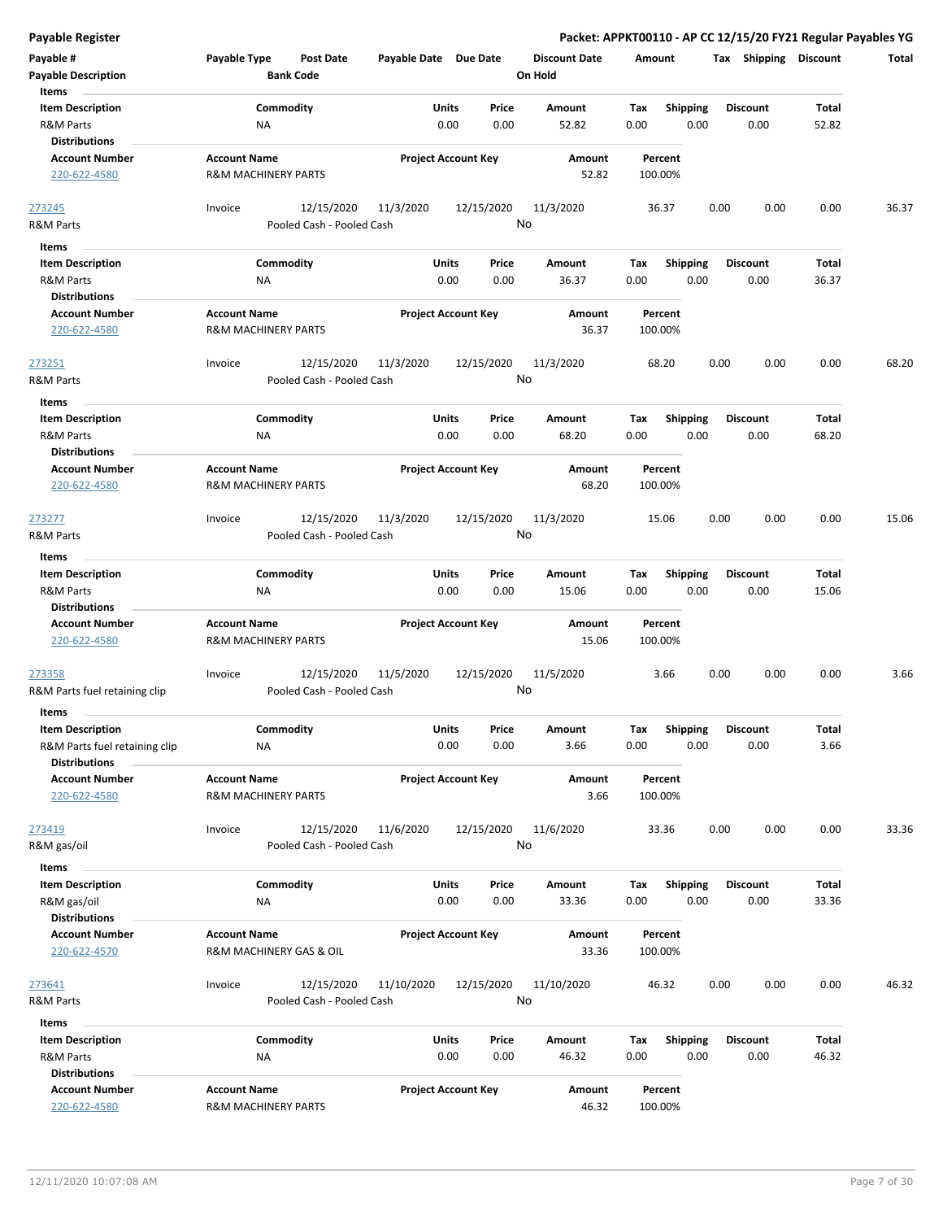**Payable Register**

**Packet: APPKT00110 - AP CC 12/15/20 FY21 Regular Payables YG**

| Payable # | Payable Type | Post Date | Payable Date | Due Date | Discount Date | Amount | Tax | Shipping | Discount | Total |
|---|---|---|---|---|---|---|---|---|---|---|
| Payable Description | | Bank Code | | | On Hold | | | | | |

**Items**

| Item Description | Commodity | Units | Price | Amount | Tax | Shipping | Discount | Total |
|---|---|---|---|---|---|---|---|---|
| R&M Parts | NA | 0.00 | 0.00 | 52.82 | 0.00 | 0.00 | 0.00 | 52.82 |

**Distributions**

| Account Number | Account Name | Project Account Key | Amount | Percent |
|---|---|---|---|---|
| 220-622-4580 | R&M MACHINERY PARTS | | 52.82 | 100.00% |

| Payable # | Payable Type | Post Date | Payable Date | Due Date | Discount Date | Amount | Tax | Shipping | Discount | Total |
|---|---|---|---|---|---|---|---|---|---|---|
| 273245 | Invoice | 12/15/2020 | 11/3/2020 | 12/15/2020 | 11/3/2020 | 36.37 | 0.00 | 0.00 | 0.00 | 36.37 |
| R&M Parts | | Pooled Cash - Pooled Cash | | | No | | | | | |

**Items**

| Item Description | Commodity | Units | Price | Amount | Tax | Shipping | Discount | Total |
|---|---|---|---|---|---|---|---|---|
| R&M Parts | NA | 0.00 | 0.00 | 36.37 | 0.00 | 0.00 | 0.00 | 36.37 |

**Distributions**

| Account Number | Account Name | Project Account Key | Amount | Percent |
|---|---|---|---|---|
| 220-622-4580 | R&M MACHINERY PARTS | | 36.37 | 100.00% |

| Payable # | Payable Type | Post Date | Payable Date | Due Date | Discount Date | Amount | Tax | Shipping | Discount | Total |
|---|---|---|---|---|---|---|---|---|---|---|
| 273251 | Invoice | 12/15/2020 | 11/3/2020 | 12/15/2020 | 11/3/2020 | 68.20 | 0.00 | 0.00 | 0.00 | 68.20 |
| R&M Parts | | Pooled Cash - Pooled Cash | | | No | | | | | |

**Items**

| Item Description | Commodity | Units | Price | Amount | Tax | Shipping | Discount | Total |
|---|---|---|---|---|---|---|---|---|
| R&M Parts | NA | 0.00 | 0.00 | 68.20 | 0.00 | 0.00 | 0.00 | 68.20 |

**Distributions**

| Account Number | Account Name | Project Account Key | Amount | Percent |
|---|---|---|---|---|
| 220-622-4580 | R&M MACHINERY PARTS | | 68.20 | 100.00% |

| Payable # | Payable Type | Post Date | Payable Date | Due Date | Discount Date | Amount | Tax | Shipping | Discount | Total |
|---|---|---|---|---|---|---|---|---|---|---|
| 273277 | Invoice | 12/15/2020 | 11/3/2020 | 12/15/2020 | 11/3/2020 | 15.06 | 0.00 | 0.00 | 0.00 | 15.06 |
| R&M Parts | | Pooled Cash - Pooled Cash | | | No | | | | | |

**Items**

| Item Description | Commodity | Units | Price | Amount | Tax | Shipping | Discount | Total |
|---|---|---|---|---|---|---|---|---|
| R&M Parts | NA | 0.00 | 0.00 | 15.06 | 0.00 | 0.00 | 0.00 | 15.06 |

**Distributions**

| Account Number | Account Name | Project Account Key | Amount | Percent |
|---|---|---|---|---|
| 220-622-4580 | R&M MACHINERY PARTS | | 15.06 | 100.00% |

| Payable # | Payable Type | Post Date | Payable Date | Due Date | Discount Date | Amount | Tax | Shipping | Discount | Total |
|---|---|---|---|---|---|---|---|---|---|---|
| 273358 | Invoice | 12/15/2020 | 11/5/2020 | 12/15/2020 | 11/5/2020 | 3.66 | 0.00 | 0.00 | 0.00 | 3.66 |
| R&M Parts fuel retaining clip | | Pooled Cash - Pooled Cash | | | No | | | | | |

**Items**

| Item Description | Commodity | Units | Price | Amount | Tax | Shipping | Discount | Total |
|---|---|---|---|---|---|---|---|---|
| R&M Parts fuel retaining clip | NA | 0.00 | 0.00 | 3.66 | 0.00 | 0.00 | 0.00 | 3.66 |

**Distributions**

| Account Number | Account Name | Project Account Key | Amount | Percent |
|---|---|---|---|---|
| 220-622-4580 | R&M MACHINERY PARTS | | 3.66 | 100.00% |

| Payable # | Payable Type | Post Date | Payable Date | Due Date | Discount Date | Amount | Tax | Shipping | Discount | Total |
|---|---|---|---|---|---|---|---|---|---|---|
| 273419 | Invoice | 12/15/2020 | 11/6/2020 | 12/15/2020 | 11/6/2020 | 33.36 | 0.00 | 0.00 | 0.00 | 33.36 |
| R&M gas/oil | | Pooled Cash - Pooled Cash | | | No | | | | | |

**Items**

| Item Description | Commodity | Units | Price | Amount | Tax | Shipping | Discount | Total |
|---|---|---|---|---|---|---|---|---|
| R&M gas/oil | NA | 0.00 | 0.00 | 33.36 | 0.00 | 0.00 | 0.00 | 33.36 |

**Distributions**

| Account Number | Account Name | Project Account Key | Amount | Percent |
|---|---|---|---|---|
| 220-622-4570 | R&M MACHINERY GAS & OIL | | 33.36 | 100.00% |

| Payable # | Payable Type | Post Date | Payable Date | Due Date | Discount Date | Amount | Tax | Shipping | Discount | Total |
|---|---|---|---|---|---|---|---|---|---|---|
| 273641 | Invoice | 12/15/2020 | 11/10/2020 | 12/15/2020 | 11/10/2020 | 46.32 | 0.00 | 0.00 | 0.00 | 46.32 |
| R&M Parts | | Pooled Cash - Pooled Cash | | | No | | | | | |

**Items**

| Item Description | Commodity | Units | Price | Amount | Tax | Shipping | Discount | Total |
|---|---|---|---|---|---|---|---|---|
| R&M Parts | NA | 0.00 | 0.00 | 46.32 | 0.00 | 0.00 | 0.00 | 46.32 |

**Distributions**

| Account Number | Account Name | Project Account Key | Amount | Percent |
|---|---|---|---|---|
| 220-622-4580 | R&M MACHINERY PARTS | | 46.32 | 100.00% |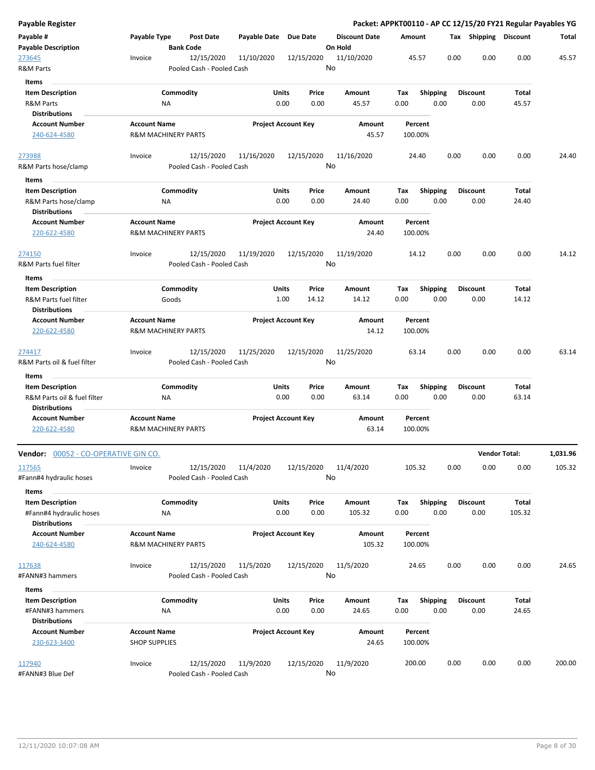## Payable Register

**Packet: APPKT00110 - AP CC 12/15/20 FY21 Regular Payables YG**

| Payable # | Payable Type | Post Date | Payable Date | Due Date | Discount Date | Amount | Tax | Shipping | Discount | Total |
|---|---|---|---|---|---|---|---|---|---|---|
| **Payable Description** | | **Bank Code** | | | **On Hold** | | | | | |

### 273645
| Payable # | Payable Type | Post Date | Payable Date | Due Date | Discount Date | Amount | Tax | Shipping | Discount | Total |
|---|---|---|---|---|---|---|---|---|---|---|
| 273645 | Invoice | 12/15/2020 | 11/10/2020 | 12/15/2020 | 11/10/2020 | 45.57 | 0.00 | 0.00 | 0.00 | 45.57 |
| R&M Parts | | Pooled Cash - Pooled Cash | | | No | | | | | |

**Items**

| Item Description | Commodity | Units | Price | Amount | Tax | Shipping | Discount | Total |
|---|---|---|---|---|---|---|---|---|
| R&M Parts | NA | 0.00 | 0.00 | 45.57 | 0.00 | 0.00 | 0.00 | 45.57 |

**Distributions**

| Account Number | Account Name | Project Account Key | Amount | Percent |
|---|---|---|---|---|
| 240-624-4580 | R&M MACHINERY PARTS | | 45.57 | 100.00% |

### 273988
| Payable # | Payable Type | Post Date | Payable Date | Due Date | Discount Date | Amount | Tax | Shipping | Discount | Total |
|---|---|---|---|---|---|---|---|---|---|---|
| 273988 | Invoice | 12/15/2020 | 11/16/2020 | 12/15/2020 | 11/16/2020 | 24.40 | 0.00 | 0.00 | 0.00 | 24.40 |
| R&M Parts hose/clamp | | Pooled Cash - Pooled Cash | | | No | | | | | |

**Items**

| Item Description | Commodity | Units | Price | Amount | Tax | Shipping | Discount | Total |
|---|---|---|---|---|---|---|---|---|
| R&M Parts hose/clamp | NA | 0.00 | 0.00 | 24.40 | 0.00 | 0.00 | 0.00 | 24.40 |

**Distributions**

| Account Number | Account Name | Project Account Key | Amount | Percent |
|---|---|---|---|---|
| 220-622-4580 | R&M MACHINERY PARTS | | 24.40 | 100.00% |

### 274150
| Payable # | Payable Type | Post Date | Payable Date | Due Date | Discount Date | Amount | Tax | Shipping | Discount | Total |
|---|---|---|---|---|---|---|---|---|---|---|
| 274150 | Invoice | 12/15/2020 | 11/19/2020 | 12/15/2020 | 11/19/2020 | 14.12 | 0.00 | 0.00 | 0.00 | 14.12 |
| R&M Parts fuel filter | | Pooled Cash - Pooled Cash | | | No | | | | | |

**Items**

| Item Description | Commodity | Units | Price | Amount | Tax | Shipping | Discount | Total |
|---|---|---|---|---|---|---|---|---|
| R&M Parts fuel filter | Goods | 1.00 | 14.12 | 14.12 | 0.00 | 0.00 | 0.00 | 14.12 |

**Distributions**

| Account Number | Account Name | Project Account Key | Amount | Percent |
|---|---|---|---|---|
| 220-622-4580 | R&M MACHINERY PARTS | | 14.12 | 100.00% |

### 274417
| Payable # | Payable Type | Post Date | Payable Date | Due Date | Discount Date | Amount | Tax | Shipping | Discount | Total |
|---|---|---|---|---|---|---|---|---|---|---|
| 274417 | Invoice | 12/15/2020 | 11/25/2020 | 12/15/2020 | 11/25/2020 | 63.14 | 0.00 | 0.00 | 0.00 | 63.14 |
| R&M Parts oil & fuel filter | | Pooled Cash - Pooled Cash | | | No | | | | | |

**Items**

| Item Description | Commodity | Units | Price | Amount | Tax | Shipping | Discount | Total |
|---|---|---|---|---|---|---|---|---|
| R&M Parts oil & fuel filter | NA | 0.00 | 0.00 | 63.14 | 0.00 | 0.00 | 0.00 | 63.14 |

**Distributions**

| Account Number | Account Name | Project Account Key | Amount | Percent |
|---|---|---|---|---|
| 220-622-4580 | R&M MACHINERY PARTS | | 63.14 | 100.00% |

---

## Vendor: 00052 - CO-OPERATIVE GIN CO. — Vendor Total: 1,031.96

### 117565
| Payable # | Payable Type | Post Date | Payable Date | Due Date | Discount Date | Amount | Tax | Shipping | Discount | Total |
|---|---|---|---|---|---|---|---|---|---|---|
| 117565 | Invoice | 12/15/2020 | 11/4/2020 | 12/15/2020 | 11/4/2020 | 105.32 | 0.00 | 0.00 | 0.00 | 105.32 |
| #Fann#4 hydraulic hoses | | Pooled Cash - Pooled Cash | | | No | | | | | |

**Items**

| Item Description | Commodity | Units | Price | Amount | Tax | Shipping | Discount | Total |
|---|---|---|---|---|---|---|---|---|
| #Fann#4 hydraulic hoses | NA | 0.00 | 0.00 | 105.32 | 0.00 | 0.00 | 0.00 | 105.32 |

**Distributions**

| Account Number | Account Name | Project Account Key | Amount | Percent |
|---|---|---|---|---|
| 240-624-4580 | R&M MACHINERY PARTS | | 105.32 | 100.00% |

### 117638
| Payable # | Payable Type | Post Date | Payable Date | Due Date | Discount Date | Amount | Tax | Shipping | Discount | Total |
|---|---|---|---|---|---|---|---|---|---|---|
| 117638 | Invoice | 12/15/2020 | 11/5/2020 | 12/15/2020 | 11/5/2020 | 24.65 | 0.00 | 0.00 | 0.00 | 24.65 |
| #FANN#3 hammers | | Pooled Cash - Pooled Cash | | | No | | | | | |

**Items**

| Item Description | Commodity | Units | Price | Amount | Tax | Shipping | Discount | Total |
|---|---|---|---|---|---|---|---|---|
| #FANN#3 hammers | NA | 0.00 | 0.00 | 24.65 | 0.00 | 0.00 | 0.00 | 24.65 |

**Distributions**

| Account Number | Account Name | Project Account Key | Amount | Percent |
|---|---|---|---|---|
| 230-623-3400 | SHOP SUPPLIES | | 24.65 | 100.00% |

### 117940
| Payable # | Payable Type | Post Date | Payable Date | Due Date | Discount Date | Amount | Tax | Shipping | Discount | Total |
|---|---|---|---|---|---|---|---|---|---|---|
| 117940 | Invoice | 12/15/2020 | 11/9/2020 | 12/15/2020 | 11/9/2020 | 200.00 | 0.00 | 0.00 | 0.00 | 200.00 |
| #FANN#3 Blue Def | | Pooled Cash - Pooled Cash | | | No | | | | | |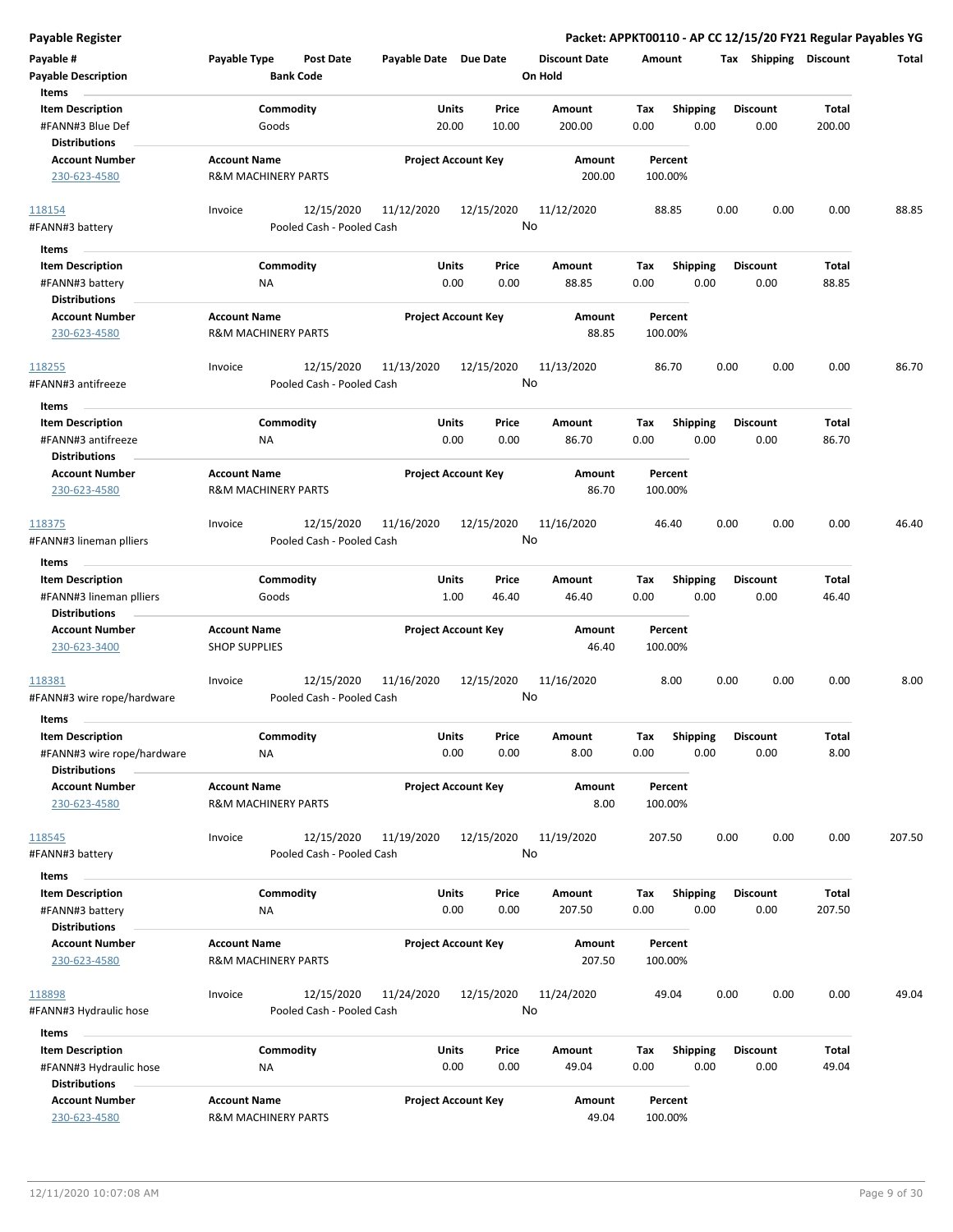# Payable Register

**Packet: APPKT00110 - AP CC 12/15/20 FY21 Regular Payables YG**

| Payable # | Payable Type | Post Date | Payable Date | Due Date | Discount Date | Amount | Tax | Shipping | Discount | Total |
|---|---|---|---|---|---|---|---|---|---|---|
| **Payable Description** | | **Bank Code** | | | **On Hold** | | | | | |

**Items**

| Item Description | Commodity | Units | Price | Amount | Tax | Shipping | Discount | Total |
|---|---|---|---|---|---|---|---|---|
| #FANN#3 Blue Def | Goods | 20.00 | 10.00 | 200.00 | 0.00 | 0.00 | 0.00 | 200.00 |

**Distributions**

| Account Number | Account Name | Project Account Key | Amount | Percent |
|---|---|---|---|---|
| 230-623-4580 | R&M MACHINERY PARTS | | 200.00 | 100.00% |

---

| Payable # | Payable Type | Post Date | Payable Date | Due Date | Discount Date | Amount | Tax | Shipping | Discount | Total |
|---|---|---|---|---|---|---|---|---|---|---|
| 118154 | Invoice | 12/15/2020 | 11/12/2020 | 12/15/2020 | 11/12/2020 | 88.85 | 0.00 | 0.00 | 0.00 | 88.85 |
| #FANN#3 battery | | Pooled Cash - Pooled Cash | | | No | | | | | |

**Items**

| Item Description | Commodity | Units | Price | Amount | Tax | Shipping | Discount | Total |
|---|---|---|---|---|---|---|---|---|
| #FANN#3 battery | NA | 0.00 | 0.00 | 88.85 | 0.00 | 0.00 | 0.00 | 88.85 |

**Distributions**

| Account Number | Account Name | Project Account Key | Amount | Percent |
|---|---|---|---|---|
| 230-623-4580 | R&M MACHINERY PARTS | | 88.85 | 100.00% |

---

| Payable # | Payable Type | Post Date | Payable Date | Due Date | Discount Date | Amount | Tax | Shipping | Discount | Total |
|---|---|---|---|---|---|---|---|---|---|---|
| 118255 | Invoice | 12/15/2020 | 11/13/2020 | 12/15/2020 | 11/13/2020 | 86.70 | 0.00 | 0.00 | 0.00 | 86.70 |
| #FANN#3 antifreeze | | Pooled Cash - Pooled Cash | | | No | | | | | |

**Items**

| Item Description | Commodity | Units | Price | Amount | Tax | Shipping | Discount | Total |
|---|---|---|---|---|---|---|---|---|
| #FANN#3 antifreeze | NA | 0.00 | 0.00 | 86.70 | 0.00 | 0.00 | 0.00 | 86.70 |

**Distributions**

| Account Number | Account Name | Project Account Key | Amount | Percent |
|---|---|---|---|---|
| 230-623-4580 | R&M MACHINERY PARTS | | 86.70 | 100.00% |

---

| Payable # | Payable Type | Post Date | Payable Date | Due Date | Discount Date | Amount | Tax | Shipping | Discount | Total |
|---|---|---|---|---|---|---|---|---|---|---|
| 118375 | Invoice | 12/15/2020 | 11/16/2020 | 12/15/2020 | 11/16/2020 | 46.40 | 0.00 | 0.00 | 0.00 | 46.40 |
| #FANN#3 lineman plliers | | Pooled Cash - Pooled Cash | | | No | | | | | |

**Items**

| Item Description | Commodity | Units | Price | Amount | Tax | Shipping | Discount | Total |
|---|---|---|---|---|---|---|---|---|
| #FANN#3 lineman plliers | Goods | 1.00 | 46.40 | 46.40 | 0.00 | 0.00 | 0.00 | 46.40 |

**Distributions**

| Account Number | Account Name | Project Account Key | Amount | Percent |
|---|---|---|---|---|
| 230-623-3400 | SHOP SUPPLIES | | 46.40 | 100.00% |

---

| Payable # | Payable Type | Post Date | Payable Date | Due Date | Discount Date | Amount | Tax | Shipping | Discount | Total |
|---|---|---|---|---|---|---|---|---|---|---|
| 118381 | Invoice | 12/15/2020 | 11/16/2020 | 12/15/2020 | 11/16/2020 | 8.00 | 0.00 | 0.00 | 0.00 | 8.00 |
| #FANN#3 wire rope/hardware | | Pooled Cash - Pooled Cash | | | No | | | | | |

**Items**

| Item Description | Commodity | Units | Price | Amount | Tax | Shipping | Discount | Total |
|---|---|---|---|---|---|---|---|---|
| #FANN#3 wire rope/hardware | NA | 0.00 | 0.00 | 8.00 | 0.00 | 0.00 | 0.00 | 8.00 |

**Distributions**

| Account Number | Account Name | Project Account Key | Amount | Percent |
|---|---|---|---|---|
| 230-623-4580 | R&M MACHINERY PARTS | | 8.00 | 100.00% |

---

| Payable # | Payable Type | Post Date | Payable Date | Due Date | Discount Date | Amount | Tax | Shipping | Discount | Total |
|---|---|---|---|---|---|---|---|---|---|---|
| 118545 | Invoice | 12/15/2020 | 11/19/2020 | 12/15/2020 | 11/19/2020 | 207.50 | 0.00 | 0.00 | 0.00 | 207.50 |
| #FANN#3 battery | | Pooled Cash - Pooled Cash | | | No | | | | | |

**Items**

| Item Description | Commodity | Units | Price | Amount | Tax | Shipping | Discount | Total |
|---|---|---|---|---|---|---|---|---|
| #FANN#3 battery | NA | 0.00 | 0.00 | 207.50 | 0.00 | 0.00 | 0.00 | 207.50 |

**Distributions**

| Account Number | Account Name | Project Account Key | Amount | Percent |
|---|---|---|---|---|
| 230-623-4580 | R&M MACHINERY PARTS | | 207.50 | 100.00% |

---

| Payable # | Payable Type | Post Date | Payable Date | Due Date | Discount Date | Amount | Tax | Shipping | Discount | Total |
|---|---|---|---|---|---|---|---|---|---|---|
| 118898 | Invoice | 12/15/2020 | 11/24/2020 | 12/15/2020 | 11/24/2020 | 49.04 | 0.00 | 0.00 | 0.00 | 49.04 |
| #FANN#3 Hydraulic hose | | Pooled Cash - Pooled Cash | | | No | | | | | |

**Items**

| Item Description | Commodity | Units | Price | Amount | Tax | Shipping | Discount | Total |
|---|---|---|---|---|---|---|---|---|
| #FANN#3 Hydraulic hose | NA | 0.00 | 0.00 | 49.04 | 0.00 | 0.00 | 0.00 | 49.04 |

**Distributions**

| Account Number | Account Name | Project Account Key | Amount | Percent |
|---|---|---|---|---|
| 230-623-4580 | R&M MACHINERY PARTS | | 49.04 | 100.00% |

12/11/2020 10:07:08 AM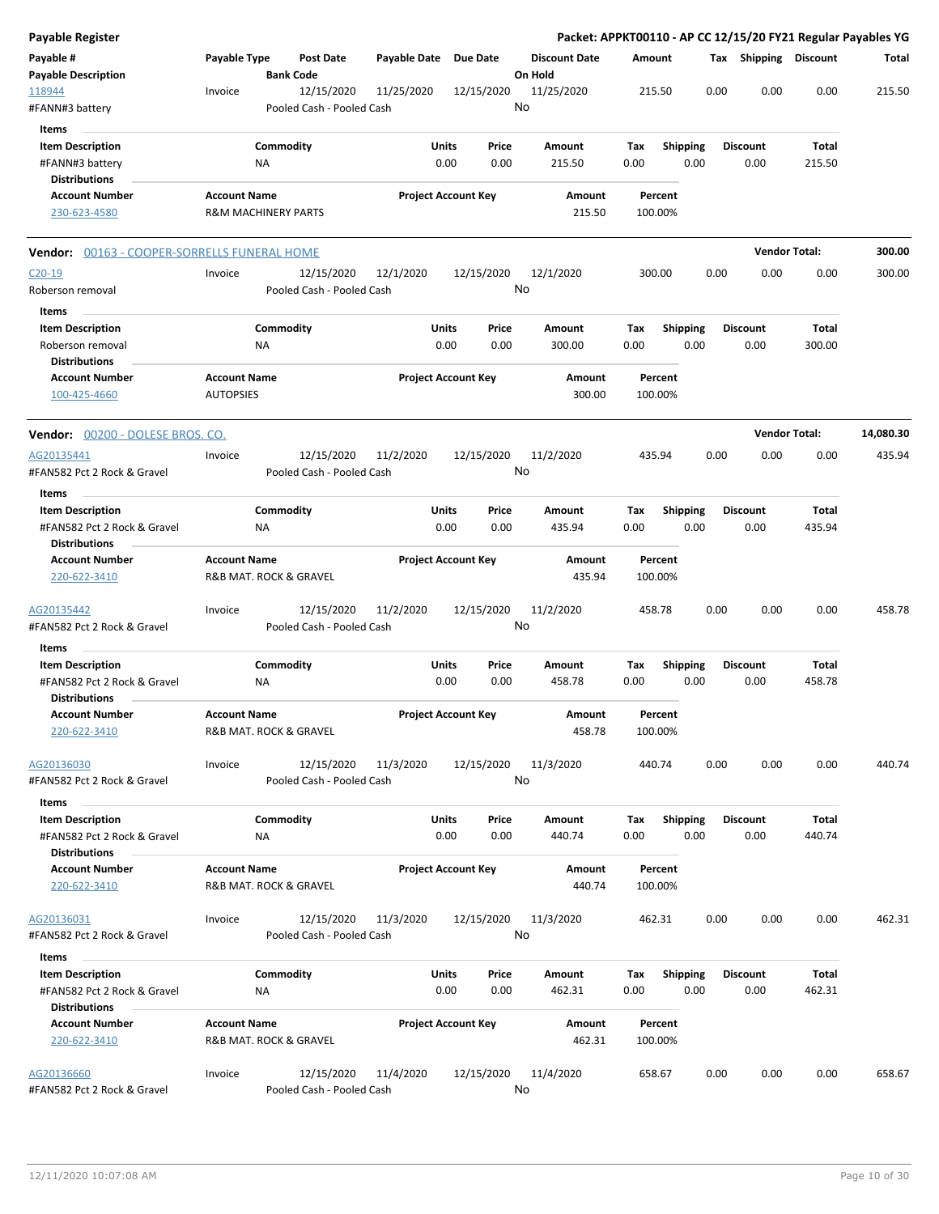**Payable Register** — Packet: APPKT00110 - AP CC 12/15/20 FY21 Regular Payables YG

| Payable # / Payable Description | Payable Type | Post Date / Bank Code | Payable Date | Due Date | Discount Date / On Hold | Amount | Tax | Shipping | Discount | Total |
|---|---|---|---|---|---|---|---|---|---|---|
| 118944 / #FANN#3 battery | Invoice | 12/15/2020 / Pooled Cash - Pooled Cash | 11/25/2020 | 12/15/2020 | 11/25/2020 / No | 215.50 | 0.00 | 0.00 | 0.00 | 215.50 |

Items

| Item Description | Commodity | Units | Price | Amount | Tax | Shipping | Discount | Total |
|---|---|---|---|---|---|---|---|---|
| #FANN#3 battery | NA | 0.00 | 0.00 | 215.50 | 0.00 | 0.00 | 0.00 | 215.50 |

Distributions

| Account Number | Account Name | Project Account Key | Amount | Percent |
|---|---|---|---|---|
| 230-623-4580 | R&M MACHINERY PARTS | | 215.50 | 100.00% |

**Vendor: 00163 - COOPER-SORRELLS FUNERAL HOME** — Vendor Total: **300.00**

| Payable # / Payable Description | Payable Type | Post Date / Bank Code | Payable Date | Due Date | Discount Date / On Hold | Amount | Tax | Shipping | Discount | Total |
|---|---|---|---|---|---|---|---|---|---|---|
| C20-19 / Roberson removal | Invoice | 12/15/2020 / Pooled Cash - Pooled Cash | 12/1/2020 | 12/15/2020 | 12/1/2020 / No | 300.00 | 0.00 | 0.00 | 0.00 | 300.00 |

Items

| Item Description | Commodity | Units | Price | Amount | Tax | Shipping | Discount | Total |
|---|---|---|---|---|---|---|---|---|
| Roberson removal | NA | 0.00 | 0.00 | 300.00 | 0.00 | 0.00 | 0.00 | 300.00 |

Distributions

| Account Number | Account Name | Project Account Key | Amount | Percent |
|---|---|---|---|---|
| 100-425-4660 | AUTOPSIES | | 300.00 | 100.00% |

**Vendor: 00200 - DOLESE BROS. CO.** — Vendor Total: **14,080.30**

| Payable # / Payable Description | Payable Type | Post Date / Bank Code | Payable Date | Due Date | Discount Date / On Hold | Amount | Tax | Shipping | Discount | Total |
|---|---|---|---|---|---|---|---|---|---|---|
| AG20135441 / #FAN582 Pct 2 Rock & Gravel | Invoice | 12/15/2020 / Pooled Cash - Pooled Cash | 11/2/2020 | 12/15/2020 | 11/2/2020 / No | 435.94 | 0.00 | 0.00 | 0.00 | 435.94 |

Items

| Item Description | Commodity | Units | Price | Amount | Tax | Shipping | Discount | Total |
|---|---|---|---|---|---|---|---|---|
| #FAN582 Pct 2 Rock & Gravel | NA | 0.00 | 0.00 | 435.94 | 0.00 | 0.00 | 0.00 | 435.94 |

Distributions

| Account Number | Account Name | Project Account Key | Amount | Percent |
|---|---|---|---|---|
| 220-622-3410 | R&B MAT. ROCK & GRAVEL | | 435.94 | 100.00% |

| Payable # / Payable Description | Payable Type | Post Date / Bank Code | Payable Date | Due Date | Discount Date / On Hold | Amount | Tax | Shipping | Discount | Total |
|---|---|---|---|---|---|---|---|---|---|---|
| AG20135442 / #FAN582 Pct 2 Rock & Gravel | Invoice | 12/15/2020 / Pooled Cash - Pooled Cash | 11/2/2020 | 12/15/2020 | 11/2/2020 / No | 458.78 | 0.00 | 0.00 | 0.00 | 458.78 |

Items

| Item Description | Commodity | Units | Price | Amount | Tax | Shipping | Discount | Total |
|---|---|---|---|---|---|---|---|---|
| #FAN582 Pct 2 Rock & Gravel | NA | 0.00 | 0.00 | 458.78 | 0.00 | 0.00 | 0.00 | 458.78 |

Distributions

| Account Number | Account Name | Project Account Key | Amount | Percent |
|---|---|---|---|---|
| 220-622-3410 | R&B MAT. ROCK & GRAVEL | | 458.78 | 100.00% |

| Payable # / Payable Description | Payable Type | Post Date / Bank Code | Payable Date | Due Date | Discount Date / On Hold | Amount | Tax | Shipping | Discount | Total |
|---|---|---|---|---|---|---|---|---|---|---|
| AG20136030 / #FAN582 Pct 2 Rock & Gravel | Invoice | 12/15/2020 / Pooled Cash - Pooled Cash | 11/3/2020 | 12/15/2020 | 11/3/2020 / No | 440.74 | 0.00 | 0.00 | 0.00 | 440.74 |

Items

| Item Description | Commodity | Units | Price | Amount | Tax | Shipping | Discount | Total |
|---|---|---|---|---|---|---|---|---|
| #FAN582 Pct 2 Rock & Gravel | NA | 0.00 | 0.00 | 440.74 | 0.00 | 0.00 | 0.00 | 440.74 |

Distributions

| Account Number | Account Name | Project Account Key | Amount | Percent |
|---|---|---|---|---|
| 220-622-3410 | R&B MAT. ROCK & GRAVEL | | 440.74 | 100.00% |

| Payable # / Payable Description | Payable Type | Post Date / Bank Code | Payable Date | Due Date | Discount Date / On Hold | Amount | Tax | Shipping | Discount | Total |
|---|---|---|---|---|---|---|---|---|---|---|
| AG20136031 / #FAN582 Pct 2 Rock & Gravel | Invoice | 12/15/2020 / Pooled Cash - Pooled Cash | 11/3/2020 | 12/15/2020 | 11/3/2020 / No | 462.31 | 0.00 | 0.00 | 0.00 | 462.31 |

Items

| Item Description | Commodity | Units | Price | Amount | Tax | Shipping | Discount | Total |
|---|---|---|---|---|---|---|---|---|
| #FAN582 Pct 2 Rock & Gravel | NA | 0.00 | 0.00 | 462.31 | 0.00 | 0.00 | 0.00 | 462.31 |

Distributions

| Account Number | Account Name | Project Account Key | Amount | Percent |
|---|---|---|---|---|
| 220-622-3410 | R&B MAT. ROCK & GRAVEL | | 462.31 | 100.00% |

| Payable # / Payable Description | Payable Type | Post Date / Bank Code | Payable Date | Due Date | Discount Date / On Hold | Amount | Tax | Shipping | Discount | Total |
|---|---|---|---|---|---|---|---|---|---|---|
| AG20136660 / #FAN582 Pct 2 Rock & Gravel | Invoice | 12/15/2020 / Pooled Cash - Pooled Cash | 11/4/2020 | 12/15/2020 | 11/4/2020 / No | 658.67 | 0.00 | 0.00 | 0.00 | 658.67 |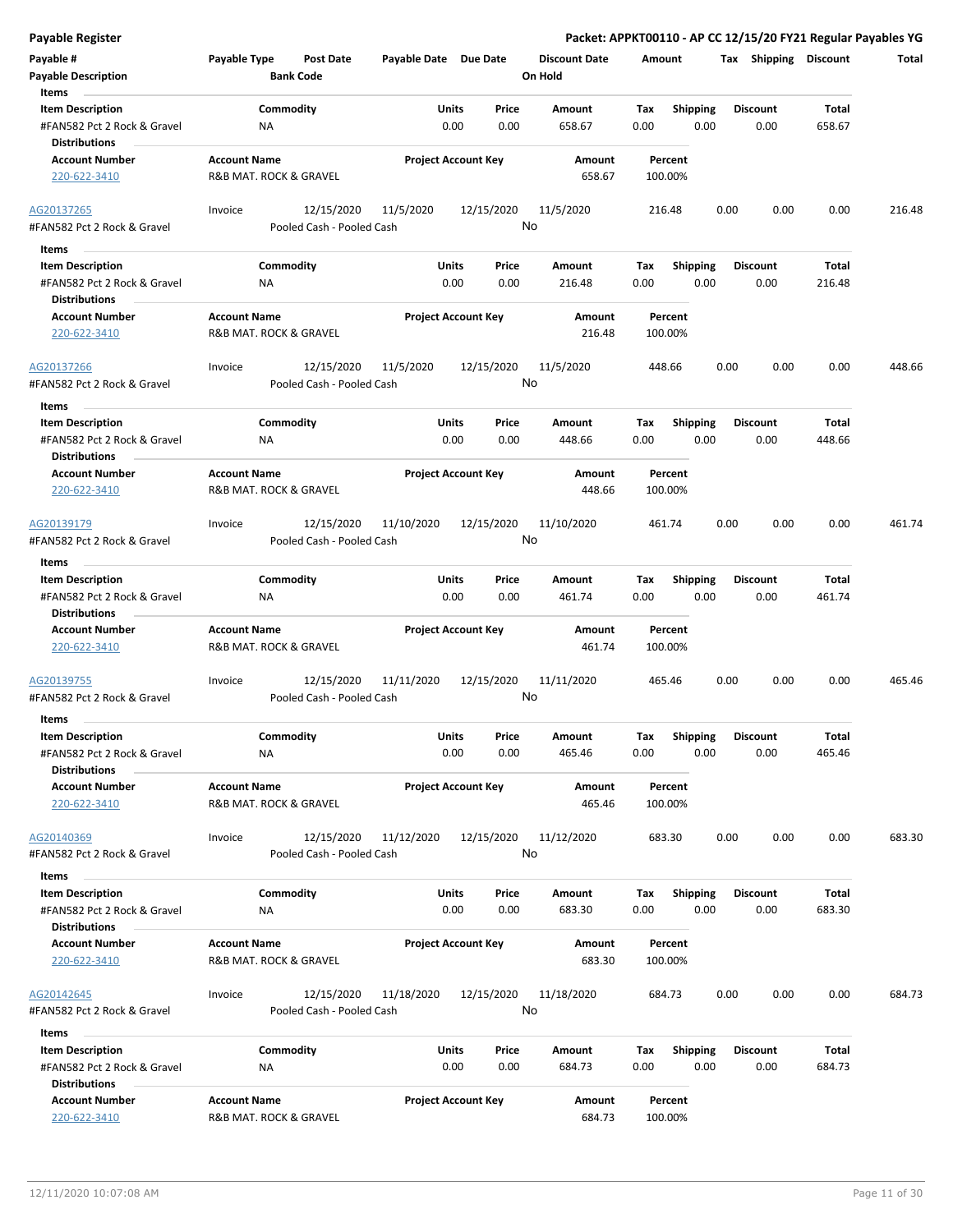**Payable Register** — Packet: APPKT00110 - AP CC 12/15/20 FY21 Regular Payables YG

| Payable # | Payable Type | Post Date | Payable Date | Due Date | Discount Date | Amount | Tax | Shipping | Discount | Total |
|---|---|---|---|---|---|---|---|---|---|---|
| **Payable Description** | | **Bank Code** | | | **On Hold** | | | | | |

**Items**

| Item Description | Commodity | Units | Price | Amount | Tax | Shipping | Discount | Total |
|---|---|---|---|---|---|---|---|---|
| #FAN582 Pct 2 Rock & Gravel | NA | 0.00 | 0.00 | 658.67 | 0.00 | 0.00 | 0.00 | 658.67 |

**Distributions**

| Account Number | Account Name | Project Account Key | Amount | Percent |
|---|---|---|---|---|
| 220-622-3410 | R&B MAT. ROCK & GRAVEL | | 658.67 | 100.00% |

---

| Payable # | Payable Type | Post Date | Payable Date | Due Date | Discount Date | Amount | Tax | Shipping | Discount | Total |
|---|---|---|---|---|---|---|---|---|---|---|
| AG20137265 | Invoice | 12/15/2020 | 11/5/2020 | 12/15/2020 | 11/5/2020 | 216.48 | 0.00 | 0.00 | 0.00 | 216.48 |
| #FAN582 Pct 2 Rock & Gravel | | Pooled Cash - Pooled Cash | | | No | | | | | |

**Items**

| Item Description | Commodity | Units | Price | Amount | Tax | Shipping | Discount | Total |
|---|---|---|---|---|---|---|---|---|
| #FAN582 Pct 2 Rock & Gravel | NA | 0.00 | 0.00 | 216.48 | 0.00 | 0.00 | 0.00 | 216.48 |

**Distributions**

| Account Number | Account Name | Project Account Key | Amount | Percent |
|---|---|---|---|---|
| 220-622-3410 | R&B MAT. ROCK & GRAVEL | | 216.48 | 100.00% |

---

| Payable # | Payable Type | Post Date | Payable Date | Due Date | Discount Date | Amount | Tax | Shipping | Discount | Total |
|---|---|---|---|---|---|---|---|---|---|---|
| AG20137266 | Invoice | 12/15/2020 | 11/5/2020 | 12/15/2020 | 11/5/2020 | 448.66 | 0.00 | 0.00 | 0.00 | 448.66 |
| #FAN582 Pct 2 Rock & Gravel | | Pooled Cash - Pooled Cash | | | No | | | | | |

**Items**

| Item Description | Commodity | Units | Price | Amount | Tax | Shipping | Discount | Total |
|---|---|---|---|---|---|---|---|---|
| #FAN582 Pct 2 Rock & Gravel | NA | 0.00 | 0.00 | 448.66 | 0.00 | 0.00 | 0.00 | 448.66 |

**Distributions**

| Account Number | Account Name | Project Account Key | Amount | Percent |
|---|---|---|---|---|
| 220-622-3410 | R&B MAT. ROCK & GRAVEL | | 448.66 | 100.00% |

---

| Payable # | Payable Type | Post Date | Payable Date | Due Date | Discount Date | Amount | Tax | Shipping | Discount | Total |
|---|---|---|---|---|---|---|---|---|---|---|
| AG20139179 | Invoice | 12/15/2020 | 11/10/2020 | 12/15/2020 | 11/10/2020 | 461.74 | 0.00 | 0.00 | 0.00 | 461.74 |
| #FAN582 Pct 2 Rock & Gravel | | Pooled Cash - Pooled Cash | | | No | | | | | |

**Items**

| Item Description | Commodity | Units | Price | Amount | Tax | Shipping | Discount | Total |
|---|---|---|---|---|---|---|---|---|
| #FAN582 Pct 2 Rock & Gravel | NA | 0.00 | 0.00 | 461.74 | 0.00 | 0.00 | 0.00 | 461.74 |

**Distributions**

| Account Number | Account Name | Project Account Key | Amount | Percent |
|---|---|---|---|---|
| 220-622-3410 | R&B MAT. ROCK & GRAVEL | | 461.74 | 100.00% |

---

| Payable # | Payable Type | Post Date | Payable Date | Due Date | Discount Date | Amount | Tax | Shipping | Discount | Total |
|---|---|---|---|---|---|---|---|---|---|---|
| AG20139755 | Invoice | 12/15/2020 | 11/11/2020 | 12/15/2020 | 11/11/2020 | 465.46 | 0.00 | 0.00 | 0.00 | 465.46 |
| #FAN582 Pct 2 Rock & Gravel | | Pooled Cash - Pooled Cash | | | No | | | | | |

**Items**

| Item Description | Commodity | Units | Price | Amount | Tax | Shipping | Discount | Total |
|---|---|---|---|---|---|---|---|---|
| #FAN582 Pct 2 Rock & Gravel | NA | 0.00 | 0.00 | 465.46 | 0.00 | 0.00 | 0.00 | 465.46 |

**Distributions**

| Account Number | Account Name | Project Account Key | Amount | Percent |
|---|---|---|---|---|
| 220-622-3410 | R&B MAT. ROCK & GRAVEL | | 465.46 | 100.00% |

---

| Payable # | Payable Type | Post Date | Payable Date | Due Date | Discount Date | Amount | Tax | Shipping | Discount | Total |
|---|---|---|---|---|---|---|---|---|---|---|
| AG20140369 | Invoice | 12/15/2020 | 11/12/2020 | 12/15/2020 | 11/12/2020 | 683.30 | 0.00 | 0.00 | 0.00 | 683.30 |
| #FAN582 Pct 2 Rock & Gravel | | Pooled Cash - Pooled Cash | | | No | | | | | |

**Items**

| Item Description | Commodity | Units | Price | Amount | Tax | Shipping | Discount | Total |
|---|---|---|---|---|---|---|---|---|
| #FAN582 Pct 2 Rock & Gravel | NA | 0.00 | 0.00 | 683.30 | 0.00 | 0.00 | 0.00 | 683.30 |

**Distributions**

| Account Number | Account Name | Project Account Key | Amount | Percent |
|---|---|---|---|---|
| 220-622-3410 | R&B MAT. ROCK & GRAVEL | | 683.30 | 100.00% |

---

| Payable # | Payable Type | Post Date | Payable Date | Due Date | Discount Date | Amount | Tax | Shipping | Discount | Total |
|---|---|---|---|---|---|---|---|---|---|---|
| AG20142645 | Invoice | 12/15/2020 | 11/18/2020 | 12/15/2020 | 11/18/2020 | 684.73 | 0.00 | 0.00 | 0.00 | 684.73 |
| #FAN582 Pct 2 Rock & Gravel | | Pooled Cash - Pooled Cash | | | No | | | | | |

**Items**

| Item Description | Commodity | Units | Price | Amount | Tax | Shipping | Discount | Total |
|---|---|---|---|---|---|---|---|---|
| #FAN582 Pct 2 Rock & Gravel | NA | 0.00 | 0.00 | 684.73 | 0.00 | 0.00 | 0.00 | 684.73 |

**Distributions**

| Account Number | Account Name | Project Account Key | Amount | Percent |
|---|---|---|---|---|
| 220-622-3410 | R&B MAT. ROCK & GRAVEL | | 684.73 | 100.00% |

12/11/2020 10:07:08 AM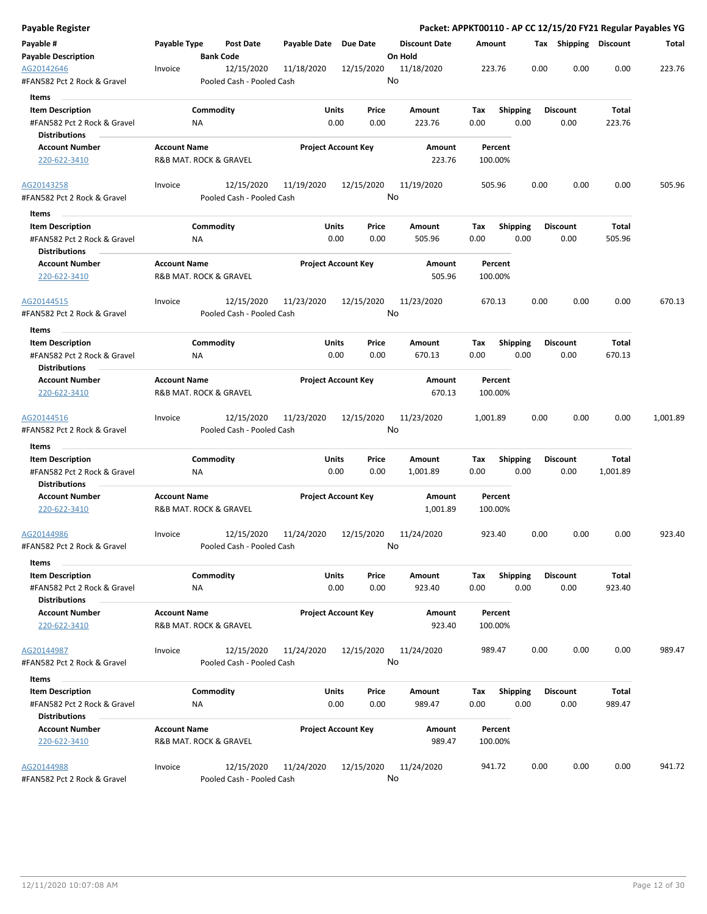**Payable Register** — **Packet: APPKT00110 - AP CC 12/15/20 FY21 Regular Payables YG**

| Payable # | Payable Type | Post Date | Payable Date | Due Date | Discount Date | Amount | Tax | Shipping | Discount | Total |
|---|---|---|---|---|---|---|---|---|---|---|
| **Payable Description** | | **Bank Code** | | | **On Hold** | | | | | |
| AG20142646 | Invoice | 12/15/2020 | 11/18/2020 | 12/15/2020 | 11/18/2020 | 223.76 | 0.00 | 0.00 | 0.00 | 223.76 |
| #FAN582 Pct 2 Rock & Gravel | | Pooled Cash - Pooled Cash | | | No | | | | | |

**Items**

| Item Description | Commodity | Units | Price | Amount | Tax | Shipping | Discount | Total |
|---|---|---|---|---|---|---|---|---|
| #FAN582 Pct 2 Rock & Gravel | NA | 0.00 | 0.00 | 223.76 | 0.00 | 0.00 | 0.00 | 223.76 |

**Distributions**

| Account Number | Account Name | Project Account Key | Amount | Percent |
|---|---|---|---|---|
| 220-622-3410 | R&B MAT. ROCK & GRAVEL | | 223.76 | 100.00% |

| Payable # | Payable Type | Post Date | Payable Date | Due Date | Discount Date | Amount | Tax | Shipping | Discount | Total |
|---|---|---|---|---|---|---|---|---|---|---|
| AG20143258 | Invoice | 12/15/2020 | 11/19/2020 | 12/15/2020 | 11/19/2020 | 505.96 | 0.00 | 0.00 | 0.00 | 505.96 |
| #FAN582 Pct 2 Rock & Gravel | | Pooled Cash - Pooled Cash | | | No | | | | | |

**Items**

| Item Description | Commodity | Units | Price | Amount | Tax | Shipping | Discount | Total |
|---|---|---|---|---|---|---|---|---|
| #FAN582 Pct 2 Rock & Gravel | NA | 0.00 | 0.00 | 505.96 | 0.00 | 0.00 | 0.00 | 505.96 |

**Distributions**

| Account Number | Account Name | Project Account Key | Amount | Percent |
|---|---|---|---|---|
| 220-622-3410 | R&B MAT. ROCK & GRAVEL | | 505.96 | 100.00% |

| Payable # | Payable Type | Post Date | Payable Date | Due Date | Discount Date | Amount | Tax | Shipping | Discount | Total |
|---|---|---|---|---|---|---|---|---|---|---|
| AG20144515 | Invoice | 12/15/2020 | 11/23/2020 | 12/15/2020 | 11/23/2020 | 670.13 | 0.00 | 0.00 | 0.00 | 670.13 |
| #FAN582 Pct 2 Rock & Gravel | | Pooled Cash - Pooled Cash | | | No | | | | | |

**Items**

| Item Description | Commodity | Units | Price | Amount | Tax | Shipping | Discount | Total |
|---|---|---|---|---|---|---|---|---|
| #FAN582 Pct 2 Rock & Gravel | NA | 0.00 | 0.00 | 670.13 | 0.00 | 0.00 | 0.00 | 670.13 |

**Distributions**

| Account Number | Account Name | Project Account Key | Amount | Percent |
|---|---|---|---|---|
| 220-622-3410 | R&B MAT. ROCK & GRAVEL | | 670.13 | 100.00% |

| Payable # | Payable Type | Post Date | Payable Date | Due Date | Discount Date | Amount | Tax | Shipping | Discount | Total |
|---|---|---|---|---|---|---|---|---|---|---|
| AG20144516 | Invoice | 12/15/2020 | 11/23/2020 | 12/15/2020 | 11/23/2020 | 1,001.89 | 0.00 | 0.00 | 0.00 | 1,001.89 |
| #FAN582 Pct 2 Rock & Gravel | | Pooled Cash - Pooled Cash | | | No | | | | | |

**Items**

| Item Description | Commodity | Units | Price | Amount | Tax | Shipping | Discount | Total |
|---|---|---|---|---|---|---|---|---|
| #FAN582 Pct 2 Rock & Gravel | NA | 0.00 | 0.00 | 1,001.89 | 0.00 | 0.00 | 0.00 | 1,001.89 |

**Distributions**

| Account Number | Account Name | Project Account Key | Amount | Percent |
|---|---|---|---|---|
| 220-622-3410 | R&B MAT. ROCK & GRAVEL | | 1,001.89 | 100.00% |

| Payable # | Payable Type | Post Date | Payable Date | Due Date | Discount Date | Amount | Tax | Shipping | Discount | Total |
|---|---|---|---|---|---|---|---|---|---|---|
| AG20144986 | Invoice | 12/15/2020 | 11/24/2020 | 12/15/2020 | 11/24/2020 | 923.40 | 0.00 | 0.00 | 0.00 | 923.40 |
| #FAN582 Pct 2 Rock & Gravel | | Pooled Cash - Pooled Cash | | | No | | | | | |

**Items**

| Item Description | Commodity | Units | Price | Amount | Tax | Shipping | Discount | Total |
|---|---|---|---|---|---|---|---|---|
| #FAN582 Pct 2 Rock & Gravel | NA | 0.00 | 0.00 | 923.40 | 0.00 | 0.00 | 0.00 | 923.40 |

**Distributions**

| Account Number | Account Name | Project Account Key | Amount | Percent |
|---|---|---|---|---|
| 220-622-3410 | R&B MAT. ROCK & GRAVEL | | 923.40 | 100.00% |

| Payable # | Payable Type | Post Date | Payable Date | Due Date | Discount Date | Amount | Tax | Shipping | Discount | Total |
|---|---|---|---|---|---|---|---|---|---|---|
| AG20144987 | Invoice | 12/15/2020 | 11/24/2020 | 12/15/2020 | 11/24/2020 | 989.47 | 0.00 | 0.00 | 0.00 | 989.47 |
| #FAN582 Pct 2 Rock & Gravel | | Pooled Cash - Pooled Cash | | | No | | | | | |

**Items**

| Item Description | Commodity | Units | Price | Amount | Tax | Shipping | Discount | Total |
|---|---|---|---|---|---|---|---|---|
| #FAN582 Pct 2 Rock & Gravel | NA | 0.00 | 0.00 | 989.47 | 0.00 | 0.00 | 0.00 | 989.47 |

**Distributions**

| Account Number | Account Name | Project Account Key | Amount | Percent |
|---|---|---|---|---|
| 220-622-3410 | R&B MAT. ROCK & GRAVEL | | 989.47 | 100.00% |

| Payable # | Payable Type | Post Date | Payable Date | Due Date | Discount Date | Amount | Tax | Shipping | Discount | Total |
|---|---|---|---|---|---|---|---|---|---|---|
| AG20144988 | Invoice | 12/15/2020 | 11/24/2020 | 12/15/2020 | 11/24/2020 | 941.72 | 0.00 | 0.00 | 0.00 | 941.72 |
| #FAN582 Pct 2 Rock & Gravel | | Pooled Cash - Pooled Cash | | | No | | | | | |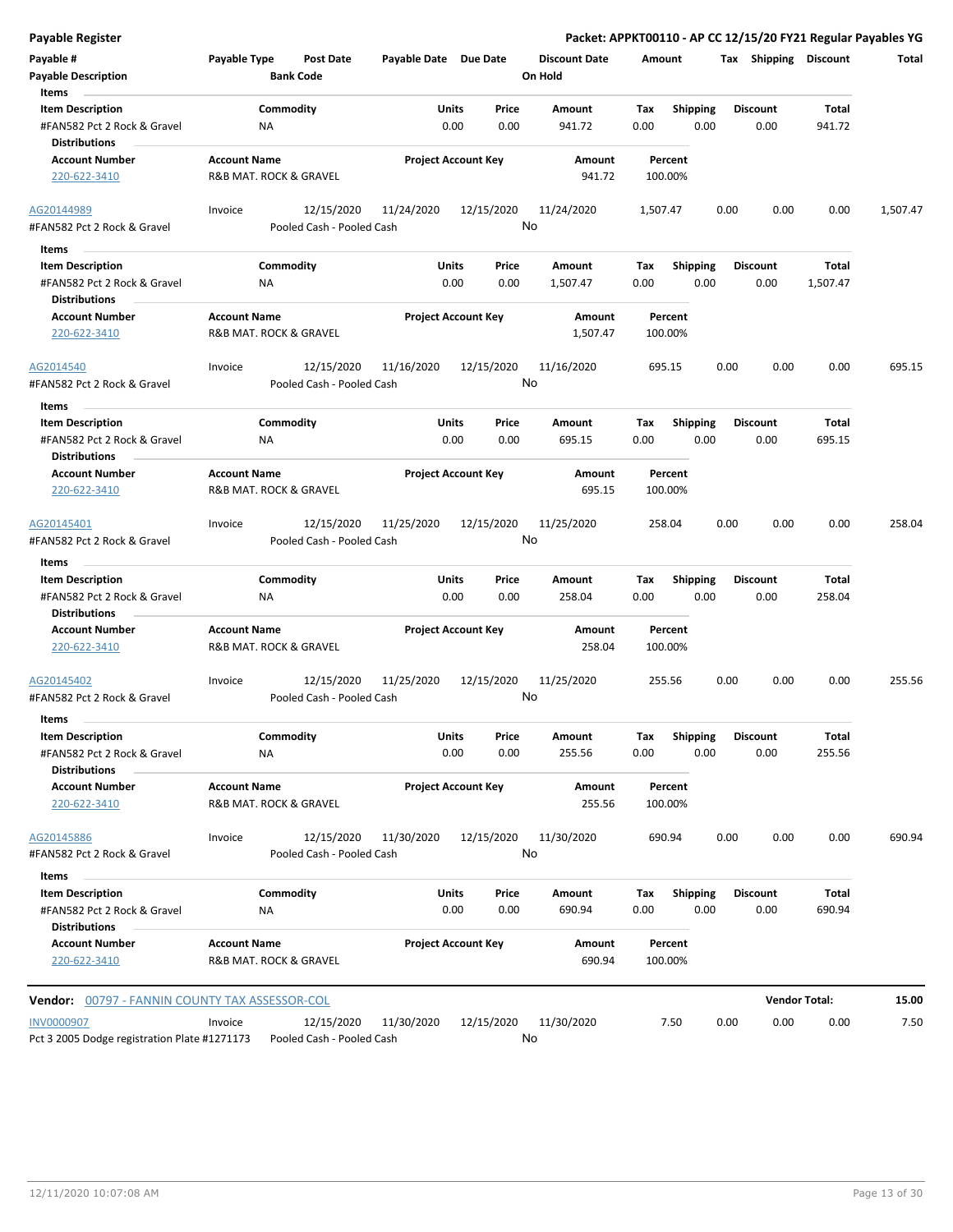**Payable Register** — Packet: APPKT00110 - AP CC 12/15/20 FY21 Regular Payables YG

| Payable # | Payable Type | Post Date | Payable Date | Due Date | Discount Date | Amount | Tax | Shipping | Discount | Total |
|---|---|---|---|---|---|---|---|---|---|---|
| Payable Description | | Bank Code | | | On Hold | | | | | |

**Items**

| Item Description | Commodity | Units | Price | Amount | Tax | Shipping | Discount | Total |
|---|---|---|---|---|---|---|---|---|
| #FAN582 Pct 2 Rock & Gravel | NA | 0.00 | 0.00 | 941.72 | 0.00 | 0.00 | 0.00 | 941.72 |

**Distributions**

| Account Number | Account Name | Project Account Key | Amount | Percent |
|---|---|---|---|---|
| 220-622-3410 | R&B MAT. ROCK & GRAVEL | | 941.72 | 100.00% |

| Payable # | Payable Type | Post Date | Payable Date | Due Date | Discount Date | Amount | Tax | Shipping | Discount | Total |
|---|---|---|---|---|---|---|---|---|---|---|
| AG20144989 | Invoice | 12/15/2020 | 11/24/2020 | 12/15/2020 | 11/24/2020 | 1,507.47 | 0.00 | 0.00 | 0.00 | 1,507.47 |
| #FAN582 Pct 2 Rock & Gravel | | Pooled Cash - Pooled Cash | | | No | | | | | |

**Items**

| Item Description | Commodity | Units | Price | Amount | Tax | Shipping | Discount | Total |
|---|---|---|---|---|---|---|---|---|
| #FAN582 Pct 2 Rock & Gravel | NA | 0.00 | 0.00 | 1,507.47 | 0.00 | 0.00 | 0.00 | 1,507.47 |

**Distributions**

| Account Number | Account Name | Project Account Key | Amount | Percent |
|---|---|---|---|---|
| 220-622-3410 | R&B MAT. ROCK & GRAVEL | | 1,507.47 | 100.00% |

| Payable # | Payable Type | Post Date | Payable Date | Due Date | Discount Date | Amount | Tax | Shipping | Discount | Total |
|---|---|---|---|---|---|---|---|---|---|---|
| AG2014540 | Invoice | 12/15/2020 | 11/16/2020 | 12/15/2020 | 11/16/2020 | 695.15 | 0.00 | 0.00 | 0.00 | 695.15 |
| #FAN582 Pct 2 Rock & Gravel | | Pooled Cash - Pooled Cash | | | No | | | | | |

**Items**

| Item Description | Commodity | Units | Price | Amount | Tax | Shipping | Discount | Total |
|---|---|---|---|---|---|---|---|---|
| #FAN582 Pct 2 Rock & Gravel | NA | 0.00 | 0.00 | 695.15 | 0.00 | 0.00 | 0.00 | 695.15 |

**Distributions**

| Account Number | Account Name | Project Account Key | Amount | Percent |
|---|---|---|---|---|
| 220-622-3410 | R&B MAT. ROCK & GRAVEL | | 695.15 | 100.00% |

| Payable # | Payable Type | Post Date | Payable Date | Due Date | Discount Date | Amount | Tax | Shipping | Discount | Total |
|---|---|---|---|---|---|---|---|---|---|---|
| AG20145401 | Invoice | 12/15/2020 | 11/25/2020 | 12/15/2020 | 11/25/2020 | 258.04 | 0.00 | 0.00 | 0.00 | 258.04 |
| #FAN582 Pct 2 Rock & Gravel | | Pooled Cash - Pooled Cash | | | No | | | | | |

**Items**

| Item Description | Commodity | Units | Price | Amount | Tax | Shipping | Discount | Total |
|---|---|---|---|---|---|---|---|---|
| #FAN582 Pct 2 Rock & Gravel | NA | 0.00 | 0.00 | 258.04 | 0.00 | 0.00 | 0.00 | 258.04 |

**Distributions**

| Account Number | Account Name | Project Account Key | Amount | Percent |
|---|---|---|---|---|
| 220-622-3410 | R&B MAT. ROCK & GRAVEL | | 258.04 | 100.00% |

| Payable # | Payable Type | Post Date | Payable Date | Due Date | Discount Date | Amount | Tax | Shipping | Discount | Total |
|---|---|---|---|---|---|---|---|---|---|---|
| AG20145402 | Invoice | 12/15/2020 | 11/25/2020 | 12/15/2020 | 11/25/2020 | 255.56 | 0.00 | 0.00 | 0.00 | 255.56 |
| #FAN582 Pct 2 Rock & Gravel | | Pooled Cash - Pooled Cash | | | No | | | | | |

**Items**

| Item Description | Commodity | Units | Price | Amount | Tax | Shipping | Discount | Total |
|---|---|---|---|---|---|---|---|---|
| #FAN582 Pct 2 Rock & Gravel | NA | 0.00 | 0.00 | 255.56 | 0.00 | 0.00 | 0.00 | 255.56 |

**Distributions**

| Account Number | Account Name | Project Account Key | Amount | Percent |
|---|---|---|---|---|
| 220-622-3410 | R&B MAT. ROCK & GRAVEL | | 255.56 | 100.00% |

| Payable # | Payable Type | Post Date | Payable Date | Due Date | Discount Date | Amount | Tax | Shipping | Discount | Total |
|---|---|---|---|---|---|---|---|---|---|---|
| AG20145886 | Invoice | 12/15/2020 | 11/30/2020 | 12/15/2020 | 11/30/2020 | 690.94 | 0.00 | 0.00 | 0.00 | 690.94 |
| #FAN582 Pct 2 Rock & Gravel | | Pooled Cash - Pooled Cash | | | No | | | | | |

**Items**

| Item Description | Commodity | Units | Price | Amount | Tax | Shipping | Discount | Total |
|---|---|---|---|---|---|---|---|---|
| #FAN582 Pct 2 Rock & Gravel | NA | 0.00 | 0.00 | 690.94 | 0.00 | 0.00 | 0.00 | 690.94 |

**Distributions**

| Account Number | Account Name | Project Account Key | Amount | Percent |
|---|---|---|---|---|
| 220-622-3410 | R&B MAT. ROCK & GRAVEL | | 690.94 | 100.00% |

**Vendor:** 00797 - FANNIN COUNTY TAX ASSESSOR-COL — **Vendor Total:** 15.00

| Payable # | Payable Type | Post Date | Payable Date | Due Date | Discount Date | Amount | Tax | Shipping | Discount | Total |
|---|---|---|---|---|---|---|---|---|---|---|
| INV0000907 | Invoice | 12/15/2020 | 11/30/2020 | 12/15/2020 | 11/30/2020 | 7.50 | 0.00 | 0.00 | 0.00 | 7.50 |
| Pct 3 2005 Dodge registration Plate #1271173 | | Pooled Cash - Pooled Cash | | | No | | | | | |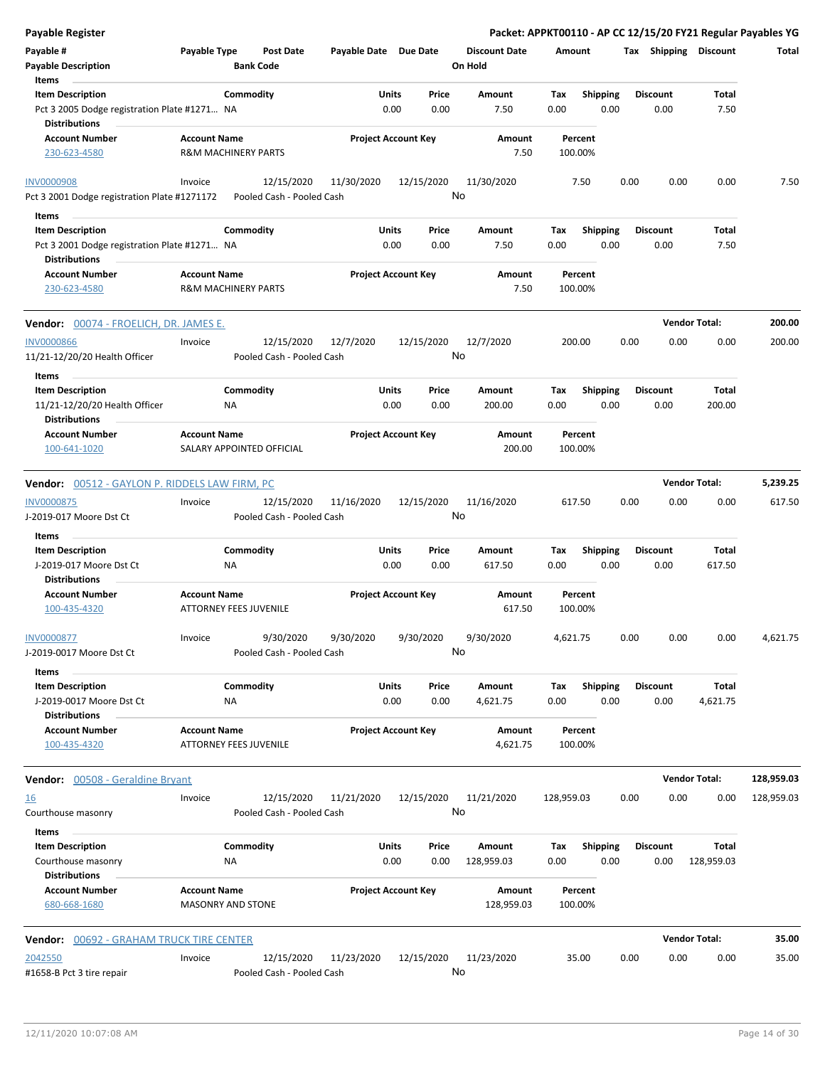**Payable Register** — Packet: APPKT00110 - AP CC 12/15/20 FY21 Regular Payables YG

| Payable # | Payable Type | Post Date | Payable Date | Due Date | Discount Date | Amount | Tax | Shipping | Discount | Total |
|---|---|---|---|---|---|---|---|---|---|---|
| Payable Description | | Bank Code | | | On Hold | | | | | |

Items

| Item Description | Commodity | Units | Price | Amount | Tax | Shipping | Discount | Total |
|---|---|---|---|---|---|---|---|---|
| Pct 3 2005 Dodge registration Plate #1271... | NA | 0.00 | 0.00 | 7.50 | 0.00 | 0.00 | 0.00 | 7.50 |

Distributions

| Account Number | Account Name | Project Account Key | Amount | Percent |
|---|---|---|---|---|
| 230-623-4580 | R&M MACHINERY PARTS | | 7.50 | 100.00% |

| Payable # | Payable Type | Post Date | Payable Date | Due Date | Discount Date | Amount | Tax | Shipping | Discount | Total |
|---|---|---|---|---|---|---|---|---|---|---|
| INV0000908 | Invoice | 12/15/2020 | 11/30/2020 | 12/15/2020 | 11/30/2020 | 7.50 | 0.00 | 0.00 | 0.00 | 7.50 |
| Pct 3 2001 Dodge registration Plate #1271172 | | Pooled Cash - Pooled Cash | | | No | | | | | |

Items

| Item Description | Commodity | Units | Price | Amount | Tax | Shipping | Discount | Total |
|---|---|---|---|---|---|---|---|---|
| Pct 3 2001 Dodge registration Plate #1271... | NA | 0.00 | 0.00 | 7.50 | 0.00 | 0.00 | 0.00 | 7.50 |

Distributions

| Account Number | Account Name | Project Account Key | Amount | Percent |
|---|---|---|---|---|
| 230-623-4580 | R&M MACHINERY PARTS | | 7.50 | 100.00% |

**Vendor: 00074 - FROELICH, DR. JAMES E.** — Vendor Total: **200.00**

| Payable # | Payable Type | Post Date | Payable Date | Due Date | Discount Date | Amount | Tax | Shipping | Discount | Total |
|---|---|---|---|---|---|---|---|---|---|---|
| INV0000866 | Invoice | 12/15/2020 | 12/7/2020 | 12/15/2020 | 12/7/2020 | 200.00 | 0.00 | 0.00 | 0.00 | 200.00 |
| 11/21-12/20/20 Health Officer | | Pooled Cash - Pooled Cash | | | No | | | | | |

Items

| Item Description | Commodity | Units | Price | Amount | Tax | Shipping | Discount | Total |
|---|---|---|---|---|---|---|---|---|
| 11/21-12/20/20 Health Officer | NA | 0.00 | 0.00 | 200.00 | 0.00 | 0.00 | 0.00 | 200.00 |

Distributions

| Account Number | Account Name | Project Account Key | Amount | Percent |
|---|---|---|---|---|
| 100-641-1020 | SALARY APPOINTED OFFICIAL | | 200.00 | 100.00% |

**Vendor: 00512 - GAYLON P. RIDDELS LAW FIRM, PC** — Vendor Total: **5,239.25**

| Payable # | Payable Type | Post Date | Payable Date | Due Date | Discount Date | Amount | Tax | Shipping | Discount | Total |
|---|---|---|---|---|---|---|---|---|---|---|
| INV0000875 | Invoice | 12/15/2020 | 11/16/2020 | 12/15/2020 | 11/16/2020 | 617.50 | 0.00 | 0.00 | 0.00 | 617.50 |
| J-2019-017 Moore Dst Ct | | Pooled Cash - Pooled Cash | | | No | | | | | |

Items

| Item Description | Commodity | Units | Price | Amount | Tax | Shipping | Discount | Total |
|---|---|---|---|---|---|---|---|---|
| J-2019-017 Moore Dst Ct | NA | 0.00 | 0.00 | 617.50 | 0.00 | 0.00 | 0.00 | 617.50 |

Distributions

| Account Number | Account Name | Project Account Key | Amount | Percent |
|---|---|---|---|---|
| 100-435-4320 | ATTORNEY FEES JUVENILE | | 617.50 | 100.00% |

| Payable # | Payable Type | Post Date | Payable Date | Due Date | Discount Date | Amount | Tax | Shipping | Discount | Total |
|---|---|---|---|---|---|---|---|---|---|---|
| INV0000877 | Invoice | 9/30/2020 | 9/30/2020 | 9/30/2020 | 9/30/2020 | 4,621.75 | 0.00 | 0.00 | 0.00 | 4,621.75 |
| J-2019-0017 Moore Dst Ct | | Pooled Cash - Pooled Cash | | | No | | | | | |

Items

| Item Description | Commodity | Units | Price | Amount | Tax | Shipping | Discount | Total |
|---|---|---|---|---|---|---|---|---|
| J-2019-0017 Moore Dst Ct | NA | 0.00 | 0.00 | 4,621.75 | 0.00 | 0.00 | 0.00 | 4,621.75 |

Distributions

| Account Number | Account Name | Project Account Key | Amount | Percent |
|---|---|---|---|---|
| 100-435-4320 | ATTORNEY FEES JUVENILE | | 4,621.75 | 100.00% |

**Vendor: 00508 - Geraldine Bryant** — Vendor Total: **128,959.03**

| Payable # | Payable Type | Post Date | Payable Date | Due Date | Discount Date | Amount | Tax | Shipping | Discount | Total |
|---|---|---|---|---|---|---|---|---|---|---|
| 16 | Invoice | 12/15/2020 | 11/21/2020 | 12/15/2020 | 11/21/2020 | 128,959.03 | 0.00 | 0.00 | 0.00 | 128,959.03 |
| Courthouse masonry | | Pooled Cash - Pooled Cash | | | No | | | | | |

Items

| Item Description | Commodity | Units | Price | Amount | Tax | Shipping | Discount | Total |
|---|---|---|---|---|---|---|---|---|
| Courthouse masonry | NA | 0.00 | 0.00 | 128,959.03 | 0.00 | 0.00 | 0.00 | 128,959.03 |

Distributions

| Account Number | Account Name | Project Account Key | Amount | Percent |
|---|---|---|---|---|
| 680-668-1680 | MASONRY AND STONE | | 128,959.03 | 100.00% |

**Vendor: 00692 - GRAHAM TRUCK TIRE CENTER** — Vendor Total: **35.00**

| Payable # | Payable Type | Post Date | Payable Date | Due Date | Discount Date | Amount | Tax | Shipping | Discount | Total |
|---|---|---|---|---|---|---|---|---|---|---|
| 2042550 | Invoice | 12/15/2020 | 11/23/2020 | 12/15/2020 | 11/23/2020 | 35.00 | 0.00 | 0.00 | 0.00 | 35.00 |
| #1658-B Pct 3 tire repair | | Pooled Cash - Pooled Cash | | | No | | | | | |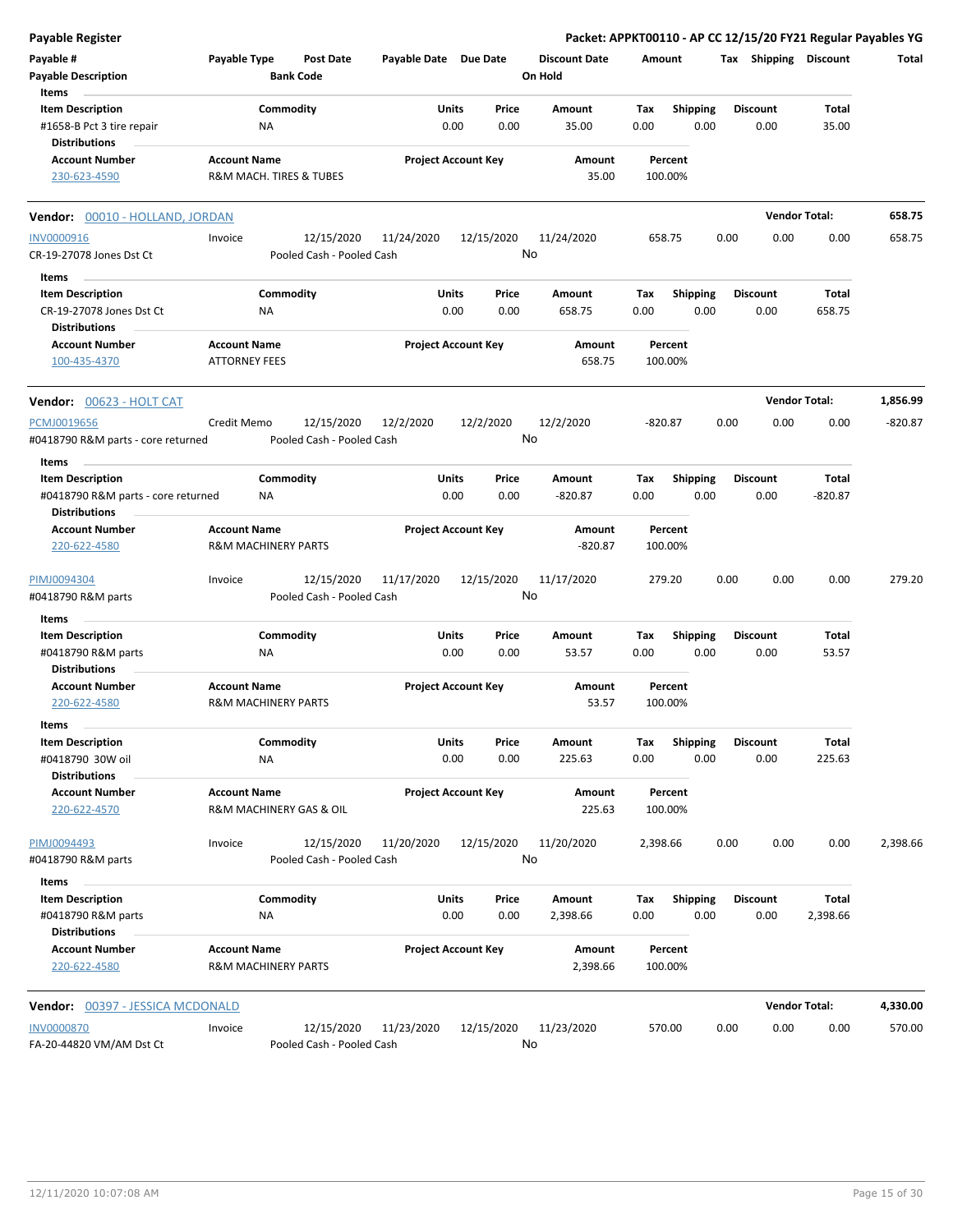**Payable Register** — Packet: APPKT00110 - AP CC 12/15/20 FY21 Regular Payables YG

| Payable # | Payable Type | Post Date | Payable Date | Due Date | Discount Date | Amount | Tax | Shipping | Discount | Total |
|---|---|---|---|---|---|---|---|---|---|---|
| Payable Description | | Bank Code | | | On Hold | | | | | |

**Items**

| Item Description | Commodity | Units | Price | Amount | Tax | Shipping | Discount | Total |
|---|---|---|---|---|---|---|---|---|
| #1658-B Pct 3 tire repair | NA | 0.00 | 0.00 | 35.00 | 0.00 | 0.00 | 0.00 | 35.00 |

**Distributions**

| Account Number | Account Name | Project Account Key | Amount | Percent |
|---|---|---|---|---|
| 230-623-4590 | R&M MACH. TIRES & TUBES | | 35.00 | 100.00% |

---

**Vendor: 00010 - HOLLAND, JORDAN** — Vendor Total: 658.75

| Payable # | Payable Type | Post Date | Payable Date | Due Date | Discount Date | Amount | Tax | Shipping | Discount | Total |
|---|---|---|---|---|---|---|---|---|---|---|
| INV0000916 | Invoice | 12/15/2020 | 11/24/2020 | 12/15/2020 | 11/24/2020 | 658.75 | 0.00 | 0.00 | 0.00 | 658.75 |
| CR-19-27078 Jones Dst Ct | | Pooled Cash - Pooled Cash | | | No | | | | | |

**Items**

| Item Description | Commodity | Units | Price | Amount | Tax | Shipping | Discount | Total |
|---|---|---|---|---|---|---|---|---|
| CR-19-27078 Jones Dst Ct | NA | 0.00 | 0.00 | 658.75 | 0.00 | 0.00 | 0.00 | 658.75 |

**Distributions**

| Account Number | Account Name | Project Account Key | Amount | Percent |
|---|---|---|---|---|
| 100-435-4370 | ATTORNEY FEES | | 658.75 | 100.00% |

---

**Vendor: 00623 - HOLT CAT** — Vendor Total: 1,856.99

| Payable # | Payable Type | Post Date | Payable Date | Due Date | Discount Date | Amount | Tax | Shipping | Discount | Total |
|---|---|---|---|---|---|---|---|---|---|---|
| PCMJ0019656 | Credit Memo | 12/15/2020 | 12/2/2020 | 12/2/2020 | 12/2/2020 | -820.87 | 0.00 | 0.00 | 0.00 | -820.87 |
| #0418790 R&M parts - core returned | | Pooled Cash - Pooled Cash | | | No | | | | | |

**Items**

| Item Description | Commodity | Units | Price | Amount | Tax | Shipping | Discount | Total |
|---|---|---|---|---|---|---|---|---|
| #0418790 R&M parts - core returned | NA | 0.00 | 0.00 | -820.87 | 0.00 | 0.00 | 0.00 | -820.87 |

**Distributions**

| Account Number | Account Name | Project Account Key | Amount | Percent |
|---|---|---|---|---|
| 220-622-4580 | R&M MACHINERY PARTS | | -820.87 | 100.00% |

| Payable # | Payable Type | Post Date | Payable Date | Due Date | Discount Date | Amount | Tax | Shipping | Discount | Total |
|---|---|---|---|---|---|---|---|---|---|---|
| PIMJ0094304 | Invoice | 12/15/2020 | 11/17/2020 | 12/15/2020 | 11/17/2020 | 279.20 | 0.00 | 0.00 | 0.00 | 279.20 |
| #0418790 R&M parts | | Pooled Cash - Pooled Cash | | | No | | | | | |

**Items**

| Item Description | Commodity | Units | Price | Amount | Tax | Shipping | Discount | Total |
|---|---|---|---|---|---|---|---|---|
| #0418790 R&M parts | NA | 0.00 | 0.00 | 53.57 | 0.00 | 0.00 | 0.00 | 53.57 |

**Distributions**

| Account Number | Account Name | Project Account Key | Amount | Percent |
|---|---|---|---|---|
| 220-622-4580 | R&M MACHINERY PARTS | | 53.57 | 100.00% |

**Items**

| Item Description | Commodity | Units | Price | Amount | Tax | Shipping | Discount | Total |
|---|---|---|---|---|---|---|---|---|
| #0418790 30W oil | NA | 0.00 | 0.00 | 225.63 | 0.00 | 0.00 | 0.00 | 225.63 |

**Distributions**

| Account Number | Account Name | Project Account Key | Amount | Percent |
|---|---|---|---|---|
| 220-622-4570 | R&M MACHINERY GAS & OIL | | 225.63 | 100.00% |

| Payable # | Payable Type | Post Date | Payable Date | Due Date | Discount Date | Amount | Tax | Shipping | Discount | Total |
|---|---|---|---|---|---|---|---|---|---|---|
| PIMJ0094493 | Invoice | 12/15/2020 | 11/20/2020 | 12/15/2020 | 11/20/2020 | 2,398.66 | 0.00 | 0.00 | 0.00 | 2,398.66 |
| #0418790 R&M parts | | Pooled Cash - Pooled Cash | | | No | | | | | |

**Items**

| Item Description | Commodity | Units | Price | Amount | Tax | Shipping | Discount | Total |
|---|---|---|---|---|---|---|---|---|
| #0418790 R&M parts | NA | 0.00 | 0.00 | 2,398.66 | 0.00 | 0.00 | 0.00 | 2,398.66 |

**Distributions**

| Account Number | Account Name | Project Account Key | Amount | Percent |
|---|---|---|---|---|
| 220-622-4580 | R&M MACHINERY PARTS | | 2,398.66 | 100.00% |

---

**Vendor: 00397 - JESSICA MCDONALD** — Vendor Total: 4,330.00

| Payable # | Payable Type | Post Date | Payable Date | Due Date | Discount Date | Amount | Tax | Shipping | Discount | Total |
|---|---|---|---|---|---|---|---|---|---|---|
| INV0000870 | Invoice | 12/15/2020 | 11/23/2020 | 12/15/2020 | 11/23/2020 | 570.00 | 0.00 | 0.00 | 0.00 | 570.00 |
| FA-20-44820 VM/AM Dst Ct | | Pooled Cash - Pooled Cash | | | No | | | | | |

12/11/2020 10:07:08 AM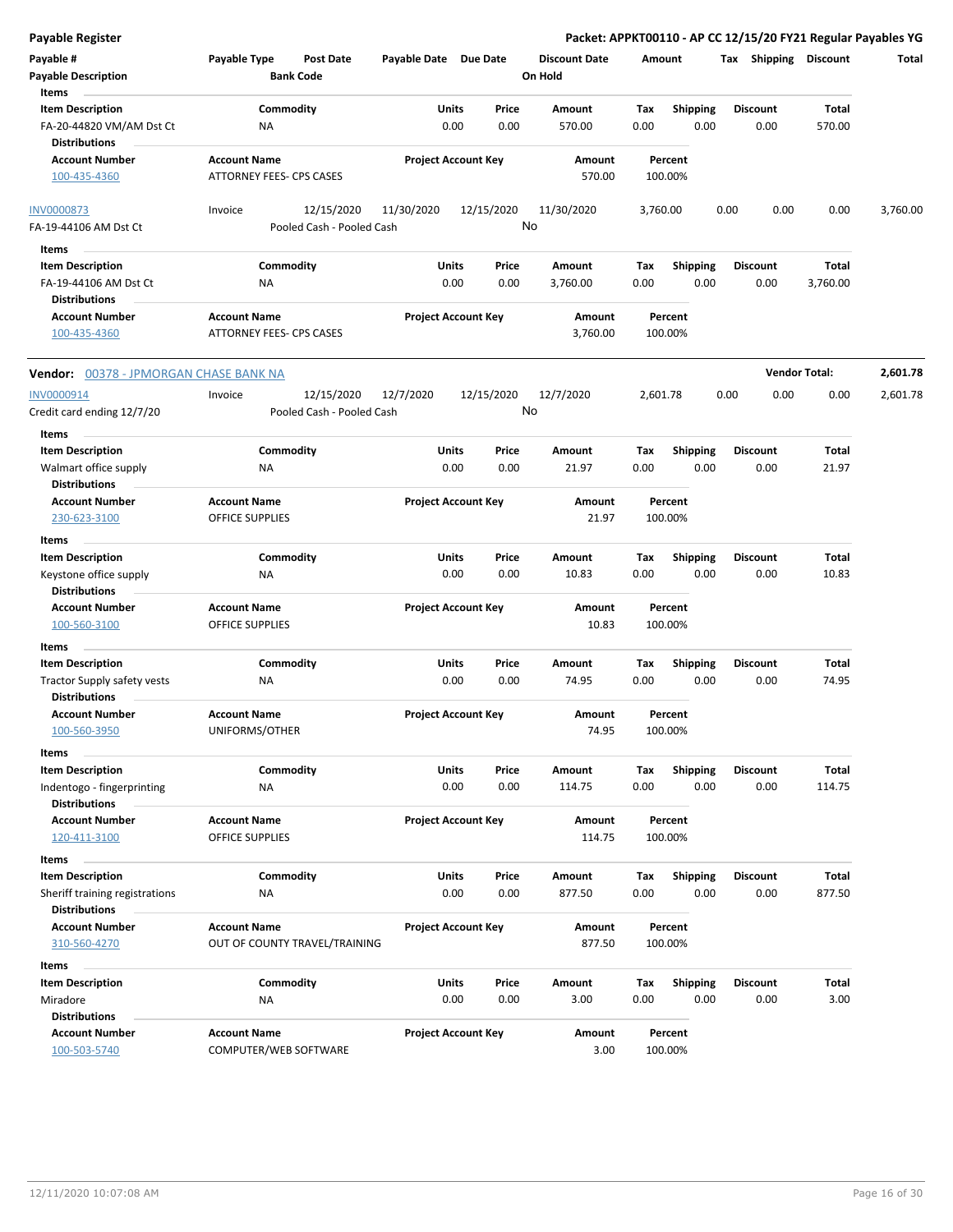# Payable Register

**Packet: APPKT00110 - AP CC 12/15/20 FY21 Regular Payables YG**

| Payable # | Payable Type | Post Date | Payable Date | Due Date | Discount Date | Amount | Tax | Shipping | Discount | Total |
|---|---|---|---|---|---|---|---|---|---|---|
| Payable Description | | Bank Code | | | On Hold | | | | | |

**Items**

| Item Description | Commodity | Units | Price | Amount | Tax | Shipping | Discount | Total |
|---|---|---|---|---|---|---|---|---|
| FA-20-44820 VM/AM Dst Ct | NA | 0.00 | 0.00 | 570.00 | 0.00 | 0.00 | 0.00 | 570.00 |

**Distributions**

| Account Number | Account Name | Project Account Key | Amount | Percent |
|---|---|---|---|---|
| 100-435-4360 | ATTORNEY FEES- CPS CASES | | 570.00 | 100.00% |

| Payable # | Payable Type | Post Date | Payable Date | Due Date | Discount Date | Amount | Tax | Shipping | Discount | Total |
|---|---|---|---|---|---|---|---|---|---|---|
| INV0000873 | Invoice | 12/15/2020 | 11/30/2020 | 12/15/2020 | 11/30/2020 | 3,760.00 | 0.00 | 0.00 | 0.00 | 3,760.00 |
| FA-19-44106 AM Dst Ct | | Pooled Cash - Pooled Cash | | | No | | | | | |

**Items**

| Item Description | Commodity | Units | Price | Amount | Tax | Shipping | Discount | Total |
|---|---|---|---|---|---|---|---|---|
| FA-19-44106 AM Dst Ct | NA | 0.00 | 0.00 | 3,760.00 | 0.00 | 0.00 | 0.00 | 3,760.00 |

**Distributions**

| Account Number | Account Name | Project Account Key | Amount | Percent |
|---|---|---|---|---|
| 100-435-4360 | ATTORNEY FEES- CPS CASES | | 3,760.00 | 100.00% |

## Vendor: 00378 - JPMORGAN CHASE BANK NA

**Vendor Total: 2,601.78**

| Payable # | Payable Type | Post Date | Payable Date | Due Date | Discount Date | Amount | Tax | Shipping | Discount | Total |
|---|---|---|---|---|---|---|---|---|---|---|
| INV0000914 | Invoice | 12/15/2020 | 12/7/2020 | 12/15/2020 | 12/7/2020 | 2,601.78 | 0.00 | 0.00 | 0.00 | 2,601.78 |
| Credit card ending 12/7/20 | | Pooled Cash - Pooled Cash | | | No | | | | | |

**Items**

| Item Description | Commodity | Units | Price | Amount | Tax | Shipping | Discount | Total |
|---|---|---|---|---|---|---|---|---|
| Walmart office supply | NA | 0.00 | 0.00 | 21.97 | 0.00 | 0.00 | 0.00 | 21.97 |

**Distributions**

| Account Number | Account Name | Project Account Key | Amount | Percent |
|---|---|---|---|---|
| 230-623-3100 | OFFICE SUPPLIES | | 21.97 | 100.00% |

**Items**

| Item Description | Commodity | Units | Price | Amount | Tax | Shipping | Discount | Total |
|---|---|---|---|---|---|---|---|---|
| Keystone office supply | NA | 0.00 | 0.00 | 10.83 | 0.00 | 0.00 | 0.00 | 10.83 |

**Distributions**

| Account Number | Account Name | Project Account Key | Amount | Percent |
|---|---|---|---|---|
| 100-560-3100 | OFFICE SUPPLIES | | 10.83 | 100.00% |

**Items**

| Item Description | Commodity | Units | Price | Amount | Tax | Shipping | Discount | Total |
|---|---|---|---|---|---|---|---|---|
| Tractor Supply safety vests | NA | 0.00 | 0.00 | 74.95 | 0.00 | 0.00 | 0.00 | 74.95 |

**Distributions**

| Account Number | Account Name | Project Account Key | Amount | Percent |
|---|---|---|---|---|
| 100-560-3950 | UNIFORMS/OTHER | | 74.95 | 100.00% |

**Items**

| Item Description | Commodity | Units | Price | Amount | Tax | Shipping | Discount | Total |
|---|---|---|---|---|---|---|---|---|
| Indentogo - fingerprinting | NA | 0.00 | 0.00 | 114.75 | 0.00 | 0.00 | 0.00 | 114.75 |

**Distributions**

| Account Number | Account Name | Project Account Key | Amount | Percent |
|---|---|---|---|---|
| 120-411-3100 | OFFICE SUPPLIES | | 114.75 | 100.00% |

**Items**

| Item Description | Commodity | Units | Price | Amount | Tax | Shipping | Discount | Total |
|---|---|---|---|---|---|---|---|---|
| Sheriff training registrations | NA | 0.00 | 0.00 | 877.50 | 0.00 | 0.00 | 0.00 | 877.50 |

**Distributions**

| Account Number | Account Name | Project Account Key | Amount | Percent |
|---|---|---|---|---|
| 310-560-4270 | OUT OF COUNTY TRAVEL/TRAINING | | 877.50 | 100.00% |

**Items**

| Item Description | Commodity | Units | Price | Amount | Tax | Shipping | Discount | Total |
|---|---|---|---|---|---|---|---|---|
| Miradore | NA | 0.00 | 0.00 | 3.00 | 0.00 | 0.00 | 0.00 | 3.00 |

**Distributions**

| Account Number | Account Name | Project Account Key | Amount | Percent |
|---|---|---|---|---|
| 100-503-5740 | COMPUTER/WEB SOFTWARE | | 3.00 | 100.00% |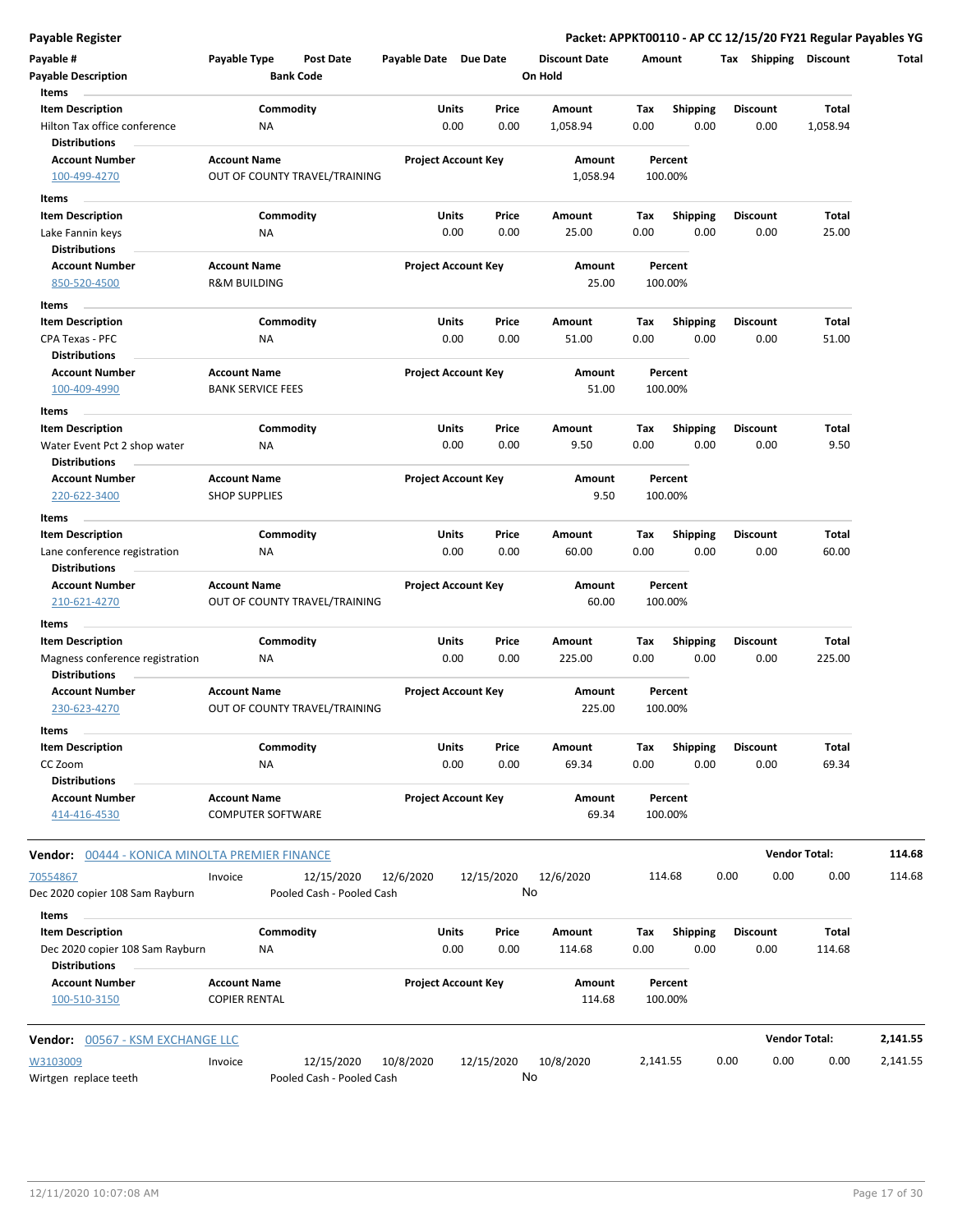**Payable Register** — **Packet: APPKT00110 - AP CC 12/15/20 FY21 Regular Payables YG**

| Payable # | Payable Type | Post Date | Payable Date | Due Date | Discount Date | Amount | Tax | Shipping | Discount | Total |
|---|---|---|---|---|---|---|---|---|---|---|
| Payable Description | | Bank Code | | | On Hold | | | | | |

**Items**

| Item Description | Commodity | Units | Price | Amount | Tax | Shipping | Discount | Total |
|---|---|---|---|---|---|---|---|---|
| Hilton Tax office conference | NA | 0.00 | 0.00 | 1,058.94 | 0.00 | 0.00 | 0.00 | 1,058.94 |

**Distributions**

| Account Number | Account Name | Project Account Key | Amount | Percent |
|---|---|---|---|---|
| 100-499-4270 | OUT OF COUNTY TRAVEL/TRAINING | | 1,058.94 | 100.00% |

**Items**

| Item Description | Commodity | Units | Price | Amount | Tax | Shipping | Discount | Total |
|---|---|---|---|---|---|---|---|---|
| Lake Fannin keys | NA | 0.00 | 0.00 | 25.00 | 0.00 | 0.00 | 0.00 | 25.00 |

**Distributions**

| Account Number | Account Name | Project Account Key | Amount | Percent |
|---|---|---|---|---|
| 850-520-4500 | R&M BUILDING | | 25.00 | 100.00% |

**Items**

| Item Description | Commodity | Units | Price | Amount | Tax | Shipping | Discount | Total |
|---|---|---|---|---|---|---|---|---|
| CPA Texas - PFC | NA | 0.00 | 0.00 | 51.00 | 0.00 | 0.00 | 0.00 | 51.00 |

**Distributions**

| Account Number | Account Name | Project Account Key | Amount | Percent |
|---|---|---|---|---|
| 100-409-4990 | BANK SERVICE FEES | | 51.00 | 100.00% |

**Items**

| Item Description | Commodity | Units | Price | Amount | Tax | Shipping | Discount | Total |
|---|---|---|---|---|---|---|---|---|
| Water Event Pct 2 shop water | NA | 0.00 | 0.00 | 9.50 | 0.00 | 0.00 | 0.00 | 9.50 |

**Distributions**

| Account Number | Account Name | Project Account Key | Amount | Percent |
|---|---|---|---|---|
| 220-622-3400 | SHOP SUPPLIES | | 9.50 | 100.00% |

**Items**

| Item Description | Commodity | Units | Price | Amount | Tax | Shipping | Discount | Total |
|---|---|---|---|---|---|---|---|---|
| Lane conference registration | NA | 0.00 | 0.00 | 60.00 | 0.00 | 0.00 | 0.00 | 60.00 |

**Distributions**

| Account Number | Account Name | Project Account Key | Amount | Percent |
|---|---|---|---|---|
| 210-621-4270 | OUT OF COUNTY TRAVEL/TRAINING | | 60.00 | 100.00% |

**Items**

| Item Description | Commodity | Units | Price | Amount | Tax | Shipping | Discount | Total |
|---|---|---|---|---|---|---|---|---|
| Magness conference registration | NA | 0.00 | 0.00 | 225.00 | 0.00 | 0.00 | 0.00 | 225.00 |

**Distributions**

| Account Number | Account Name | Project Account Key | Amount | Percent |
|---|---|---|---|---|
| 230-623-4270 | OUT OF COUNTY TRAVEL/TRAINING | | 225.00 | 100.00% |

**Items**

| Item Description | Commodity | Units | Price | Amount | Tax | Shipping | Discount | Total |
|---|---|---|---|---|---|---|---|---|
| CC Zoom | NA | 0.00 | 0.00 | 69.34 | 0.00 | 0.00 | 0.00 | 69.34 |

**Distributions**

| Account Number | Account Name | Project Account Key | Amount | Percent |
|---|---|---|---|---|
| 414-416-4530 | COMPUTER SOFTWARE | | 69.34 | 100.00% |

**Vendor:** 00444 - KONICA MINOLTA PREMIER FINANCE — **Vendor Total: 114.68**

| Payable # | Payable Type | Post Date | Payable Date | Due Date | Discount Date | Amount | Tax | Shipping | Discount | Total |
|---|---|---|---|---|---|---|---|---|---|---|
| 70554867 | Invoice | 12/15/2020 | 12/6/2020 | 12/15/2020 | 12/6/2020 | 114.68 | 0.00 | 0.00 | 0.00 | 114.68 |
| Dec 2020 copier 108 Sam Rayburn | | Pooled Cash - Pooled Cash | | | No | | | | | |

**Items**

| Item Description | Commodity | Units | Price | Amount | Tax | Shipping | Discount | Total |
|---|---|---|---|---|---|---|---|---|
| Dec 2020 copier 108 Sam Rayburn | NA | 0.00 | 0.00 | 114.68 | 0.00 | 0.00 | 0.00 | 114.68 |

**Distributions**

| Account Number | Account Name | Project Account Key | Amount | Percent |
|---|---|---|---|---|
| 100-510-3150 | COPIER RENTAL | | 114.68 | 100.00% |

**Vendor:** 00567 - KSM EXCHANGE LLC — **Vendor Total: 2,141.55**

| Payable # | Payable Type | Post Date | Payable Date | Due Date | Discount Date | Amount | Tax | Shipping | Discount | Total |
|---|---|---|---|---|---|---|---|---|---|---|
| W3103009 | Invoice | 12/15/2020 | 10/8/2020 | 12/15/2020 | 10/8/2020 | 2,141.55 | 0.00 | 0.00 | 0.00 | 2,141.55 |
| Wirtgen replace teeth | | Pooled Cash - Pooled Cash | | | No | | | | | |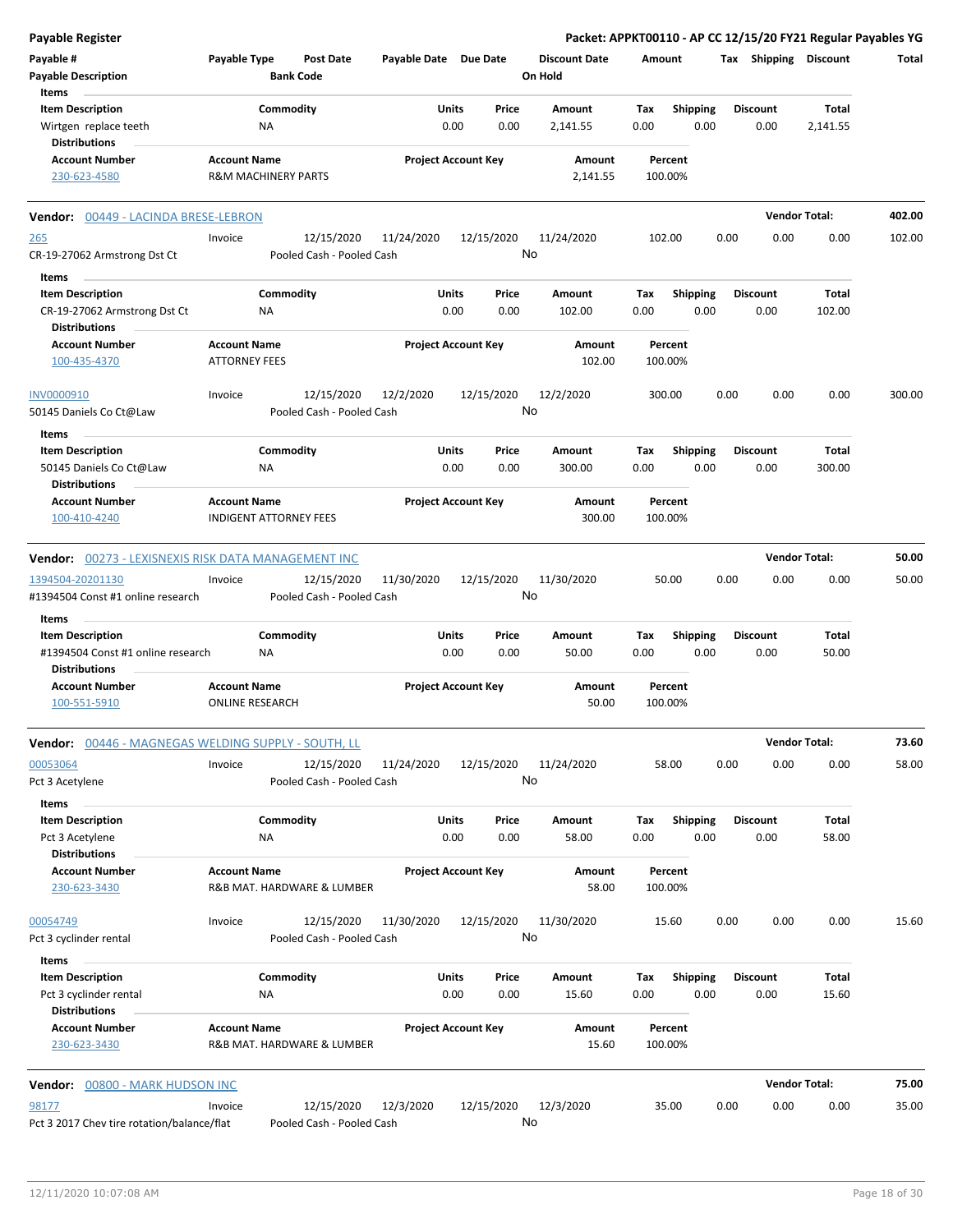Payable Register

Packet: APPKT00110 - AP CC 12/15/20 FY21 Regular Payables YG

| Payable # | Payable Type | Post Date | Payable Date | Due Date | Discount Date | Amount | Tax | Shipping | Discount | Total |
|---|---|---|---|---|---|---|---|---|---|---|
| Payable Description | | Bank Code | | | On Hold | | | | | |

Items

| Item Description | Commodity | Units | Price | Amount | Tax | Shipping | Discount | Total |
|---|---|---|---|---|---|---|---|---|
| Wirtgen replace teeth | NA | 0.00 | 0.00 | 2,141.55 | 0.00 | 0.00 | 0.00 | 2,141.55 |

Distributions

| Account Number | Account Name | Project Account Key | Amount | Percent |
|---|---|---|---|---|
| 230-623-4580 | R&M MACHINERY PARTS | | 2,141.55 | 100.00% |

**Vendor: 00449 - LACINDA BRESE-LEBRON** — Vendor Total: **402.00**

| Payable # | Payable Type | Post Date | Payable Date | Due Date | Discount Date | Amount | Tax | Shipping | Discount | Total |
|---|---|---|---|---|---|---|---|---|---|---|
| 265 | Invoice | 12/15/2020 | 11/24/2020 | 12/15/2020 | 11/24/2020 | 102.00 | 0.00 | 0.00 | 0.00 | 102.00 |
| CR-19-27062 Armstrong Dst Ct | | Pooled Cash - Pooled Cash | | | No | | | | | |

Items

| Item Description | Commodity | Units | Price | Amount | Tax | Shipping | Discount | Total |
|---|---|---|---|---|---|---|---|---|
| CR-19-27062 Armstrong Dst Ct | NA | 0.00 | 0.00 | 102.00 | 0.00 | 0.00 | 0.00 | 102.00 |

Distributions

| Account Number | Account Name | Project Account Key | Amount | Percent |
|---|---|---|---|---|
| 100-435-4370 | ATTORNEY FEES | | 102.00 | 100.00% |

| Payable # | Payable Type | Post Date | Payable Date | Due Date | Discount Date | Amount | Tax | Shipping | Discount | Total |
|---|---|---|---|---|---|---|---|---|---|---|
| INV0000910 | Invoice | 12/15/2020 | 12/2/2020 | 12/15/2020 | 12/2/2020 | 300.00 | 0.00 | 0.00 | 0.00 | 300.00 |
| 50145 Daniels Co Ct@Law | | Pooled Cash - Pooled Cash | | | No | | | | | |

Items

| Item Description | Commodity | Units | Price | Amount | Tax | Shipping | Discount | Total |
|---|---|---|---|---|---|---|---|---|
| 50145 Daniels Co Ct@Law | NA | 0.00 | 0.00 | 300.00 | 0.00 | 0.00 | 0.00 | 300.00 |

Distributions

| Account Number | Account Name | Project Account Key | Amount | Percent |
|---|---|---|---|---|
| 100-410-4240 | INDIGENT ATTORNEY FEES | | 300.00 | 100.00% |

**Vendor: 00273 - LEXISNEXIS RISK DATA MANAGEMENT INC** — Vendor Total: **50.00**

| Payable # | Payable Type | Post Date | Payable Date | Due Date | Discount Date | Amount | Tax | Shipping | Discount | Total |
|---|---|---|---|---|---|---|---|---|---|---|
| 1394504-20201130 | Invoice | 12/15/2020 | 11/30/2020 | 12/15/2020 | 11/30/2020 | 50.00 | 0.00 | 0.00 | 0.00 | 50.00 |
| #1394504 Const #1 online research | | Pooled Cash - Pooled Cash | | | No | | | | | |

Items

| Item Description | Commodity | Units | Price | Amount | Tax | Shipping | Discount | Total |
|---|---|---|---|---|---|---|---|---|
| #1394504 Const #1 online research | NA | 0.00 | 0.00 | 50.00 | 0.00 | 0.00 | 0.00 | 50.00 |

Distributions

| Account Number | Account Name | Project Account Key | Amount | Percent |
|---|---|---|---|---|
| 100-551-5910 | ONLINE RESEARCH | | 50.00 | 100.00% |

**Vendor: 00446 - MAGNEGAS WELDING SUPPLY - SOUTH, LL** — Vendor Total: **73.60**

| Payable # | Payable Type | Post Date | Payable Date | Due Date | Discount Date | Amount | Tax | Shipping | Discount | Total |
|---|---|---|---|---|---|---|---|---|---|---|
| 00053064 | Invoice | 12/15/2020 | 11/24/2020 | 12/15/2020 | 11/24/2020 | 58.00 | 0.00 | 0.00 | 0.00 | 58.00 |
| Pct 3 Acetylene | | Pooled Cash - Pooled Cash | | | No | | | | | |

Items

| Item Description | Commodity | Units | Price | Amount | Tax | Shipping | Discount | Total |
|---|---|---|---|---|---|---|---|---|
| Pct 3 Acetylene | NA | 0.00 | 0.00 | 58.00 | 0.00 | 0.00 | 0.00 | 58.00 |

Distributions

| Account Number | Account Name | Project Account Key | Amount | Percent |
|---|---|---|---|---|
| 230-623-3430 | R&B MAT. HARDWARE & LUMBER | | 58.00 | 100.00% |

| Payable # | Payable Type | Post Date | Payable Date | Due Date | Discount Date | Amount | Tax | Shipping | Discount | Total |
|---|---|---|---|---|---|---|---|---|---|---|
| 00054749 | Invoice | 12/15/2020 | 11/30/2020 | 12/15/2020 | 11/30/2020 | 15.60 | 0.00 | 0.00 | 0.00 | 15.60 |
| Pct 3 cyclinder rental | | Pooled Cash - Pooled Cash | | | No | | | | | |

Items

| Item Description | Commodity | Units | Price | Amount | Tax | Shipping | Discount | Total |
|---|---|---|---|---|---|---|---|---|
| Pct 3 cyclinder rental | NA | 0.00 | 0.00 | 15.60 | 0.00 | 0.00 | 0.00 | 15.60 |

Distributions

| Account Number | Account Name | Project Account Key | Amount | Percent |
|---|---|---|---|---|
| 230-623-3430 | R&B MAT. HARDWARE & LUMBER | | 15.60 | 100.00% |

**Vendor: 00800 - MARK HUDSON INC** — Vendor Total: **75.00**

| Payable # | Payable Type | Post Date | Payable Date | Due Date | Discount Date | Amount | Tax | Shipping | Discount | Total |
|---|---|---|---|---|---|---|---|---|---|---|
| 98177 | Invoice | 12/15/2020 | 12/3/2020 | 12/15/2020 | 12/3/2020 | 35.00 | 0.00 | 0.00 | 0.00 | 35.00 |
| Pct 3 2017 Chev tire rotation/balance/flat | | Pooled Cash - Pooled Cash | | | No | | | | | |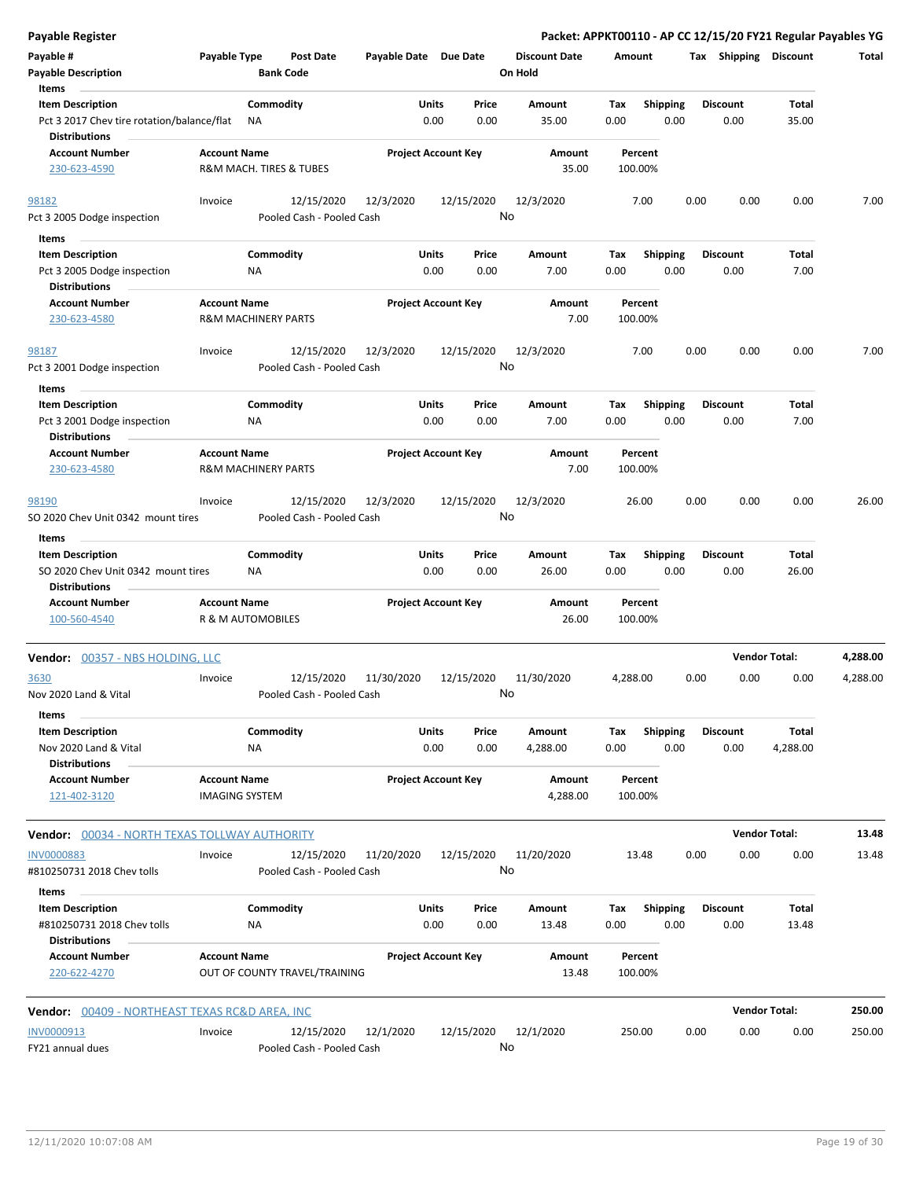**Payable Register** — **Packet: APPKT00110 - AP CC 12/15/20 FY21 Regular Payables YG**

| Payable # | Payable Type | Post Date | Payable Date | Due Date | Discount Date | Amount | Tax | Shipping | Discount | Total |
|---|---|---|---|---|---|---|---|---|---|---|
| Payable Description | | Bank Code | | | On Hold | | | | | |

**Items**

| Item Description | Commodity | Units | Price | Amount | Tax | Shipping | Discount | Total |
|---|---|---|---|---|---|---|---|---|
| Pct 3 2017 Chev tire rotation/balance/flat | NA | 0.00 | 0.00 | 35.00 | 0.00 | 0.00 | 0.00 | 35.00 |

**Distributions**

| Account Number | Account Name | Project Account Key | Amount | Percent |
|---|---|---|---|---|
| 230-623-4590 | R&M MACH. TIRES & TUBES | | 35.00 | 100.00% |

| Payable # | Payable Type | Post Date | Payable Date | Due Date | Discount Date | Amount | Tax | Shipping | Discount | Total |
|---|---|---|---|---|---|---|---|---|---|---|
| 98182 | Invoice | 12/15/2020 | 12/3/2020 | 12/15/2020 | 12/3/2020 | 7.00 | 0.00 | 0.00 | 0.00 | 7.00 |
| Pct 3 2005 Dodge inspection | | Pooled Cash - Pooled Cash | | | No | | | | | |

**Items**

| Item Description | Commodity | Units | Price | Amount | Tax | Shipping | Discount | Total |
|---|---|---|---|---|---|---|---|---|
| Pct 3 2005 Dodge inspection | NA | 0.00 | 0.00 | 7.00 | 0.00 | 0.00 | 0.00 | 7.00 |

**Distributions**

| Account Number | Account Name | Project Account Key | Amount | Percent |
|---|---|---|---|---|
| 230-623-4580 | R&M MACHINERY PARTS | | 7.00 | 100.00% |

| Payable # | Payable Type | Post Date | Payable Date | Due Date | Discount Date | Amount | Tax | Shipping | Discount | Total |
|---|---|---|---|---|---|---|---|---|---|---|
| 98187 | Invoice | 12/15/2020 | 12/3/2020 | 12/15/2020 | 12/3/2020 | 7.00 | 0.00 | 0.00 | 0.00 | 7.00 |
| Pct 3 2001 Dodge inspection | | Pooled Cash - Pooled Cash | | | No | | | | | |

**Items**

| Item Description | Commodity | Units | Price | Amount | Tax | Shipping | Discount | Total |
|---|---|---|---|---|---|---|---|---|
| Pct 3 2001 Dodge inspection | NA | 0.00 | 0.00 | 7.00 | 0.00 | 0.00 | 0.00 | 7.00 |

**Distributions**

| Account Number | Account Name | Project Account Key | Amount | Percent |
|---|---|---|---|---|
| 230-623-4580 | R&M MACHINERY PARTS | | 7.00 | 100.00% |

| Payable # | Payable Type | Post Date | Payable Date | Due Date | Discount Date | Amount | Tax | Shipping | Discount | Total |
|---|---|---|---|---|---|---|---|---|---|---|
| 98190 | Invoice | 12/15/2020 | 12/3/2020 | 12/15/2020 | 12/3/2020 | 26.00 | 0.00 | 0.00 | 0.00 | 26.00 |
| SO 2020 Chev Unit 0342 mount tires | | Pooled Cash - Pooled Cash | | | No | | | | | |

**Items**

| Item Description | Commodity | Units | Price | Amount | Tax | Shipping | Discount | Total |
|---|---|---|---|---|---|---|---|---|
| SO 2020 Chev Unit 0342 mount tires | NA | 0.00 | 0.00 | 26.00 | 0.00 | 0.00 | 0.00 | 26.00 |

**Distributions**

| Account Number | Account Name | Project Account Key | Amount | Percent |
|---|---|---|---|---|
| 100-560-4540 | R & M AUTOMOBILES | | 26.00 | 100.00% |

**Vendor: 00357 - NBS HOLDING, LLC** — **Vendor Total: 4,288.00**

| Payable # | Payable Type | Post Date | Payable Date | Due Date | Discount Date | Amount | Tax | Shipping | Discount | Total |
|---|---|---|---|---|---|---|---|---|---|---|
| 3630 | Invoice | 12/15/2020 | 11/30/2020 | 12/15/2020 | 11/30/2020 | 4,288.00 | 0.00 | 0.00 | 0.00 | 4,288.00 |
| Nov 2020 Land & Vital | | Pooled Cash - Pooled Cash | | | No | | | | | |

**Items**

| Item Description | Commodity | Units | Price | Amount | Tax | Shipping | Discount | Total |
|---|---|---|---|---|---|---|---|---|
| Nov 2020 Land & Vital | NA | 0.00 | 0.00 | 4,288.00 | 0.00 | 0.00 | 0.00 | 4,288.00 |

**Distributions**

| Account Number | Account Name | Project Account Key | Amount | Percent |
|---|---|---|---|---|
| 121-402-3120 | IMAGING SYSTEM | | 4,288.00 | 100.00% |

**Vendor: 00034 - NORTH TEXAS TOLLWAY AUTHORITY** — **Vendor Total: 13.48**

| Payable # | Payable Type | Post Date | Payable Date | Due Date | Discount Date | Amount | Tax | Shipping | Discount | Total |
|---|---|---|---|---|---|---|---|---|---|---|
| INV0000883 | Invoice | 12/15/2020 | 11/20/2020 | 12/15/2020 | 11/20/2020 | 13.48 | 0.00 | 0.00 | 0.00 | 13.48 |
| #810250731 2018 Chev tolls | | Pooled Cash - Pooled Cash | | | No | | | | | |

**Items**

| Item Description | Commodity | Units | Price | Amount | Tax | Shipping | Discount | Total |
|---|---|---|---|---|---|---|---|---|
| #810250731 2018 Chev tolls | NA | 0.00 | 0.00 | 13.48 | 0.00 | 0.00 | 0.00 | 13.48 |

**Distributions**

| Account Number | Account Name | Project Account Key | Amount | Percent |
|---|---|---|---|---|
| 220-622-4270 | OUT OF COUNTY TRAVEL/TRAINING | | 13.48 | 100.00% |

**Vendor: 00409 - NORTHEAST TEXAS RC&D AREA, INC** — **Vendor Total: 250.00**

| Payable # | Payable Type | Post Date | Payable Date | Due Date | Discount Date | Amount | Tax | Shipping | Discount | Total |
|---|---|---|---|---|---|---|---|---|---|---|
| INV0000913 | Invoice | 12/15/2020 | 12/1/2020 | 12/15/2020 | 12/1/2020 | 250.00 | 0.00 | 0.00 | 0.00 | 250.00 |
| FY21 annual dues | | Pooled Cash - Pooled Cash | | | No | | | | | |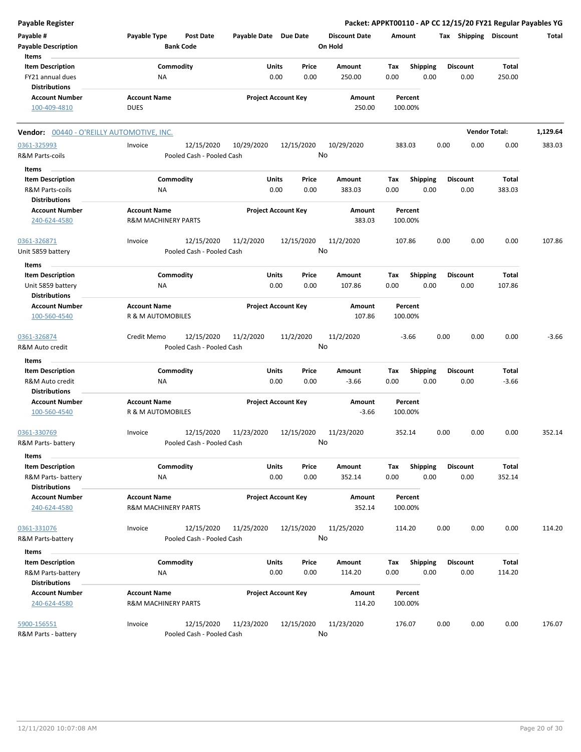**Payable Register** — Packet: APPKT00110 - AP CC 12/15/20 FY21 Regular Payables YG

| Payable # | Payable Type | Post Date | Payable Date | Due Date | Discount Date | Amount | Tax | Shipping | Discount | Total |
|---|---|---|---|---|---|---|---|---|---|---|
| Payable Description | | Bank Code | | | On Hold | | | | | |

**Items**

| Item Description | Commodity | Units | Price | Amount | Tax | Shipping | Discount | Total |
|---|---|---|---|---|---|---|---|---|
| FY21 annual dues | NA | 0.00 | 0.00 | 250.00 | 0.00 | 0.00 | 0.00 | 250.00 |

**Distributions**

| Account Number | Account Name | Project Account Key | Amount | Percent |
|---|---|---|---|---|
| 100-409-4810 | DUES | | 250.00 | 100.00% |

**Vendor: 00440 - O'REILLY AUTOMOTIVE, INC.** — Vendor Total: 1,129.64

| Payable # | Payable Type | Post Date | Payable Date | Due Date | Discount Date | Amount | Tax | Shipping | Discount | Total |
|---|---|---|---|---|---|---|---|---|---|---|
| 0361-325993 | Invoice | 12/15/2020 | 10/29/2020 | 12/15/2020 | 10/29/2020 | 383.03 | 0.00 | 0.00 | 0.00 | 383.03 |
| R&M Parts-coils | | Pooled Cash - Pooled Cash | | | No | | | | | |

**Items**

| Item Description | Commodity | Units | Price | Amount | Tax | Shipping | Discount | Total |
|---|---|---|---|---|---|---|---|---|
| R&M Parts-coils | NA | 0.00 | 0.00 | 383.03 | 0.00 | 0.00 | 0.00 | 383.03 |

**Distributions**

| Account Number | Account Name | Project Account Key | Amount | Percent |
|---|---|---|---|---|
| 240-624-4580 | R&M MACHINERY PARTS | | 383.03 | 100.00% |

| Payable # | Payable Type | Post Date | Payable Date | Due Date | Discount Date | Amount | Tax | Shipping | Discount | Total |
|---|---|---|---|---|---|---|---|---|---|---|
| 0361-326871 | Invoice | 12/15/2020 | 11/2/2020 | 12/15/2020 | 11/2/2020 | 107.86 | 0.00 | 0.00 | 0.00 | 107.86 |
| Unit 5859 battery | | Pooled Cash - Pooled Cash | | | No | | | | | |

**Items**

| Item Description | Commodity | Units | Price | Amount | Tax | Shipping | Discount | Total |
|---|---|---|---|---|---|---|---|---|
| Unit 5859 battery | NA | 0.00 | 0.00 | 107.86 | 0.00 | 0.00 | 0.00 | 107.86 |

**Distributions**

| Account Number | Account Name | Project Account Key | Amount | Percent |
|---|---|---|---|---|
| 100-560-4540 | R & M AUTOMOBILES | | 107.86 | 100.00% |

| Payable # | Payable Type | Post Date | Payable Date | Due Date | Discount Date | Amount | Tax | Shipping | Discount | Total |
|---|---|---|---|---|---|---|---|---|---|---|
| 0361-326874 | Credit Memo | 12/15/2020 | 11/2/2020 | 11/2/2020 | 11/2/2020 | -3.66 | 0.00 | 0.00 | 0.00 | -3.66 |
| R&M Auto credit | | Pooled Cash - Pooled Cash | | | No | | | | | |

**Items**

| Item Description | Commodity | Units | Price | Amount | Tax | Shipping | Discount | Total |
|---|---|---|---|---|---|---|---|---|
| R&M Auto credit | NA | 0.00 | 0.00 | -3.66 | 0.00 | 0.00 | 0.00 | -3.66 |

**Distributions**

| Account Number | Account Name | Project Account Key | Amount | Percent |
|---|---|---|---|---|
| 100-560-4540 | R & M AUTOMOBILES | | -3.66 | 100.00% |

| Payable # | Payable Type | Post Date | Payable Date | Due Date | Discount Date | Amount | Tax | Shipping | Discount | Total |
|---|---|---|---|---|---|---|---|---|---|---|
| 0361-330769 | Invoice | 12/15/2020 | 11/23/2020 | 12/15/2020 | 11/23/2020 | 352.14 | 0.00 | 0.00 | 0.00 | 352.14 |
| R&M Parts- battery | | Pooled Cash - Pooled Cash | | | No | | | | | |

**Items**

| Item Description | Commodity | Units | Price | Amount | Tax | Shipping | Discount | Total |
|---|---|---|---|---|---|---|---|---|
| R&M Parts- battery | NA | 0.00 | 0.00 | 352.14 | 0.00 | 0.00 | 0.00 | 352.14 |

**Distributions**

| Account Number | Account Name | Project Account Key | Amount | Percent |
|---|---|---|---|---|
| 240-624-4580 | R&M MACHINERY PARTS | | 352.14 | 100.00% |

| Payable # | Payable Type | Post Date | Payable Date | Due Date | Discount Date | Amount | Tax | Shipping | Discount | Total |
|---|---|---|---|---|---|---|---|---|---|---|
| 0361-331076 | Invoice | 12/15/2020 | 11/25/2020 | 12/15/2020 | 11/25/2020 | 114.20 | 0.00 | 0.00 | 0.00 | 114.20 |
| R&M Parts-battery | | Pooled Cash - Pooled Cash | | | No | | | | | |

**Items**

| Item Description | Commodity | Units | Price | Amount | Tax | Shipping | Discount | Total |
|---|---|---|---|---|---|---|---|---|
| R&M Parts-battery | NA | 0.00 | 0.00 | 114.20 | 0.00 | 0.00 | 0.00 | 114.20 |

**Distributions**

| Account Number | Account Name | Project Account Key | Amount | Percent |
|---|---|---|---|---|
| 240-624-4580 | R&M MACHINERY PARTS | | 114.20 | 100.00% |

| Payable # | Payable Type | Post Date | Payable Date | Due Date | Discount Date | Amount | Tax | Shipping | Discount | Total |
|---|---|---|---|---|---|---|---|---|---|---|
| 5900-156551 | Invoice | 12/15/2020 | 11/23/2020 | 12/15/2020 | 11/23/2020 | 176.07 | 0.00 | 0.00 | 0.00 | 176.07 |
| R&M Parts - battery | | Pooled Cash - Pooled Cash | | | No | | | | | |

12/11/2020 10:07:08 AM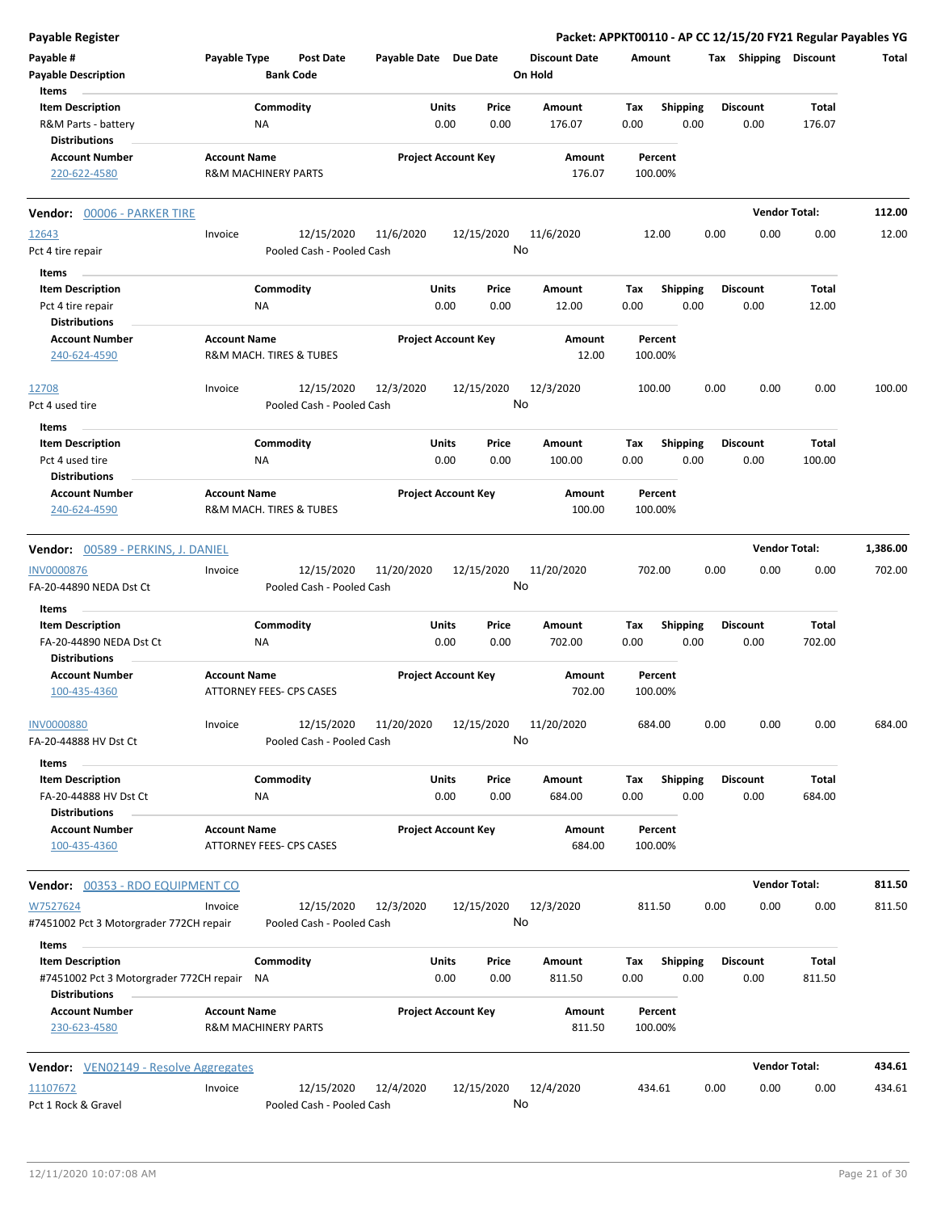**Payable Register**

**Packet: APPKT00110 - AP CC 12/15/20 FY21 Regular Payables YG**

| Payable # | Payable Type | Post Date | Payable Date | Due Date | Discount Date | Amount | Tax | Shipping | Discount | Total |
|---|---|---|---|---|---|---|---|---|---|---|
| Payable Description | | Bank Code | | | On Hold | | | | | |

**Items**

| Item Description | Commodity | Units | Price | Amount | Tax | Shipping | Discount | Total |
|---|---|---|---|---|---|---|---|---|
| R&M Parts - battery | NA | 0.00 | 0.00 | 176.07 | 0.00 | 0.00 | 0.00 | 176.07 |

**Distributions**

| Account Number | Account Name | Project Account Key | Amount | Percent |
|---|---|---|---|---|
| 220-622-4580 | R&M MACHINERY PARTS | | 176.07 | 100.00% |

**Vendor: 00006 - PARKER TIRE** — **Vendor Total: 112.00**

| Payable # | Payable Type | Post Date | Payable Date | Due Date | Discount Date | Amount | Tax | Shipping | Discount | Total |
|---|---|---|---|---|---|---|---|---|---|---|
| 12643 | Invoice | 12/15/2020 | 11/6/2020 | 12/15/2020 | 11/6/2020 | 12.00 | 0.00 | 0.00 | 0.00 | 12.00 |
| Pct 4 tire repair | | Pooled Cash - Pooled Cash | | | No | | | | | |

**Items**

| Item Description | Commodity | Units | Price | Amount | Tax | Shipping | Discount | Total |
|---|---|---|---|---|---|---|---|---|
| Pct 4 tire repair | NA | 0.00 | 0.00 | 12.00 | 0.00 | 0.00 | 0.00 | 12.00 |

**Distributions**

| Account Number | Account Name | Project Account Key | Amount | Percent |
|---|---|---|---|---|
| 240-624-4590 | R&M MACH. TIRES & TUBES | | 12.00 | 100.00% |

| Payable # | Payable Type | Post Date | Payable Date | Due Date | Discount Date | Amount | Tax | Shipping | Discount | Total |
|---|---|---|---|---|---|---|---|---|---|---|
| 12708 | Invoice | 12/15/2020 | 12/3/2020 | 12/15/2020 | 12/3/2020 | 100.00 | 0.00 | 0.00 | 0.00 | 100.00 |
| Pct 4 used tire | | Pooled Cash - Pooled Cash | | | No | | | | | |

**Items**

| Item Description | Commodity | Units | Price | Amount | Tax | Shipping | Discount | Total |
|---|---|---|---|---|---|---|---|---|
| Pct 4 used tire | NA | 0.00 | 0.00 | 100.00 | 0.00 | 0.00 | 0.00 | 100.00 |

**Distributions**

| Account Number | Account Name | Project Account Key | Amount | Percent |
|---|---|---|---|---|
| 240-624-4590 | R&M MACH. TIRES & TUBES | | 100.00 | 100.00% |

**Vendor: 00589 - PERKINS, J. DANIEL** — **Vendor Total: 1,386.00**

| Payable # | Payable Type | Post Date | Payable Date | Due Date | Discount Date | Amount | Tax | Shipping | Discount | Total |
|---|---|---|---|---|---|---|---|---|---|---|
| INV0000876 | Invoice | 12/15/2020 | 11/20/2020 | 12/15/2020 | 11/20/2020 | 702.00 | 0.00 | 0.00 | 0.00 | 702.00 |
| FA-20-44890 NEDA Dst Ct | | Pooled Cash - Pooled Cash | | | No | | | | | |

**Items**

| Item Description | Commodity | Units | Price | Amount | Tax | Shipping | Discount | Total |
|---|---|---|---|---|---|---|---|---|
| FA-20-44890 NEDA Dst Ct | NA | 0.00 | 0.00 | 702.00 | 0.00 | 0.00 | 0.00 | 702.00 |

**Distributions**

| Account Number | Account Name | Project Account Key | Amount | Percent |
|---|---|---|---|---|
| 100-435-4360 | ATTORNEY FEES- CPS CASES | | 702.00 | 100.00% |

| Payable # | Payable Type | Post Date | Payable Date | Due Date | Discount Date | Amount | Tax | Shipping | Discount | Total |
|---|---|---|---|---|---|---|---|---|---|---|
| INV0000880 | Invoice | 12/15/2020 | 11/20/2020 | 12/15/2020 | 11/20/2020 | 684.00 | 0.00 | 0.00 | 0.00 | 684.00 |
| FA-20-44888 HV Dst Ct | | Pooled Cash - Pooled Cash | | | No | | | | | |

**Items**

| Item Description | Commodity | Units | Price | Amount | Tax | Shipping | Discount | Total |
|---|---|---|---|---|---|---|---|---|
| FA-20-44888 HV Dst Ct | NA | 0.00 | 0.00 | 684.00 | 0.00 | 0.00 | 0.00 | 684.00 |

**Distributions**

| Account Number | Account Name | Project Account Key | Amount | Percent |
|---|---|---|---|---|
| 100-435-4360 | ATTORNEY FEES- CPS CASES | | 684.00 | 100.00% |

**Vendor: 00353 - RDO EQUIPMENT CO** — **Vendor Total: 811.50**

| Payable # | Payable Type | Post Date | Payable Date | Due Date | Discount Date | Amount | Tax | Shipping | Discount | Total |
|---|---|---|---|---|---|---|---|---|---|---|
| W7527624 | Invoice | 12/15/2020 | 12/3/2020 | 12/15/2020 | 12/3/2020 | 811.50 | 0.00 | 0.00 | 0.00 | 811.50 |
| #7451002 Pct 3 Motorgrader 772CH repair | | Pooled Cash - Pooled Cash | | | No | | | | | |

**Items**

| Item Description | Commodity | Units | Price | Amount | Tax | Shipping | Discount | Total |
|---|---|---|---|---|---|---|---|---|
| #7451002 Pct 3 Motorgrader 772CH repair | NA | 0.00 | 0.00 | 811.50 | 0.00 | 0.00 | 0.00 | 811.50 |

**Distributions**

| Account Number | Account Name | Project Account Key | Amount | Percent |
|---|---|---|---|---|
| 230-623-4580 | R&M MACHINERY PARTS | | 811.50 | 100.00% |

**Vendor: VEN02149 - Resolve Aggregates** — **Vendor Total: 434.61**

| Payable # | Payable Type | Post Date | Payable Date | Due Date | Discount Date | Amount | Tax | Shipping | Discount | Total |
|---|---|---|---|---|---|---|---|---|---|---|
| 11107672 | Invoice | 12/15/2020 | 12/4/2020 | 12/15/2020 | 12/4/2020 | 434.61 | 0.00 | 0.00 | 0.00 | 434.61 |
| Pct 1 Rock & Gravel | | Pooled Cash - Pooled Cash | | | No | | | | | |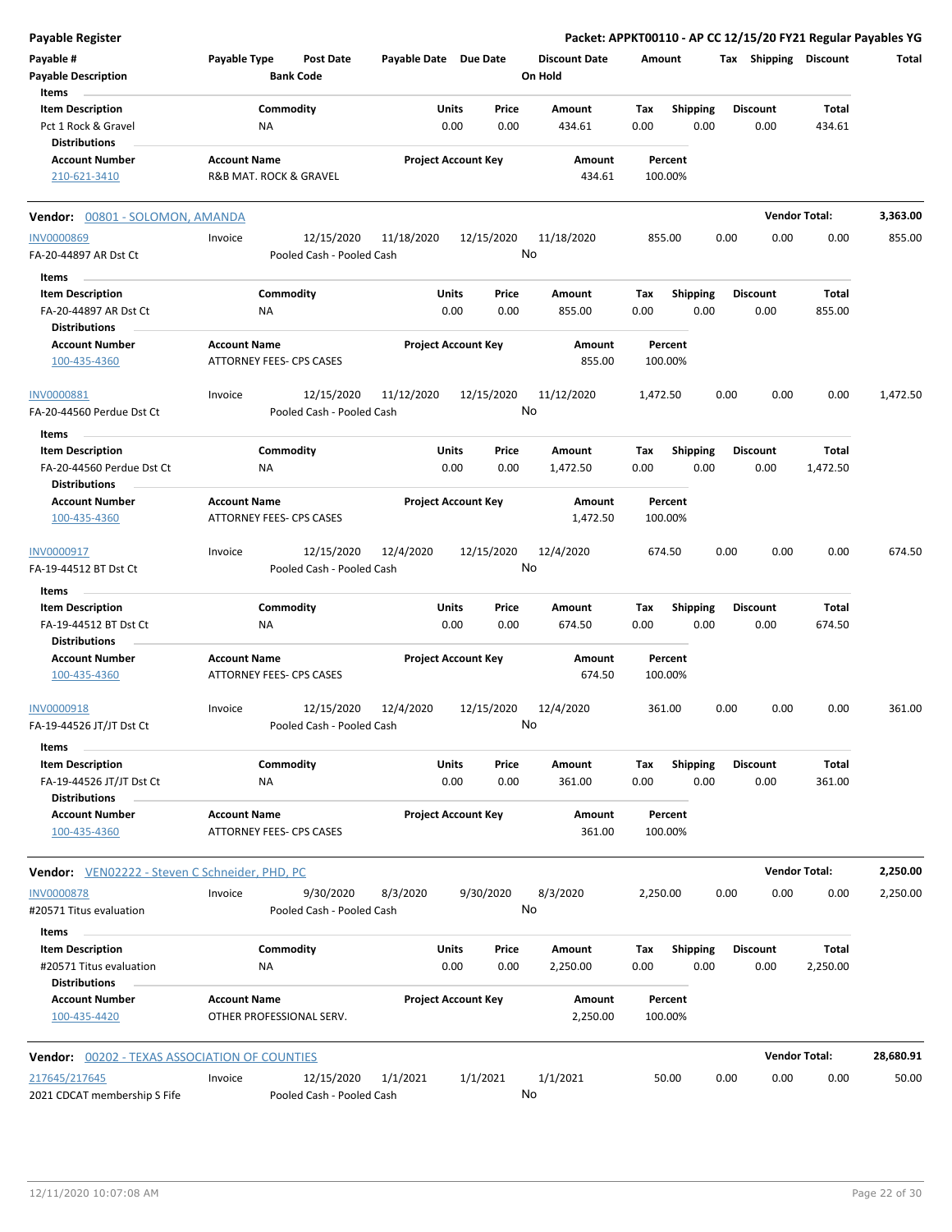**Payable Register** — Packet: APPKT00110 - AP CC 12/15/20 FY21 Regular Payables YG

| Payable # | Payable Type | Post Date | Payable Date | Due Date | Discount Date | Amount | Tax | Shipping | Discount | Total |
|---|---|---|---|---|---|---|---|---|---|---|
| Payable Description | | Bank Code | | | On Hold | | | | | |

Items

| Item Description | Commodity | Units | Price | Amount | Tax | Shipping | Discount | Total |
|---|---|---|---|---|---|---|---|---|
| Pct 1 Rock & Gravel | NA | 0.00 | 0.00 | 434.61 | 0.00 | 0.00 | 0.00 | 434.61 |

Distributions

| Account Number | Account Name | Project Account Key | Amount | Percent |
|---|---|---|---|---|
| 210-621-3410 | R&B MAT. ROCK & GRAVEL | | 434.61 | 100.00% |

## Vendor: 00801 - SOLOMON, AMANDA — Vendor Total: 3,363.00

| Payable # | Payable Type | Post Date | Payable Date | Due Date | Discount Date | Amount | Tax | Shipping | Discount | Total |
|---|---|---|---|---|---|---|---|---|---|---|
| INV0000869 | Invoice | 12/15/2020 | 11/18/2020 | 12/15/2020 | 11/18/2020 | 855.00 | 0.00 | 0.00 | 0.00 | 855.00 |
| FA-20-44897 AR Dst Ct | | Pooled Cash - Pooled Cash | | | No | | | | | |

Items

| Item Description | Commodity | Units | Price | Amount | Tax | Shipping | Discount | Total |
|---|---|---|---|---|---|---|---|---|
| FA-20-44897 AR Dst Ct | NA | 0.00 | 0.00 | 855.00 | 0.00 | 0.00 | 0.00 | 855.00 |

Distributions

| Account Number | Account Name | Project Account Key | Amount | Percent |
|---|---|---|---|---|
| 100-435-4360 | ATTORNEY FEES- CPS CASES | | 855.00 | 100.00% |

| Payable # | Payable Type | Post Date | Payable Date | Due Date | Discount Date | Amount | Tax | Shipping | Discount | Total |
|---|---|---|---|---|---|---|---|---|---|---|
| INV0000881 | Invoice | 12/15/2020 | 11/12/2020 | 12/15/2020 | 11/12/2020 | 1,472.50 | 0.00 | 0.00 | 0.00 | 1,472.50 |
| FA-20-44560 Perdue Dst Ct | | Pooled Cash - Pooled Cash | | | No | | | | | |

Items

| Item Description | Commodity | Units | Price | Amount | Tax | Shipping | Discount | Total |
|---|---|---|---|---|---|---|---|---|
| FA-20-44560 Perdue Dst Ct | NA | 0.00 | 0.00 | 1,472.50 | 0.00 | 0.00 | 0.00 | 1,472.50 |

Distributions

| Account Number | Account Name | Project Account Key | Amount | Percent |
|---|---|---|---|---|
| 100-435-4360 | ATTORNEY FEES- CPS CASES | | 1,472.50 | 100.00% |

| Payable # | Payable Type | Post Date | Payable Date | Due Date | Discount Date | Amount | Tax | Shipping | Discount | Total |
|---|---|---|---|---|---|---|---|---|---|---|
| INV0000917 | Invoice | 12/15/2020 | 12/4/2020 | 12/15/2020 | 12/4/2020 | 674.50 | 0.00 | 0.00 | 0.00 | 674.50 |
| FA-19-44512 BT Dst Ct | | Pooled Cash - Pooled Cash | | | No | | | | | |

Items

| Item Description | Commodity | Units | Price | Amount | Tax | Shipping | Discount | Total |
|---|---|---|---|---|---|---|---|---|
| FA-19-44512 BT Dst Ct | NA | 0.00 | 0.00 | 674.50 | 0.00 | 0.00 | 0.00 | 674.50 |

Distributions

| Account Number | Account Name | Project Account Key | Amount | Percent |
|---|---|---|---|---|
| 100-435-4360 | ATTORNEY FEES- CPS CASES | | 674.50 | 100.00% |

| Payable # | Payable Type | Post Date | Payable Date | Due Date | Discount Date | Amount | Tax | Shipping | Discount | Total |
|---|---|---|---|---|---|---|---|---|---|---|
| INV0000918 | Invoice | 12/15/2020 | 12/4/2020 | 12/15/2020 | 12/4/2020 | 361.00 | 0.00 | 0.00 | 0.00 | 361.00 |
| FA-19-44526 JT/JT Dst Ct | | Pooled Cash - Pooled Cash | | | No | | | | | |

Items

| Item Description | Commodity | Units | Price | Amount | Tax | Shipping | Discount | Total |
|---|---|---|---|---|---|---|---|---|
| FA-19-44526 JT/JT Dst Ct | NA | 0.00 | 0.00 | 361.00 | 0.00 | 0.00 | 0.00 | 361.00 |

Distributions

| Account Number | Account Name | Project Account Key | Amount | Percent |
|---|---|---|---|---|
| 100-435-4360 | ATTORNEY FEES- CPS CASES | | 361.00 | 100.00% |

## Vendor: VEN02222 - Steven C Schneider, PHD, PC — Vendor Total: 2,250.00

| Payable # | Payable Type | Post Date | Payable Date | Due Date | Discount Date | Amount | Tax | Shipping | Discount | Total |
|---|---|---|---|---|---|---|---|---|---|---|
| INV0000878 | Invoice | 9/30/2020 | 8/3/2020 | 9/30/2020 | 8/3/2020 | 2,250.00 | 0.00 | 0.00 | 0.00 | 2,250.00 |
| #20571 Titus evaluation | | Pooled Cash - Pooled Cash | | | No | | | | | |

Items

| Item Description | Commodity | Units | Price | Amount | Tax | Shipping | Discount | Total |
|---|---|---|---|---|---|---|---|---|
| #20571 Titus evaluation | NA | 0.00 | 0.00 | 2,250.00 | 0.00 | 0.00 | 0.00 | 2,250.00 |

Distributions

| Account Number | Account Name | Project Account Key | Amount | Percent |
|---|---|---|---|---|
| 100-435-4420 | OTHER PROFESSIONAL SERV. | | 2,250.00 | 100.00% |

## Vendor: 00202 - TEXAS ASSOCIATION OF COUNTIES — Vendor Total: 28,680.91

| Payable # | Payable Type | Post Date | Payable Date | Due Date | Discount Date | Amount | Tax | Shipping | Discount | Total |
|---|---|---|---|---|---|---|---|---|---|---|
| 217645/217645 | Invoice | 12/15/2020 | 1/1/2021 | 1/1/2021 | 1/1/2021 | 50.00 | 0.00 | 0.00 | 0.00 | 50.00 |
| 2021 CDCAT membership S Fife | | Pooled Cash - Pooled Cash | | | No | | | | | |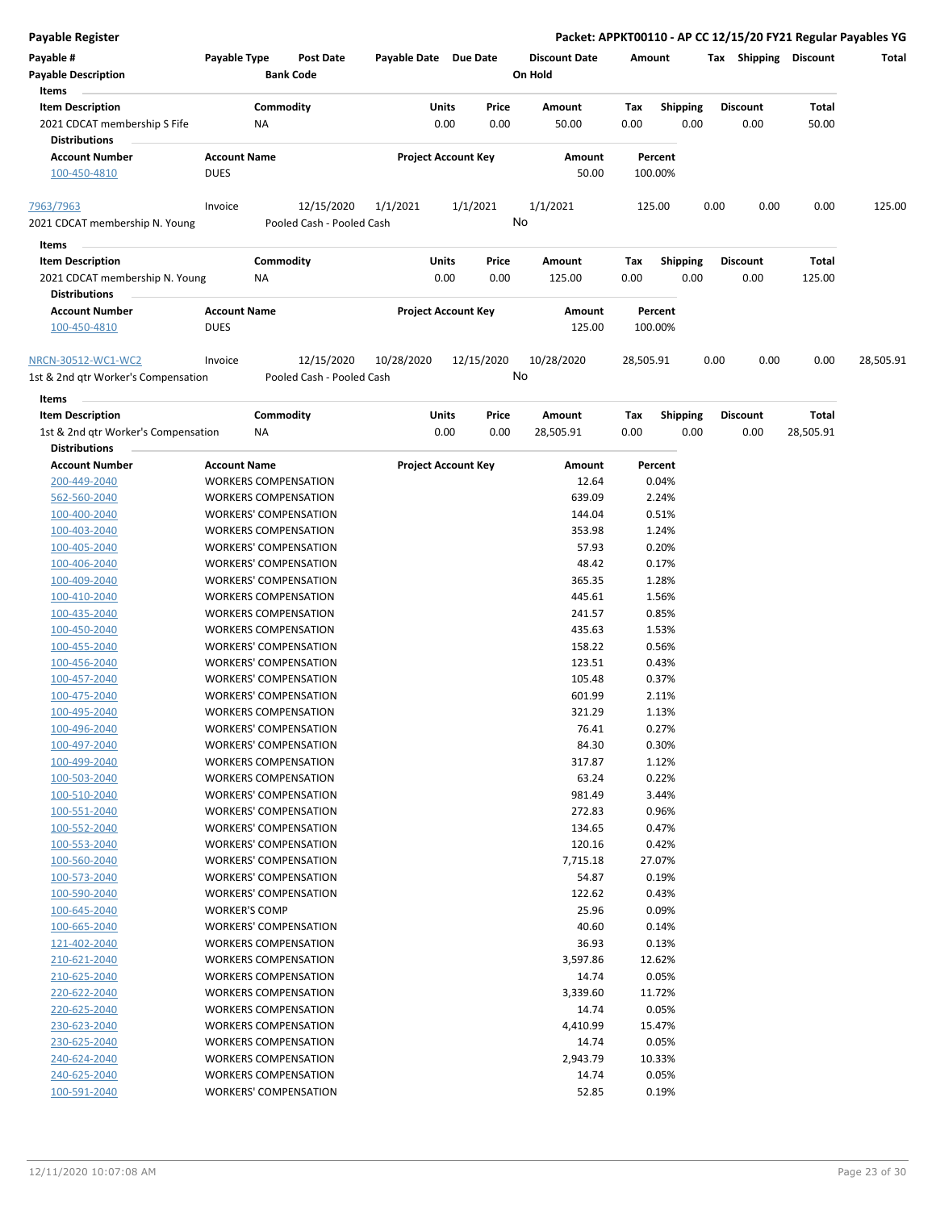| Payable # | Payable Type | Post Date | Payable Date | Due Date | Discount Date | Amount | Tax | Shipping | Discount | Total |
|---|---|---|---|---|---|---|---|---|---|---|
| **Payable Description** | | **Bank Code** | | | **On Hold** | | | | | |

**Items**

| Item Description | Commodity | Units | Price | Amount | Tax | Shipping | Discount | Total |
|---|---|---|---|---|---|---|---|---|
| 2021 CDCAT membership S Fife | NA | 0.00 | 0.00 | 50.00 | 0.00 | 0.00 | 0.00 | 50.00 |

**Distributions**

| Account Number | Account Name | Project Account Key | Amount | Percent |
|---|---|---|---|---|
| 100-450-4810 | DUES | | 50.00 | 100.00% |

| Payable # | Payable Type | Post Date | Payable Date | Due Date | Discount Date | Amount | Tax | Shipping | Discount | Total |
|---|---|---|---|---|---|---|---|---|---|---|
| 7963/7963 | Invoice | 12/15/2020 | 1/1/2021 | 1/1/2021 | 1/1/2021 | 125.00 | 0.00 | 0.00 | 0.00 | 125.00 |
| 2021 CDCAT membership N. Young | | Pooled Cash - Pooled Cash | | | No | | | | | |

**Items**

| Item Description | Commodity | Units | Price | Amount | Tax | Shipping | Discount | Total |
|---|---|---|---|---|---|---|---|---|
| 2021 CDCAT membership N. Young | NA | 0.00 | 0.00 | 125.00 | 0.00 | 0.00 | 0.00 | 125.00 |

**Distributions**

| Account Number | Account Name | Project Account Key | Amount | Percent |
|---|---|---|---|---|
| 100-450-4810 | DUES | | 125.00 | 100.00% |

| Payable # | Payable Type | Post Date | Payable Date | Due Date | Discount Date | Amount | Tax | Shipping | Discount | Total |
|---|---|---|---|---|---|---|---|---|---|---|
| NRCN-30512-WC1-WC2 | Invoice | 12/15/2020 | 10/28/2020 | 12/15/2020 | 10/28/2020 | 28,505.91 | 0.00 | 0.00 | 0.00 | 28,505.91 |
| 1st & 2nd qtr Worker's Compensation | | Pooled Cash - Pooled Cash | | | No | | | | | |

**Items**

| Item Description | Commodity | Units | Price | Amount | Tax | Shipping | Discount | Total |
|---|---|---|---|---|---|---|---|---|
| 1st & 2nd qtr Worker's Compensation | NA | 0.00 | 0.00 | 28,505.91 | 0.00 | 0.00 | 0.00 | 28,505.91 |

**Distributions**

| Account Number | Account Name | Project Account Key | Amount | Percent |
|---|---|---|---|---|
| 200-449-2040 | WORKERS COMPENSATION | | 12.64 | 0.04% |
| 562-560-2040 | WORKERS COMPENSATION | | 639.09 | 2.24% |
| 100-400-2040 | WORKERS' COMPENSATION | | 144.04 | 0.51% |
| 100-403-2040 | WORKERS COMPENSATION | | 353.98 | 1.24% |
| 100-405-2040 | WORKERS' COMPENSATION | | 57.93 | 0.20% |
| 100-406-2040 | WORKERS' COMPENSATION | | 48.42 | 0.17% |
| 100-409-2040 | WORKERS' COMPENSATION | | 365.35 | 1.28% |
| 100-410-2040 | WORKERS COMPENSATION | | 445.61 | 1.56% |
| 100-435-2040 | WORKERS COMPENSATION | | 241.57 | 0.85% |
| 100-450-2040 | WORKERS COMPENSATION | | 435.63 | 1.53% |
| 100-455-2040 | WORKERS' COMPENSATION | | 158.22 | 0.56% |
| 100-456-2040 | WORKERS' COMPENSATION | | 123.51 | 0.43% |
| 100-457-2040 | WORKERS' COMPENSATION | | 105.48 | 0.37% |
| 100-475-2040 | WORKERS' COMPENSATION | | 601.99 | 2.11% |
| 100-495-2040 | WORKERS COMPENSATION | | 321.29 | 1.13% |
| 100-496-2040 | WORKERS' COMPENSATION | | 76.41 | 0.27% |
| 100-497-2040 | WORKERS' COMPENSATION | | 84.30 | 0.30% |
| 100-499-2040 | WORKERS COMPENSATION | | 317.87 | 1.12% |
| 100-503-2040 | WORKERS COMPENSATION | | 63.24 | 0.22% |
| 100-510-2040 | WORKERS' COMPENSATION | | 981.49 | 3.44% |
| 100-551-2040 | WORKERS' COMPENSATION | | 272.83 | 0.96% |
| 100-552-2040 | WORKERS' COMPENSATION | | 134.65 | 0.47% |
| 100-553-2040 | WORKERS' COMPENSATION | | 120.16 | 0.42% |
| 100-560-2040 | WORKERS' COMPENSATION | | 7,715.18 | 27.07% |
| 100-573-2040 | WORKERS' COMPENSATION | | 54.87 | 0.19% |
| 100-590-2040 | WORKERS' COMPENSATION | | 122.62 | 0.43% |
| 100-645-2040 | WORKER'S COMP | | 25.96 | 0.09% |
| 100-665-2040 | WORKERS' COMPENSATION | | 40.60 | 0.14% |
| 121-402-2040 | WORKERS COMPENSATION | | 36.93 | 0.13% |
| 210-621-2040 | WORKERS COMPENSATION | | 3,597.86 | 12.62% |
| 210-625-2040 | WORKERS COMPENSATION | | 14.74 | 0.05% |
| 220-622-2040 | WORKERS COMPENSATION | | 3,339.60 | 11.72% |
| 220-625-2040 | WORKERS COMPENSATION | | 14.74 | 0.05% |
| 230-623-2040 | WORKERS COMPENSATION | | 4,410.99 | 15.47% |
| 230-625-2040 | WORKERS COMPENSATION | | 14.74 | 0.05% |
| 240-624-2040 | WORKERS COMPENSATION | | 2,943.79 | 10.33% |
| 240-625-2040 | WORKERS COMPENSATION | | 14.74 | 0.05% |
| 100-591-2040 | WORKERS' COMPENSATION | | 52.85 | 0.19% |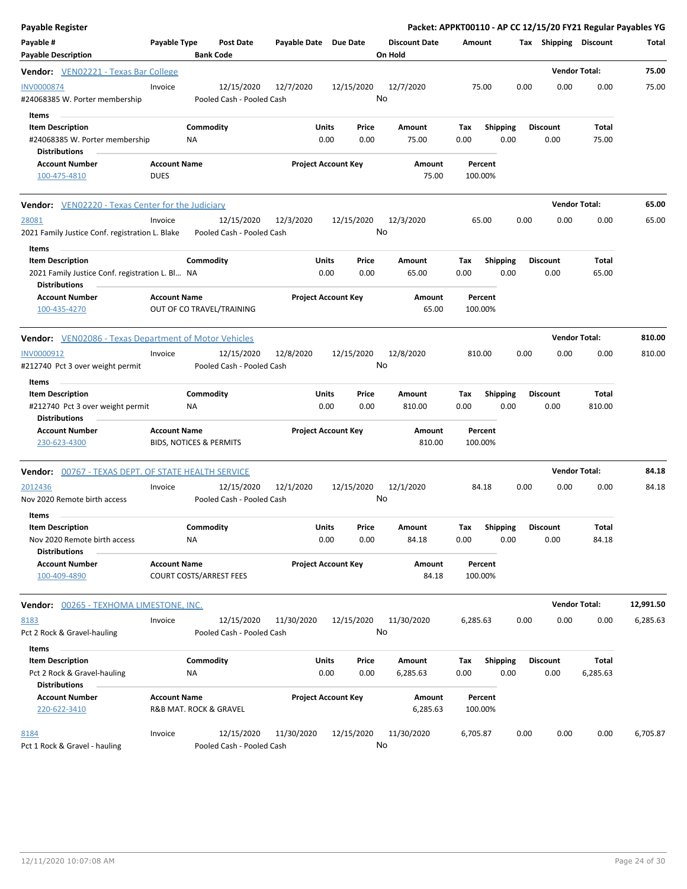# Payable Register

**Packet: APPKT00110 - AP CC 12/15/20 FY21 Regular Payables YG**

| Payable # / Payable Description | Payable Type | Post Date / Bank Code | Payable Date | Due Date | Discount Date / On Hold | Amount | Tax | Shipping | Discount | Total |
|---|---|---|---|---|---|---|---|---|---|---|

## Vendor: VEN02221 - Texas Bar College

**Vendor Total: 75.00**

| Payable # | Payable Type | Post Date | Payable Date | Due Date | Discount Date | Amount | Tax | Shipping | Discount | Total |
|---|---|---|---|---|---|---|---|---|---|---|
| INV0000874 | Invoice | 12/15/2020 | 12/7/2020 | 12/15/2020 | 12/7/2020 | 75.00 | 0.00 | 0.00 | 0.00 | 75.00 |
| #24068385 W. Porter membership | | Pooled Cash - Pooled Cash | | | No | | | | | |

**Items**

| Item Description | Commodity | Units | Price | Amount | Tax | Shipping | Discount | Total |
|---|---|---|---|---|---|---|---|---|
| #24068385 W. Porter membership | NA | 0.00 | 0.00 | 75.00 | 0.00 | 0.00 | 0.00 | 75.00 |

**Distributions**

| Account Number | Account Name | Project Account Key | Amount | Percent |
|---|---|---|---|---|
| 100-475-4810 | DUES | | 75.00 | 100.00% |

## Vendor: VEN02220 - Texas Center for the Judiciary

**Vendor Total: 65.00**

| Payable # | Payable Type | Post Date | Payable Date | Due Date | Discount Date | Amount | Tax | Shipping | Discount | Total |
|---|---|---|---|---|---|---|---|---|---|---|
| 28081 | Invoice | 12/15/2020 | 12/3/2020 | 12/15/2020 | 12/3/2020 | 65.00 | 0.00 | 0.00 | 0.00 | 65.00 |
| 2021 Family Justice Conf. registration L. Blake | | Pooled Cash - Pooled Cash | | | No | | | | | |

**Items**

| Item Description | Commodity | Units | Price | Amount | Tax | Shipping | Discount | Total |
|---|---|---|---|---|---|---|---|---|
| 2021 Family Justice Conf. registration L. Bl… | NA | 0.00 | 0.00 | 65.00 | 0.00 | 0.00 | 0.00 | 65.00 |

**Distributions**

| Account Number | Account Name | Project Account Key | Amount | Percent |
|---|---|---|---|---|
| 100-435-4270 | OUT OF CO TRAVEL/TRAINING | | 65.00 | 100.00% |

## Vendor: VEN02086 - Texas Department of Motor Vehicles

**Vendor Total: 810.00**

| Payable # | Payable Type | Post Date | Payable Date | Due Date | Discount Date | Amount | Tax | Shipping | Discount | Total |
|---|---|---|---|---|---|---|---|---|---|---|
| INV0000912 | Invoice | 12/15/2020 | 12/8/2020 | 12/15/2020 | 12/8/2020 | 810.00 | 0.00 | 0.00 | 0.00 | 810.00 |
| #212740 Pct 3 over weight permit | | Pooled Cash - Pooled Cash | | | No | | | | | |

**Items**

| Item Description | Commodity | Units | Price | Amount | Tax | Shipping | Discount | Total |
|---|---|---|---|---|---|---|---|---|
| #212740 Pct 3 over weight permit | NA | 0.00 | 0.00 | 810.00 | 0.00 | 0.00 | 0.00 | 810.00 |

**Distributions**

| Account Number | Account Name | Project Account Key | Amount | Percent |
|---|---|---|---|---|
| 230-623-4300 | BIDS, NOTICES & PERMITS | | 810.00 | 100.00% |

## Vendor: 00767 - TEXAS DEPT. OF STATE HEALTH SERVICE

**Vendor Total: 84.18**

| Payable # | Payable Type | Post Date | Payable Date | Due Date | Discount Date | Amount | Tax | Shipping | Discount | Total |
|---|---|---|---|---|---|---|---|---|---|---|
| 2012436 | Invoice | 12/15/2020 | 12/1/2020 | 12/15/2020 | 12/1/2020 | 84.18 | 0.00 | 0.00 | 0.00 | 84.18 |
| Nov 2020 Remote birth access | | Pooled Cash - Pooled Cash | | | No | | | | | |

**Items**

| Item Description | Commodity | Units | Price | Amount | Tax | Shipping | Discount | Total |
|---|---|---|---|---|---|---|---|---|
| Nov 2020 Remote birth access | NA | 0.00 | 0.00 | 84.18 | 0.00 | 0.00 | 0.00 | 84.18 |

**Distributions**

| Account Number | Account Name | Project Account Key | Amount | Percent |
|---|---|---|---|---|
| 100-409-4890 | COURT COSTS/ARREST FEES | | 84.18 | 100.00% |

## Vendor: 00265 - TEXHOMA LIMESTONE, INC.

**Vendor Total: 12,991.50**

| Payable # | Payable Type | Post Date | Payable Date | Due Date | Discount Date | Amount | Tax | Shipping | Discount | Total |
|---|---|---|---|---|---|---|---|---|---|---|
| 8183 | Invoice | 12/15/2020 | 11/30/2020 | 12/15/2020 | 11/30/2020 | 6,285.63 | 0.00 | 0.00 | 0.00 | 6,285.63 |
| Pct 2 Rock & Gravel-hauling | | Pooled Cash - Pooled Cash | | | No | | | | | |

**Items**

| Item Description | Commodity | Units | Price | Amount | Tax | Shipping | Discount | Total |
|---|---|---|---|---|---|---|---|---|
| Pct 2 Rock & Gravel-hauling | NA | 0.00 | 0.00 | 6,285.63 | 0.00 | 0.00 | 0.00 | 6,285.63 |

**Distributions**

| Account Number | Account Name | Project Account Key | Amount | Percent |
|---|---|---|---|---|
| 220-622-3410 | R&B MAT. ROCK & GRAVEL | | 6,285.63 | 100.00% |

| Payable # | Payable Type | Post Date | Payable Date | Due Date | Discount Date | Amount | Tax | Shipping | Discount | Total |
|---|---|---|---|---|---|---|---|---|---|---|
| 8184 | Invoice | 12/15/2020 | 11/30/2020 | 12/15/2020 | 11/30/2020 | 6,705.87 | 0.00 | 0.00 | 0.00 | 6,705.87 |
| Pct 1 Rock & Gravel - hauling | | Pooled Cash - Pooled Cash | | | No | | | | | |

12/11/2020 10:07:08 AM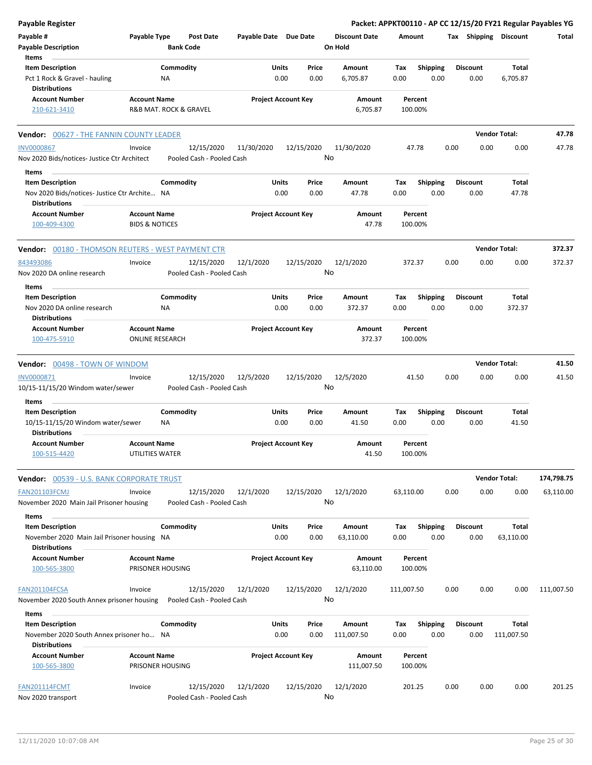**Payable Register** — Packet: APPKT00110 - AP CC 12/15/20 FY21 Regular Payables YG

| Payable # | Payable Type | Post Date | Payable Date | Due Date | Discount Date | Amount | Tax | Shipping | Discount | Total |
|---|---|---|---|---|---|---|---|---|---|---|
| Payable Description | | Bank Code | | | On Hold | | | | | |

**Items**

| Item Description | Commodity | Units | Price | Amount | Tax | Shipping | Discount | Total |
|---|---|---|---|---|---|---|---|---|
| Pct 1 Rock & Gravel - hauling | NA | 0.00 | 0.00 | 6,705.87 | 0.00 | 0.00 | 0.00 | 6,705.87 |

**Distributions**

| Account Number | Account Name | Project Account Key | Amount | Percent |
|---|---|---|---|---|
| 210-621-3410 | R&B MAT. ROCK & GRAVEL | | 6,705.87 | 100.00% |

---

**Vendor: 00627 - THE FANNIN COUNTY LEADER** — Vendor Total: **47.78**

| Payable # | Payable Type | Post Date | Payable Date | Due Date | Discount Date | Amount | Tax | Shipping | Discount | Total |
|---|---|---|---|---|---|---|---|---|---|---|
| INV0000867 | Invoice | 12/15/2020 | 11/30/2020 | 12/15/2020 | 11/30/2020 | 47.78 | 0.00 | 0.00 | 0.00 | 47.78 |
| Nov 2020 Bids/notices- Justice Ctr Architect | | Pooled Cash - Pooled Cash | | | No | | | | | |

**Items**

| Item Description | Commodity | Units | Price | Amount | Tax | Shipping | Discount | Total |
|---|---|---|---|---|---|---|---|---|
| Nov 2020 Bids/notices- Justice Ctr Archite… | NA | 0.00 | 0.00 | 47.78 | 0.00 | 0.00 | 0.00 | 47.78 |

**Distributions**

| Account Number | Account Name | Project Account Key | Amount | Percent |
|---|---|---|---|---|
| 100-409-4300 | BIDS & NOTICES | | 47.78 | 100.00% |

---

**Vendor: 00180 - THOMSON REUTERS - WEST PAYMENT CTR** — Vendor Total: **372.37**

| Payable # | Payable Type | Post Date | Payable Date | Due Date | Discount Date | Amount | Tax | Shipping | Discount | Total |
|---|---|---|---|---|---|---|---|---|---|---|
| 843493086 | Invoice | 12/15/2020 | 12/1/2020 | 12/15/2020 | 12/1/2020 | 372.37 | 0.00 | 0.00 | 0.00 | 372.37 |
| Nov 2020 DA online research | | Pooled Cash - Pooled Cash | | | No | | | | | |

**Items**

| Item Description | Commodity | Units | Price | Amount | Tax | Shipping | Discount | Total |
|---|---|---|---|---|---|---|---|---|
| Nov 2020 DA online research | NA | 0.00 | 0.00 | 372.37 | 0.00 | 0.00 | 0.00 | 372.37 |

**Distributions**

| Account Number | Account Name | Project Account Key | Amount | Percent |
|---|---|---|---|---|
| 100-475-5910 | ONLINE RESEARCH | | 372.37 | 100.00% |

---

**Vendor: 00498 - TOWN OF WINDOM** — Vendor Total: **41.50**

| Payable # | Payable Type | Post Date | Payable Date | Due Date | Discount Date | Amount | Tax | Shipping | Discount | Total |
|---|---|---|---|---|---|---|---|---|---|---|
| INV0000871 | Invoice | 12/15/2020 | 12/5/2020 | 12/15/2020 | 12/5/2020 | 41.50 | 0.00 | 0.00 | 0.00 | 41.50 |
| 10/15-11/15/20 Windom water/sewer | | Pooled Cash - Pooled Cash | | | No | | | | | |

**Items**

| Item Description | Commodity | Units | Price | Amount | Tax | Shipping | Discount | Total |
|---|---|---|---|---|---|---|---|---|
| 10/15-11/15/20 Windom water/sewer | NA | 0.00 | 0.00 | 41.50 | 0.00 | 0.00 | 0.00 | 41.50 |

**Distributions**

| Account Number | Account Name | Project Account Key | Amount | Percent |
|---|---|---|---|---|
| 100-515-4420 | UTILITIES WATER | | 41.50 | 100.00% |

---

**Vendor: 00539 - U.S. BANK CORPORATE TRUST** — Vendor Total: **174,798.75**

| Payable # | Payable Type | Post Date | Payable Date | Due Date | Discount Date | Amount | Tax | Shipping | Discount | Total |
|---|---|---|---|---|---|---|---|---|---|---|
| FAN201103FCMJ | Invoice | 12/15/2020 | 12/1/2020 | 12/15/2020 | 12/1/2020 | 63,110.00 | 0.00 | 0.00 | 0.00 | 63,110.00 |
| November 2020 Main Jail Prisoner housing | | Pooled Cash - Pooled Cash | | | No | | | | | |

**Items**

| Item Description | Commodity | Units | Price | Amount | Tax | Shipping | Discount | Total |
|---|---|---|---|---|---|---|---|---|
| November 2020 Main Jail Prisoner housing | NA | 0.00 | 0.00 | 63,110.00 | 0.00 | 0.00 | 0.00 | 63,110.00 |

**Distributions**

| Account Number | Account Name | Project Account Key | Amount | Percent |
|---|---|---|---|---|
| 100-565-3800 | PRISONER HOUSING | | 63,110.00 | 100.00% |

| Payable # | Payable Type | Post Date | Payable Date | Due Date | Discount Date | Amount | Tax | Shipping | Discount | Total |
|---|---|---|---|---|---|---|---|---|---|---|
| FAN201104FCSA | Invoice | 12/15/2020 | 12/1/2020 | 12/15/2020 | 12/1/2020 | 111,007.50 | 0.00 | 0.00 | 0.00 | 111,007.50 |
| November 2020 South Annex prisoner housing | | Pooled Cash - Pooled Cash | | | No | | | | | |

**Items**

| Item Description | Commodity | Units | Price | Amount | Tax | Shipping | Discount | Total |
|---|---|---|---|---|---|---|---|---|
| November 2020 South Annex prisoner ho… | NA | 0.00 | 0.00 | 111,007.50 | 0.00 | 0.00 | 0.00 | 111,007.50 |

**Distributions**

| Account Number | Account Name | Project Account Key | Amount | Percent |
|---|---|---|---|---|
| 100-565-3800 | PRISONER HOUSING | | 111,007.50 | 100.00% |

| Payable # | Payable Type | Post Date | Payable Date | Due Date | Discount Date | Amount | Tax | Shipping | Discount | Total |
|---|---|---|---|---|---|---|---|---|---|---|
| FAN201114FCMT | Invoice | 12/15/2020 | 12/1/2020 | 12/15/2020 | 12/1/2020 | 201.25 | 0.00 | 0.00 | 0.00 | 201.25 |
| Nov 2020 transport | | Pooled Cash - Pooled Cash | | | No | | | | | |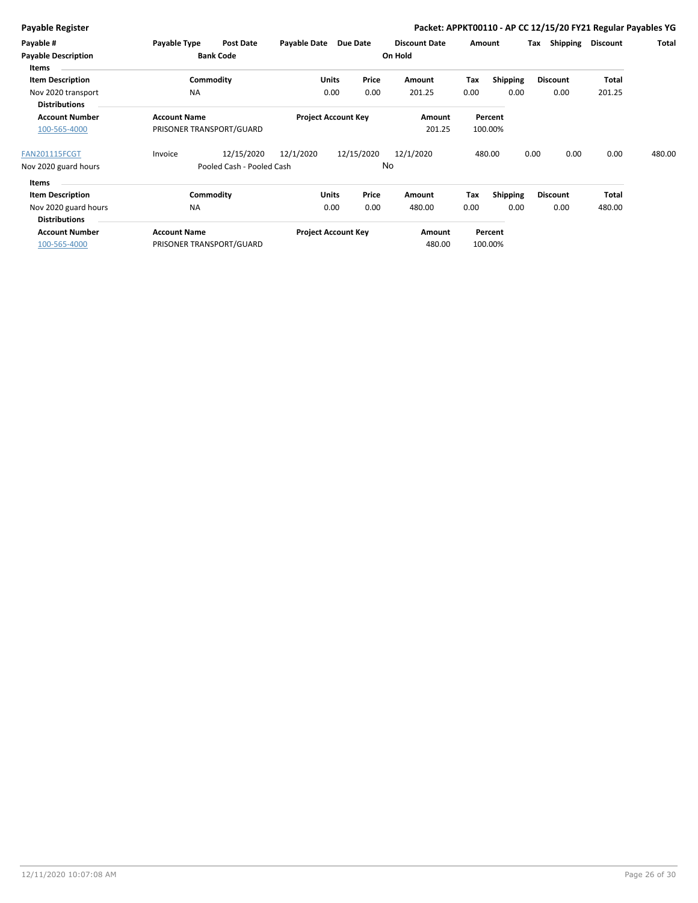**Payable Register** — **Packet: APPKT00110 - AP CC 12/15/20 FY21 Regular Payables YG**

| Payable # | Payable Type | Post Date | Payable Date | Due Date | Discount Date | Amount | Tax | Shipping | Discount | Total |
|---|---|---|---|---|---|---|---|---|---|---|
| **Payable Description** | | **Bank Code** | | | **On Hold** | | | | | |

**Items**

| Item Description | Commodity | Units | Price | Amount | Tax | Shipping | Discount | Total |
|---|---|---|---|---|---|---|---|---|
| Nov 2020 transport | NA | 0.00 | 0.00 | 201.25 | 0.00 | 0.00 | 0.00 | 201.25 |

**Distributions**

| Account Number | Account Name | Project Account Key | Amount | Percent |
|---|---|---|---|---|
| 100-565-4000 | PRISONER TRANSPORT/GUARD | | 201.25 | 100.00% |

| Payable # | Payable Type | Post Date | Payable Date | Due Date | Discount Date | Amount | Tax | Shipping | Discount | Total |
|---|---|---|---|---|---|---|---|---|---|---|
| FAN201115FCGT | Invoice | 12/15/2020 | 12/1/2020 | 12/15/2020 | 12/1/2020 | 480.00 | 0.00 | 0.00 | 0.00 | 480.00 |
| Nov 2020 guard hours | | Pooled Cash - Pooled Cash | | | No | | | | | |

**Items**

| Item Description | Commodity | Units | Price | Amount | Tax | Shipping | Discount | Total |
|---|---|---|---|---|---|---|---|---|
| Nov 2020 guard hours | NA | 0.00 | 0.00 | 480.00 | 0.00 | 0.00 | 0.00 | 480.00 |

**Distributions**

| Account Number | Account Name | Project Account Key | Amount | Percent |
|---|---|---|---|---|
| 100-565-4000 | PRISONER TRANSPORT/GUARD | | 480.00 | 100.00% |

12/11/2020 10:07:08 AM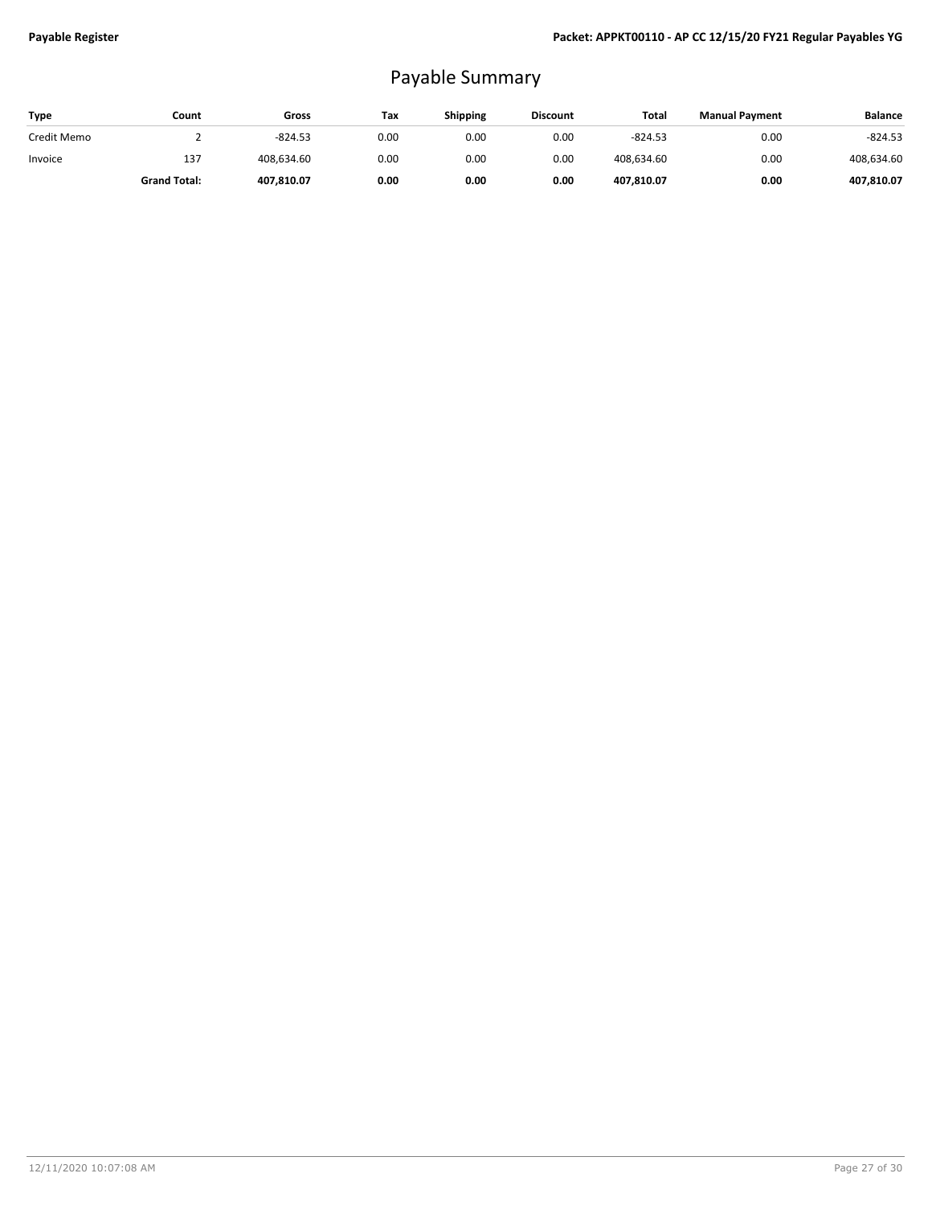# Payable Summary

| Type | Count | Gross | Tax | Shipping | Discount | Total | Manual Payment | Balance |
|---|---|---|---|---|---|---|---|---|
| Credit Memo | 2 | -824.53 | 0.00 | 0.00 | 0.00 | -824.53 | 0.00 | -824.53 |
| Invoice | 137 | 408,634.60 | 0.00 | 0.00 | 0.00 | 408,634.60 | 0.00 | 408,634.60 |
| | **Grand Total:** | **407,810.07** | **0.00** | **0.00** | **0.00** | **407,810.07** | **0.00** | **407,810.07** |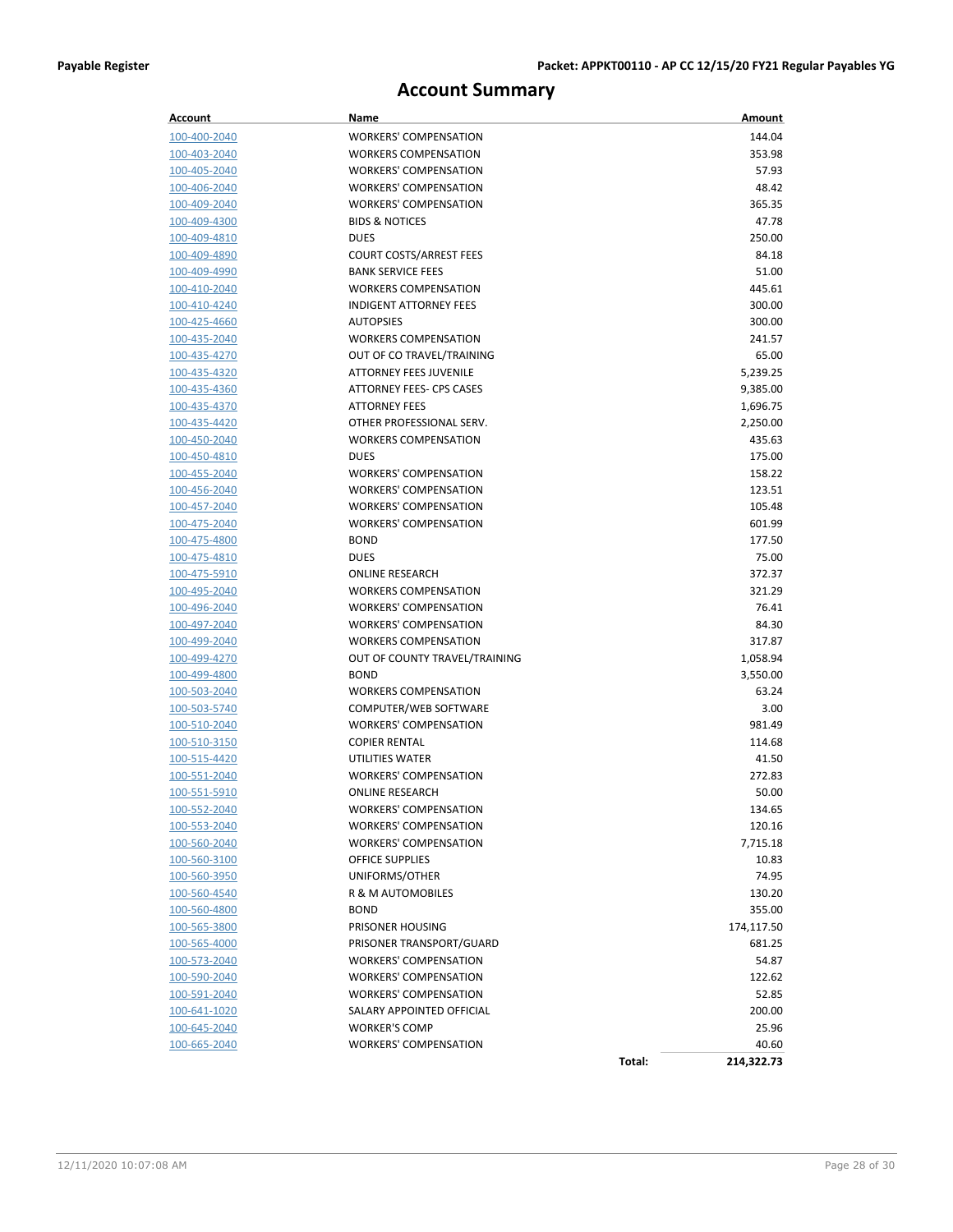# Account Summary

| Account | Name | Amount |
|---|---|---|
| 100-400-2040 | WORKERS' COMPENSATION | 144.04 |
| 100-403-2040 | WORKERS COMPENSATION | 353.98 |
| 100-405-2040 | WORKERS' COMPENSATION | 57.93 |
| 100-406-2040 | WORKERS' COMPENSATION | 48.42 |
| 100-409-2040 | WORKERS' COMPENSATION | 365.35 |
| 100-409-4300 | BIDS & NOTICES | 47.78 |
| 100-409-4810 | DUES | 250.00 |
| 100-409-4890 | COURT COSTS/ARREST FEES | 84.18 |
| 100-409-4990 | BANK SERVICE FEES | 51.00 |
| 100-410-2040 | WORKERS COMPENSATION | 445.61 |
| 100-410-4240 | INDIGENT ATTORNEY FEES | 300.00 |
| 100-425-4660 | AUTOPSIES | 300.00 |
| 100-435-2040 | WORKERS COMPENSATION | 241.57 |
| 100-435-4270 | OUT OF CO TRAVEL/TRAINING | 65.00 |
| 100-435-4320 | ATTORNEY FEES JUVENILE | 5,239.25 |
| 100-435-4360 | ATTORNEY FEES- CPS CASES | 9,385.00 |
| 100-435-4370 | ATTORNEY FEES | 1,696.75 |
| 100-435-4420 | OTHER PROFESSIONAL SERV. | 2,250.00 |
| 100-450-2040 | WORKERS COMPENSATION | 435.63 |
| 100-450-4810 | DUES | 175.00 |
| 100-455-2040 | WORKERS' COMPENSATION | 158.22 |
| 100-456-2040 | WORKERS' COMPENSATION | 123.51 |
| 100-457-2040 | WORKERS' COMPENSATION | 105.48 |
| 100-475-2040 | WORKERS' COMPENSATION | 601.99 |
| 100-475-4800 | BOND | 177.50 |
| 100-475-4810 | DUES | 75.00 |
| 100-475-5910 | ONLINE RESEARCH | 372.37 |
| 100-495-2040 | WORKERS COMPENSATION | 321.29 |
| 100-496-2040 | WORKERS' COMPENSATION | 76.41 |
| 100-497-2040 | WORKERS' COMPENSATION | 84.30 |
| 100-499-2040 | WORKERS COMPENSATION | 317.87 |
| 100-499-4270 | OUT OF COUNTY TRAVEL/TRAINING | 1,058.94 |
| 100-499-4800 | BOND | 3,550.00 |
| 100-503-2040 | WORKERS COMPENSATION | 63.24 |
| 100-503-5740 | COMPUTER/WEB SOFTWARE | 3.00 |
| 100-510-2040 | WORKERS' COMPENSATION | 981.49 |
| 100-510-3150 | COPIER RENTAL | 114.68 |
| 100-515-4420 | UTILITIES WATER | 41.50 |
| 100-551-2040 | WORKERS' COMPENSATION | 272.83 |
| 100-551-5910 | ONLINE RESEARCH | 50.00 |
| 100-552-2040 | WORKERS' COMPENSATION | 134.65 |
| 100-553-2040 | WORKERS' COMPENSATION | 120.16 |
| 100-560-2040 | WORKERS' COMPENSATION | 7,715.18 |
| 100-560-3100 | OFFICE SUPPLIES | 10.83 |
| 100-560-3950 | UNIFORMS/OTHER | 74.95 |
| 100-560-4540 | R & M AUTOMOBILES | 130.20 |
| 100-560-4800 | BOND | 355.00 |
| 100-565-3800 | PRISONER HOUSING | 174,117.50 |
| 100-565-4000 | PRISONER TRANSPORT/GUARD | 681.25 |
| 100-573-2040 | WORKERS' COMPENSATION | 54.87 |
| 100-590-2040 | WORKERS' COMPENSATION | 122.62 |
| 100-591-2040 | WORKERS' COMPENSATION | 52.85 |
| 100-641-1020 | SALARY APPOINTED OFFICIAL | 200.00 |
| 100-645-2040 | WORKER'S COMP | 25.96 |
| 100-665-2040 | WORKERS' COMPENSATION | 40.60 |
| | **Total:** | **214,322.73** |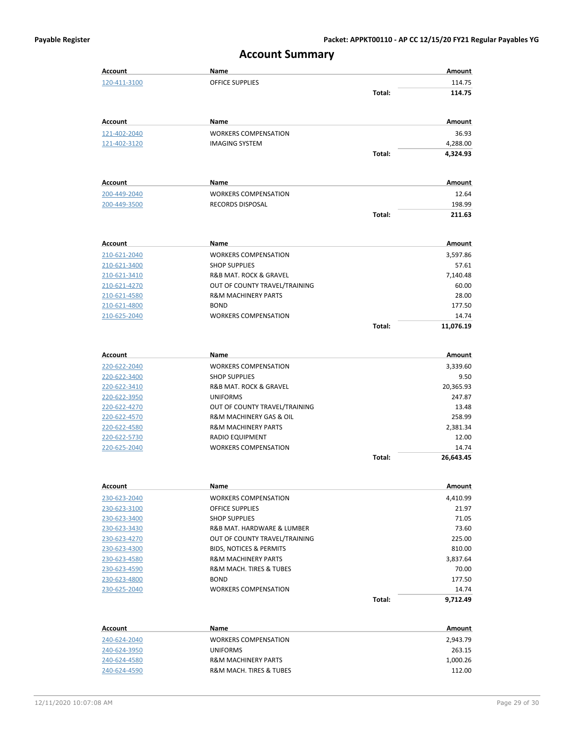# Account Summary

| Account | Name | | Amount |
|---|---|---|---|
| 120-411-3100 | OFFICE SUPPLIES | | 114.75 |
| | | **Total:** | **114.75** |

| Account | Name | | Amount |
|---|---|---|---|
| 121-402-2040 | WORKERS COMPENSATION | | 36.93 |
| 121-402-3120 | IMAGING SYSTEM | | 4,288.00 |
| | | **Total:** | **4,324.93** |

| Account | Name | | Amount |
|---|---|---|---|
| 200-449-2040 | WORKERS COMPENSATION | | 12.64 |
| 200-449-3500 | RECORDS DISPOSAL | | 198.99 |
| | | **Total:** | **211.63** |

| Account | Name | | Amount |
|---|---|---|---|
| 210-621-2040 | WORKERS COMPENSATION | | 3,597.86 |
| 210-621-3400 | SHOP SUPPLIES | | 57.61 |
| 210-621-3410 | R&B MAT. ROCK & GRAVEL | | 7,140.48 |
| 210-621-4270 | OUT OF COUNTY TRAVEL/TRAINING | | 60.00 |
| 210-621-4580 | R&M MACHINERY PARTS | | 28.00 |
| 210-621-4800 | BOND | | 177.50 |
| 210-625-2040 | WORKERS COMPENSATION | | 14.74 |
| | | **Total:** | **11,076.19** |

| Account | Name | | Amount |
|---|---|---|---|
| 220-622-2040 | WORKERS COMPENSATION | | 3,339.60 |
| 220-622-3400 | SHOP SUPPLIES | | 9.50 |
| 220-622-3410 | R&B MAT. ROCK & GRAVEL | | 20,365.93 |
| 220-622-3950 | UNIFORMS | | 247.87 |
| 220-622-4270 | OUT OF COUNTY TRAVEL/TRAINING | | 13.48 |
| 220-622-4570 | R&M MACHINERY GAS & OIL | | 258.99 |
| 220-622-4580 | R&M MACHINERY PARTS | | 2,381.34 |
| 220-622-5730 | RADIO EQUIPMENT | | 12.00 |
| 220-625-2040 | WORKERS COMPENSATION | | 14.74 |
| | | **Total:** | **26,643.45** |

| Account | Name | | Amount |
|---|---|---|---|
| 230-623-2040 | WORKERS COMPENSATION | | 4,410.99 |
| 230-623-3100 | OFFICE SUPPLIES | | 21.97 |
| 230-623-3400 | SHOP SUPPLIES | | 71.05 |
| 230-623-3430 | R&B MAT. HARDWARE & LUMBER | | 73.60 |
| 230-623-4270 | OUT OF COUNTY TRAVEL/TRAINING | | 225.00 |
| 230-623-4300 | BIDS, NOTICES & PERMITS | | 810.00 |
| 230-623-4580 | R&M MACHINERY PARTS | | 3,837.64 |
| 230-623-4590 | R&M MACH. TIRES & TUBES | | 70.00 |
| 230-623-4800 | BOND | | 177.50 |
| 230-625-2040 | WORKERS COMPENSATION | | 14.74 |
| | | **Total:** | **9,712.49** |

| Account | Name | | Amount |
|---|---|---|---|
| 240-624-2040 | WORKERS COMPENSATION | | 2,943.79 |
| 240-624-3950 | UNIFORMS | | 263.15 |
| 240-624-4580 | R&M MACHINERY PARTS | | 1,000.26 |
| 240-624-4590 | R&M MACH. TIRES & TUBES | | 112.00 |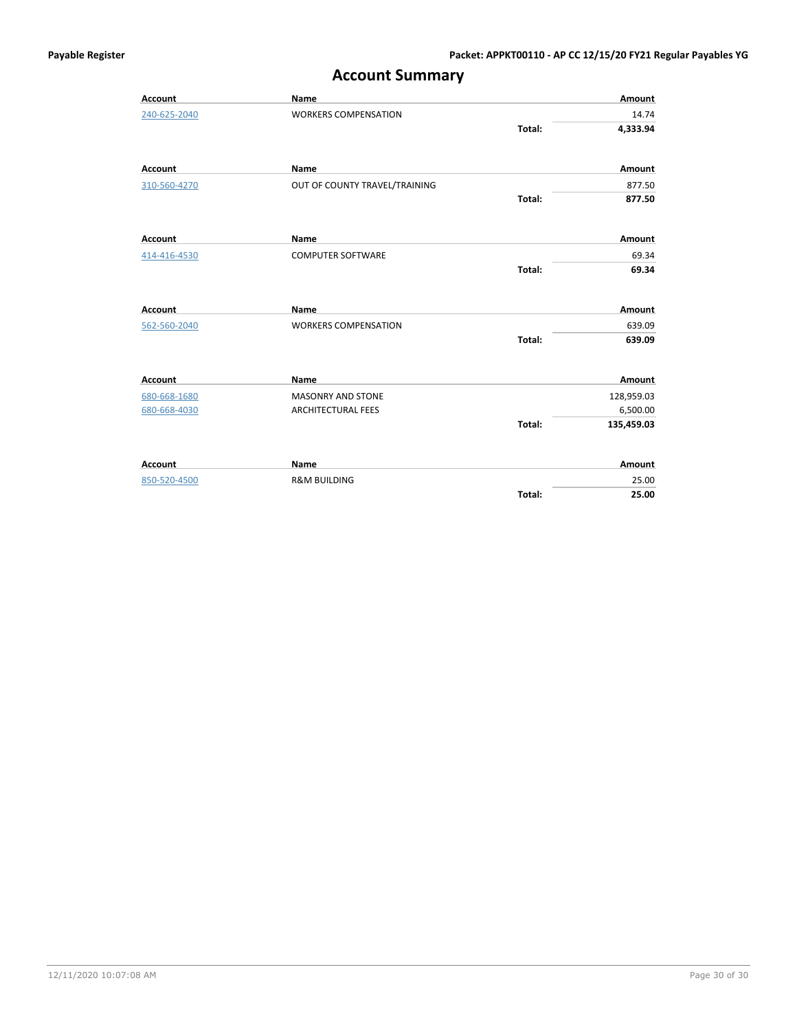## Account Summary

| Account | Name | | Amount |
| --- | --- | --- | --- |
| 240-625-2040 | WORKERS COMPENSATION | | 14.74 |
| | | Total: | 4,333.94 |

| Account | Name | | Amount |
| --- | --- | --- | --- |
| 310-560-4270 | OUT OF COUNTY TRAVEL/TRAINING | | 877.50 |
| | | Total: | 877.50 |

| Account | Name | | Amount |
| --- | --- | --- | --- |
| 414-416-4530 | COMPUTER SOFTWARE | | 69.34 |
| | | Total: | 69.34 |

| Account | Name | | Amount |
| --- | --- | --- | --- |
| 562-560-2040 | WORKERS COMPENSATION | | 639.09 |
| | | Total: | 639.09 |

| Account | Name | | Amount |
| --- | --- | --- | --- |
| 680-668-1680 | MASONRY AND STONE | | 128,959.03 |
| 680-668-4030 | ARCHITECTURAL FEES | | 6,500.00 |
| | | Total: | 135,459.03 |

| Account | Name | | Amount |
| --- | --- | --- | --- |
| 850-520-4500 | R&M BUILDING | | 25.00 |
| | | Total: | 25.00 |